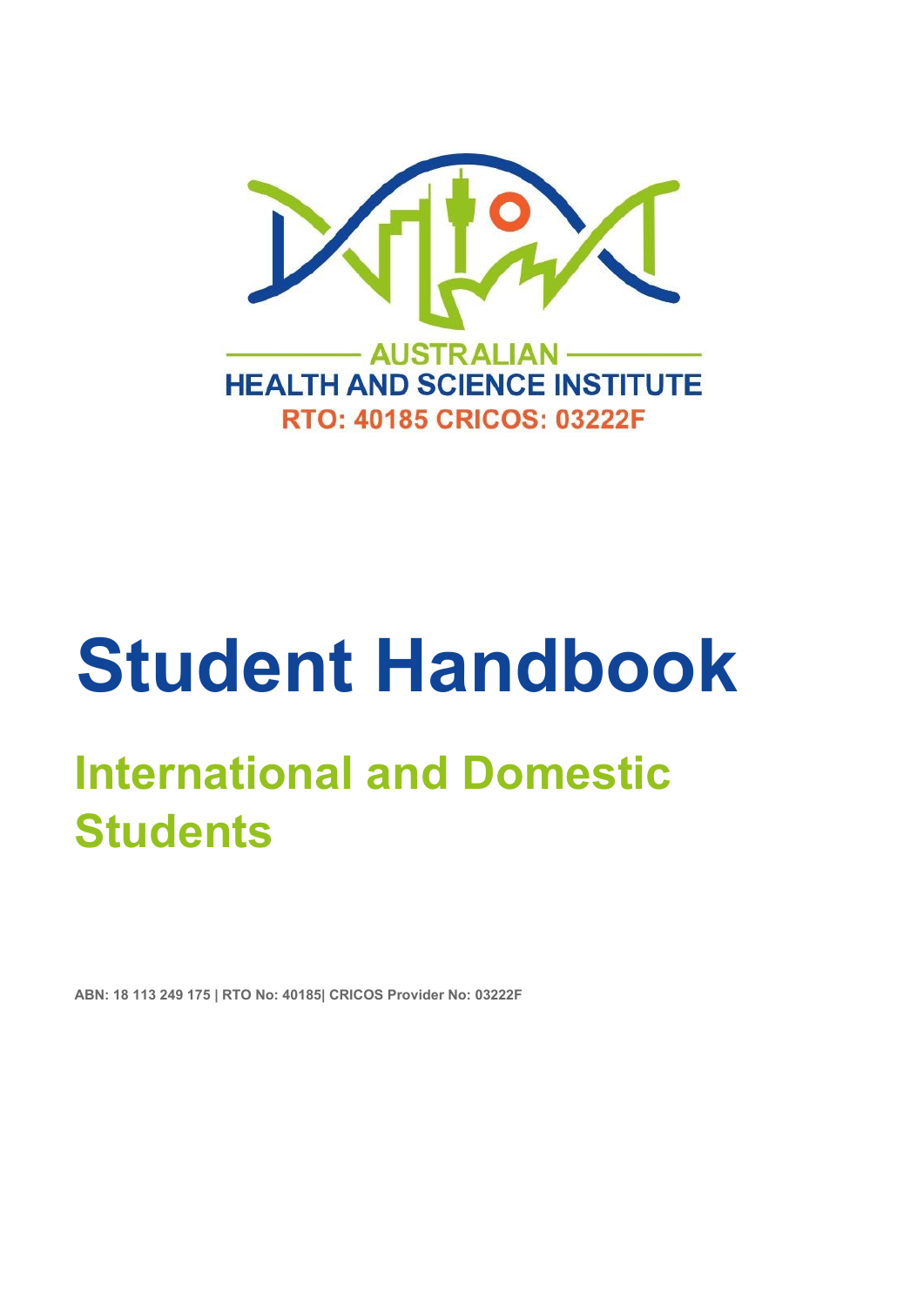AUSTRALIAN

HEALTH AND SCIENCE INSTITUTE

RTO: 40185 CRICOS: 03222F

# Student Handbook

## International and Domestic Students

**ABN: 18 113 249 175 | RTO No: 40185| CRICOS Provider No: 03222F**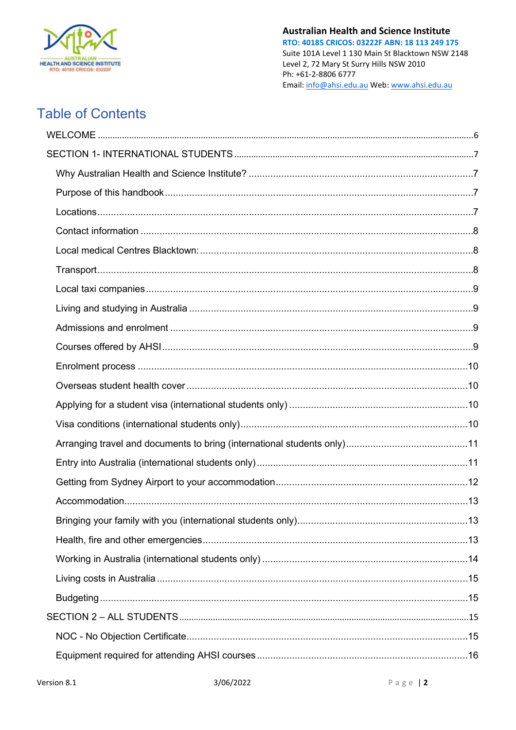# Table of Contents

- WELCOME ... 6
- SECTION 1- INTERNATIONAL STUDENTS ... 7
  - Why Australian Health and Science Institute? ... 7
  - Purpose of this handbook ... 7
  - Locations ... 7
  - Contact information ... 8
  - Local medical Centres Blacktown: ... 8
  - Transport ... 8
  - Local taxi companies ... 9
  - Living and studying in Australia ... 9
  - Admissions and enrolment ... 9
  - Courses offered by AHSI ... 9
  - Enrolment process ... 10
  - Overseas student health cover ... 10
  - Applying for a student visa (international students only) ... 10
  - Visa conditions (international students only) ... 10
  - Arranging travel and documents to bring (international students only) ... 11
  - Entry into Australia (international students only) ... 11
  - Getting from Sydney Airport to your accommodation ... 12
  - Accommodation ... 13
  - Bringing your family with you (international students only) ... 13
  - Health, fire and other emergencies ... 13
  - Working in Australia (international students only) ... 14
  - Living costs in Australia ... 15
  - Budgeting ... 15
- SECTION 2 – ALL STUDENTS ... 15
  - NOC - No Objection Certificate ... 15
  - Equipment required for attending AHSI courses ... 16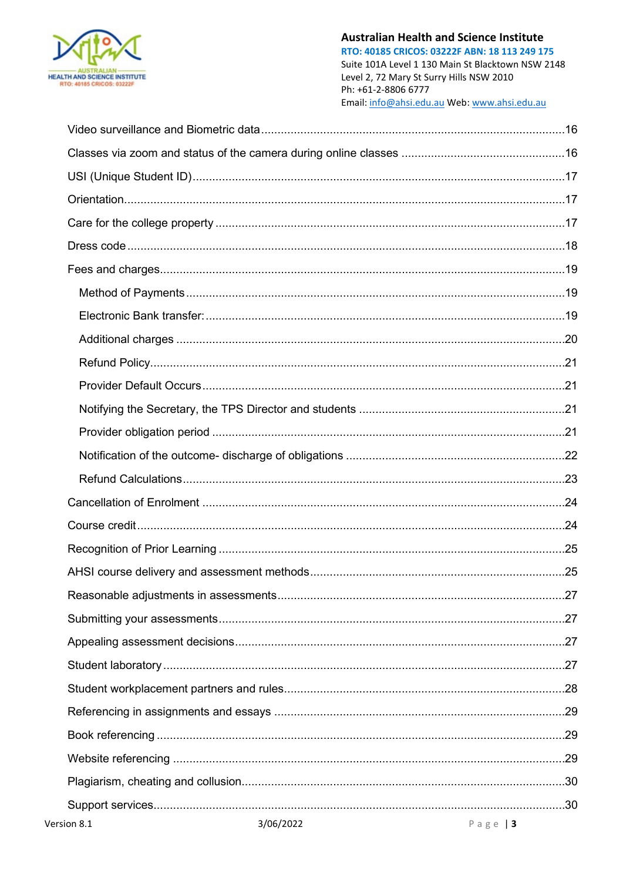Video surveillance and Biometric data .......................................................................................16

Classes via zoom and status of the camera during online classes ..................................................16

USI (Unique Student ID) .......................................................................................................17

Orientation .........................................................................................................................17

Care for the college property ...............................................................................................17

Dress code ..........................................................................................................................18

Fees and charges .................................................................................................................19

- Method of Payments .........................................................................................................19
- Electronic Bank transfer: ....................................................................................................19
- Additional charges ...........................................................................................................20
- Refund Policy ....................................................................................................................21
- Provider Default Occurs .....................................................................................................21
- Notifying the Secretary, the TPS Director and students .......................................................21
- Provider obligation period ..................................................................................................21
- Notification of the outcome- discharge of obligations ..........................................................22
- Refund Calculations ..........................................................................................................23

Cancellation of Enrolment ....................................................................................................24

Course credit .......................................................................................................................24

Recognition of Prior Learning ...............................................................................................25

AHSI course delivery and assessment methods .....................................................................25

Reasonable adjustments in assessments ...............................................................................27

Submitting your assessments ...............................................................................................27

Appealing assessment decisions ...........................................................................................27

Student laboratory ...............................................................................................................27

Student workplacement partners and rules ............................................................................28

Referencing in assignments and essays ................................................................................29

Book referencing .................................................................................................................29

Website referencing ............................................................................................................29

Plagiarism, cheating and collusion .........................................................................................30

Support services ..................................................................................................................30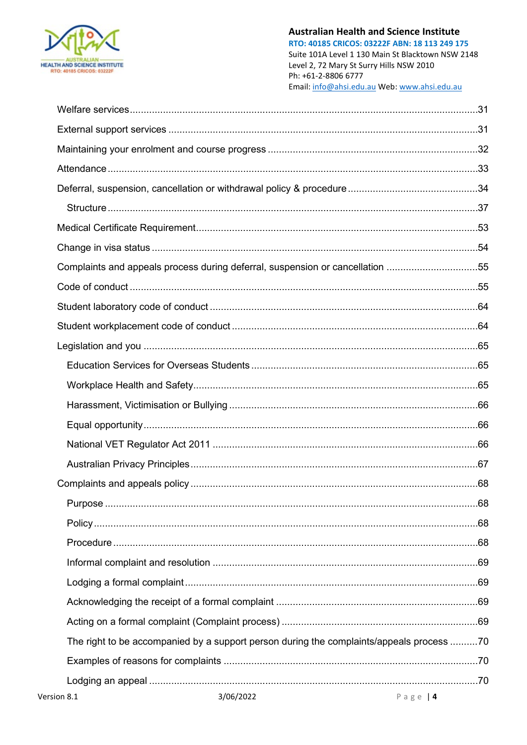- Welfare services ..... 31
- External support services ..... 31
- Maintaining your enrolment and course progress ..... 32
- Attendance ..... 33
- Deferral, suspension, cancellation or withdrawal policy & procedure ..... 34
  - Structure ..... 37
- Medical Certificate Requirement ..... 53
- Change in visa status ..... 54
- Complaints and appeals process during deferral, suspension or cancellation ..... 55
- Code of conduct ..... 55
- Student laboratory code of conduct ..... 64
- Student workplacement code of conduct ..... 64
- Legislation and you ..... 65
  - Education Services for Overseas Students ..... 65
  - Workplace Health and Safety ..... 65
  - Harassment, Victimisation or Bullying ..... 66
  - Equal opportunity ..... 66
  - National VET Regulator Act 2011 ..... 66
  - Australian Privacy Principles ..... 67
- Complaints and appeals policy ..... 68
  - Purpose ..... 68
  - Policy ..... 68
  - Procedure ..... 68
  - Informal complaint and resolution ..... 69
  - Lodging a formal complaint ..... 69
  - Acknowledging the receipt of a formal complaint ..... 69
  - Acting on a formal complaint (Complaint process) ..... 69
  - The right to be accompanied by a support person during the complaints/appeals process ..... 70
  - Examples of reasons for complaints ..... 70
  - Lodging an appeal ..... 70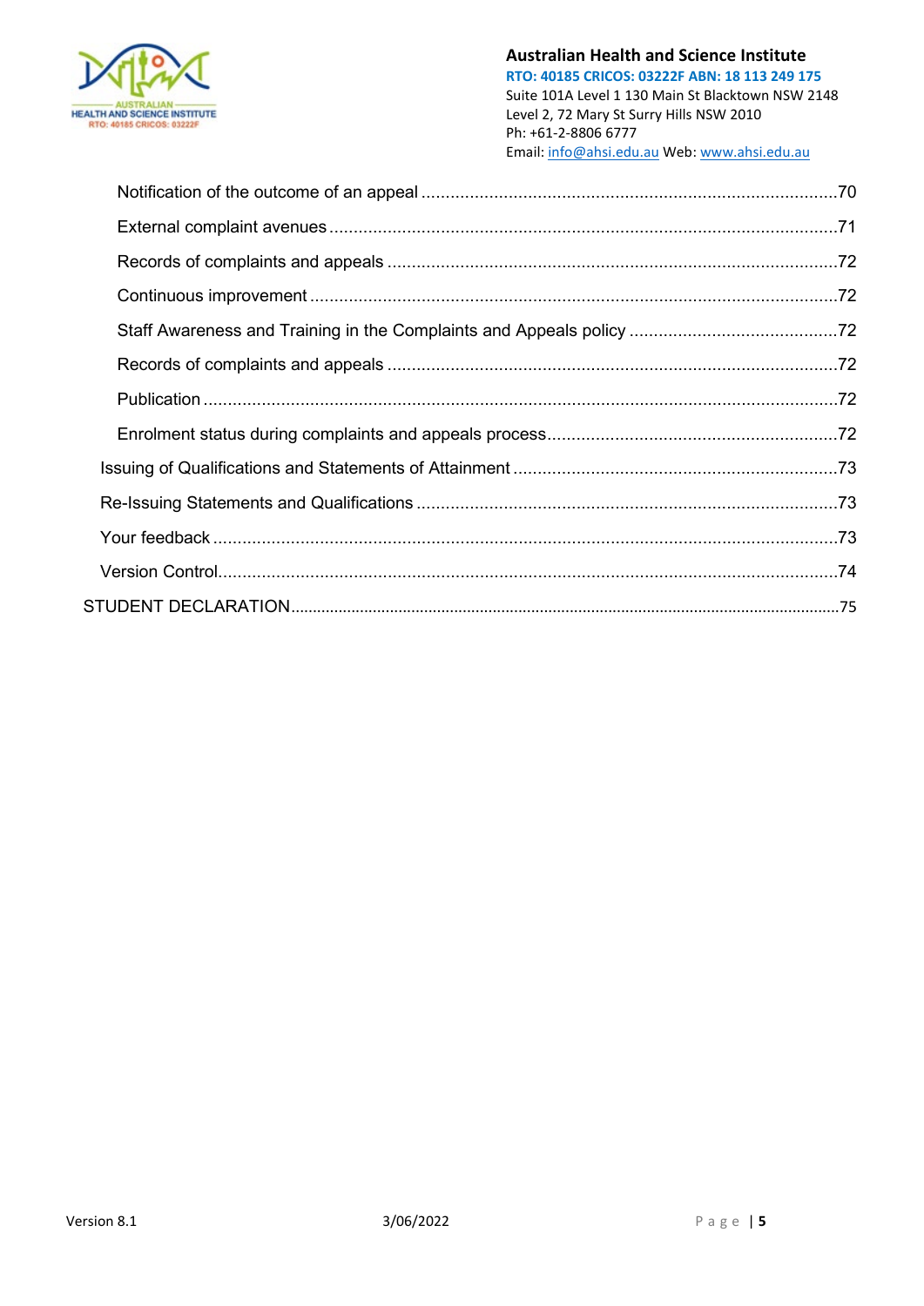Notification of the outcome of an appeal ....................................................................................70

External complaint avenues ........................................................................................................71

Records of complaints and appeals ............................................................................................72

Continuous improvement ............................................................................................................72

Staff Awareness and Training in the Complaints and Appeals policy ..........................................72

Records of complaints and appeals ............................................................................................72

Publication ...................................................................................................................................72

Enrolment status during complaints and appeals process...........................................................72

Issuing of Qualifications and Statements of Attainment ..................................................................73

Re-Issuing Statements and Qualifications ......................................................................................73

Your feedback ................................................................................................................................73

Version Control...............................................................................................................................74

STUDENT DECLARATION..............................................................................................................75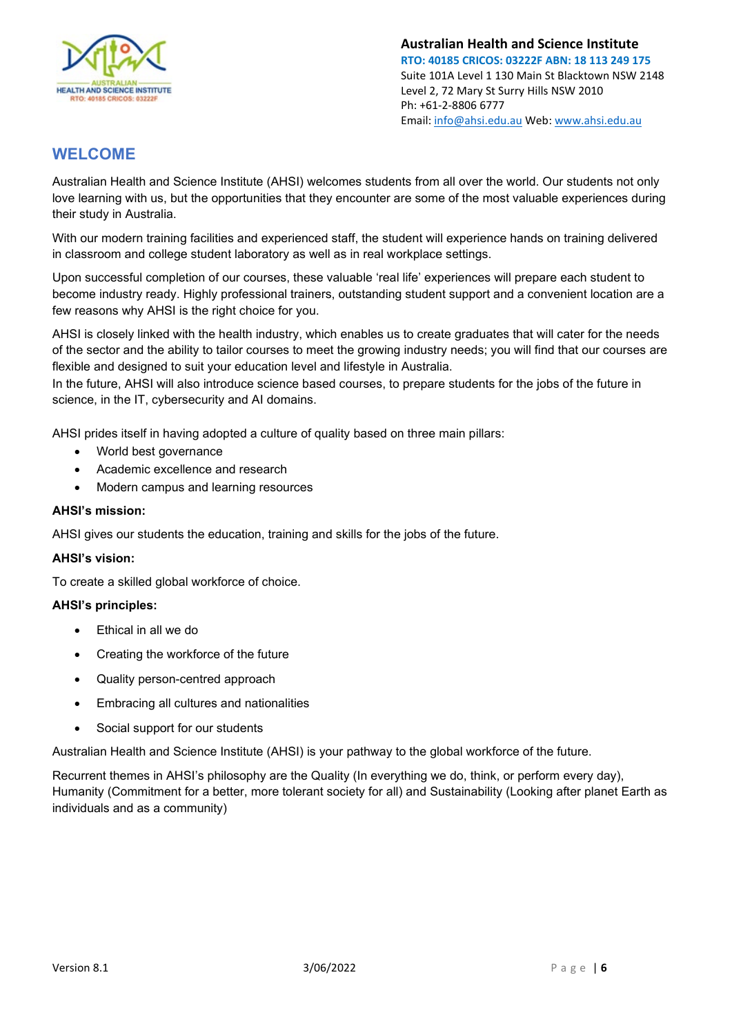# WELCOME

Australian Health and Science Institute (AHSI) welcomes students from all over the world. Our students not only love learning with us, but the opportunities that they encounter are some of the most valuable experiences during their study in Australia.

With our modern training facilities and experienced staff, the student will experience hands on training delivered in classroom and college student laboratory as well as in real workplace settings.

Upon successful completion of our courses, these valuable 'real life' experiences will prepare each student to become industry ready. Highly professional trainers, outstanding student support and a convenient location are a few reasons why AHSI is the right choice for you.

AHSI is closely linked with the health industry, which enables us to create graduates that will cater for the needs of the sector and the ability to tailor courses to meet the growing industry needs; you will find that our courses are flexible and designed to suit your education level and lifestyle in Australia.
In the future, AHSI will also introduce science based courses, to prepare students for the jobs of the future in science, in the IT, cybersecurity and AI domains.

AHSI prides itself in having adopted a culture of quality based on three main pillars:

- World best governance
- Academic excellence and research
- Modern campus and learning resources

**AHSI's mission:**

AHSI gives our students the education, training and skills for the jobs of the future.

**AHSI's vision:**

To create a skilled global workforce of choice.

**AHSI's principles:**

- Ethical in all we do
- Creating the workforce of the future
- Quality person-centred approach
- Embracing all cultures and nationalities
- Social support for our students

Australian Health and Science Institute (AHSI) is your pathway to the global workforce of the future.

Recurrent themes in AHSI's philosophy are the Quality (In everything we do, think, or perform every day), Humanity (Commitment for a better, more tolerant society for all) and Sustainability (Looking after planet Earth as individuals and as a community)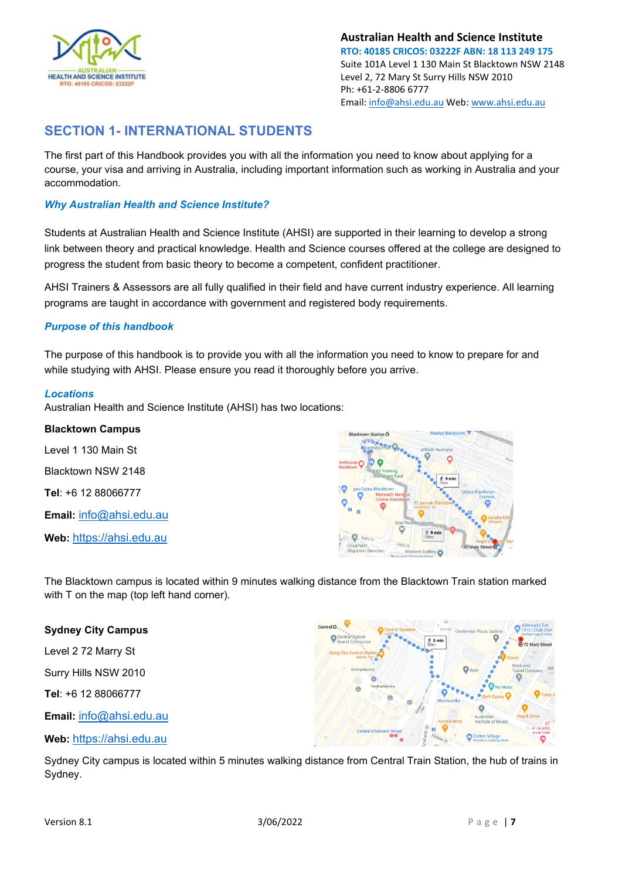## SECTION 1- INTERNATIONAL STUDENTS

The first part of this Handbook provides you with all the information you need to know about applying for a course, your visa and arriving in Australia, including important information such as working in Australia and your accommodation.

### *Why Australian Health and Science Institute?*

Students at Australian Health and Science Institute (AHSI) are supported in their learning to develop a strong link between theory and practical knowledge. Health and Science courses offered at the college are designed to progress the student from basic theory to become a competent, confident practitioner.

AHSI Trainers & Assessors are all fully qualified in their field and have current industry experience. All learning programs are taught in accordance with government and registered body requirements.

### *Purpose of this handbook*

The purpose of this handbook is to provide you with all the information you need to know to prepare for and while studying with AHSI. Please ensure you read it thoroughly before you arrive.

### *Locations*

Australian Health and Science Institute (AHSI) has two locations:

**Blacktown Campus**

Level 1 130 Main St

Blacktown NSW 2148

**Tel**: +6 12 88066777

**Email:** info@ahsi.edu.au

**Web:** https://ahsi.edu.au

The Blacktown campus is located within 9 minutes walking distance from the Blacktown Train station marked with T on the map (top left hand corner).

**Sydney City Campus**

Level 2 72 Marry St

Surry Hills NSW 2010

**Tel**: +6 12 88066777

**Email:** info@ahsi.edu.au

**Web:** https://ahsi.edu.au

Sydney City campus is located within 5 minutes walking distance from Central Train Station, the hub of trains in Sydney.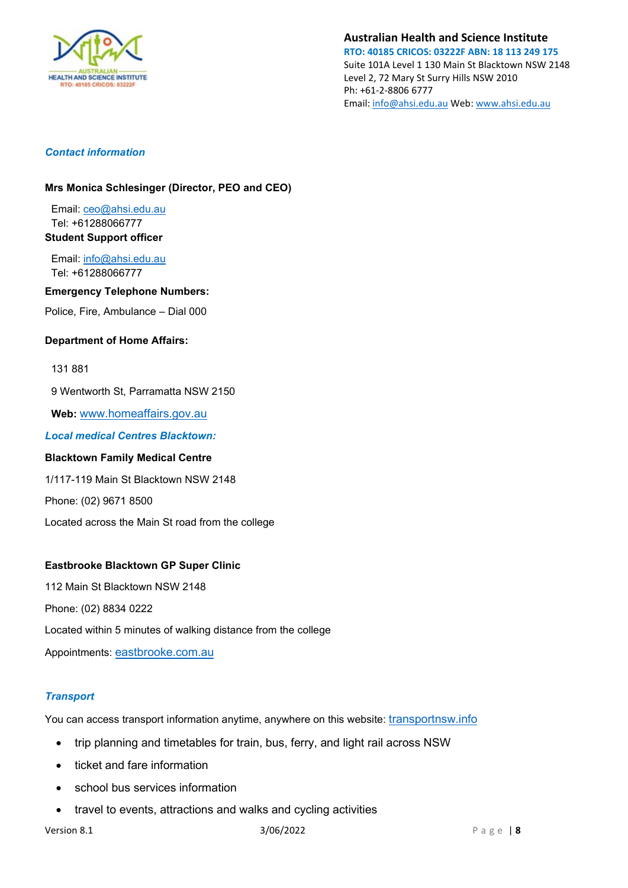## *Contact information*

**Mrs Monica Schlesinger (Director, PEO and CEO)**

Email: ceo@ahsi.edu.au
Tel: +61288066777

**Student Support officer**

Email: info@ahsi.edu.au
Tel: +61288066777

**Emergency Telephone Numbers:**

Police, Fire, Ambulance – Dial 000

**Department of Home Affairs:**

131 881

9 Wentworth St, Parramatta NSW 2150

**Web:** www.homeaffairs.gov.au

## *Local medical Centres Blacktown:*

**Blacktown Family Medical Centre**

1/117-119 Main St Blacktown NSW 2148

Phone: (02) 9671 8500

Located across the Main St road from the college

**Eastbrooke Blacktown GP Super Clinic**

112 Main St Blacktown NSW 2148

Phone: (02) 8834 0222

Located within 5 minutes of walking distance from the college

Appointments: eastbrooke.com.au

## *Transport*

You can access transport information anytime, anywhere on this website: transportnsw.info

- trip planning and timetables for train, bus, ferry, and light rail across NSW
- ticket and fare information
- school bus services information
- travel to events, attractions and walks and cycling activities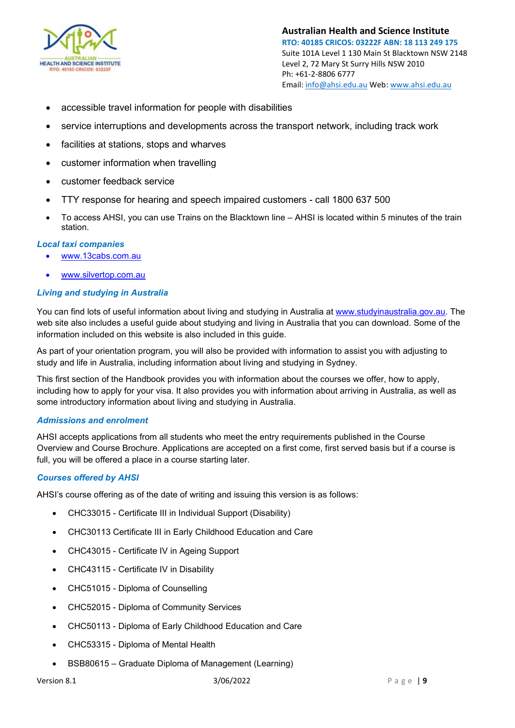- accessible travel information for people with disabilities
- service interruptions and developments across the transport network, including track work
- facilities at stations, stops and wharves
- customer information when travelling
- customer feedback service
- TTY response for hearing and speech impaired customers - call 1800 637 500
- To access AHSI, you can use Trains on the Blacktown line – AHSI is located within 5 minutes of the train station.

### *Local taxi companies*

- www.13cabs.com.au
- www.silvertop.com.au

### *Living and studying in Australia*

You can find lots of useful information about living and studying in Australia at www.studyinaustralia.gov.au. The web site also includes a useful guide about studying and living in Australia that you can download. Some of the information included on this website is also included in this guide.

As part of your orientation program, you will also be provided with information to assist you with adjusting to study and life in Australia, including information about living and studying in Sydney.

This first section of the Handbook provides you with information about the courses we offer, how to apply, including how to apply for your visa. It also provides you with information about arriving in Australia, as well as some introductory information about living and studying in Australia.

### *Admissions and enrolment*

AHSI accepts applications from all students who meet the entry requirements published in the Course Overview and Course Brochure. Applications are accepted on a first come, first served basis but if a course is full, you will be offered a place in a course starting later.

### *Courses offered by AHSI*

AHSI's course offering as of the date of writing and issuing this version is as follows:

- CHC33015 - Certificate III in Individual Support (Disability)
- CHC30113 Certificate III in Early Childhood Education and Care
- CHC43015 - Certificate IV in Ageing Support
- CHC43115 - Certificate IV in Disability
- CHC51015 - Diploma of Counselling
- CHC52015 - Diploma of Community Services
- CHC50113 - Diploma of Early Childhood Education and Care
- CHC53315 - Diploma of Mental Health
- BSB80615 – Graduate Diploma of Management (Learning)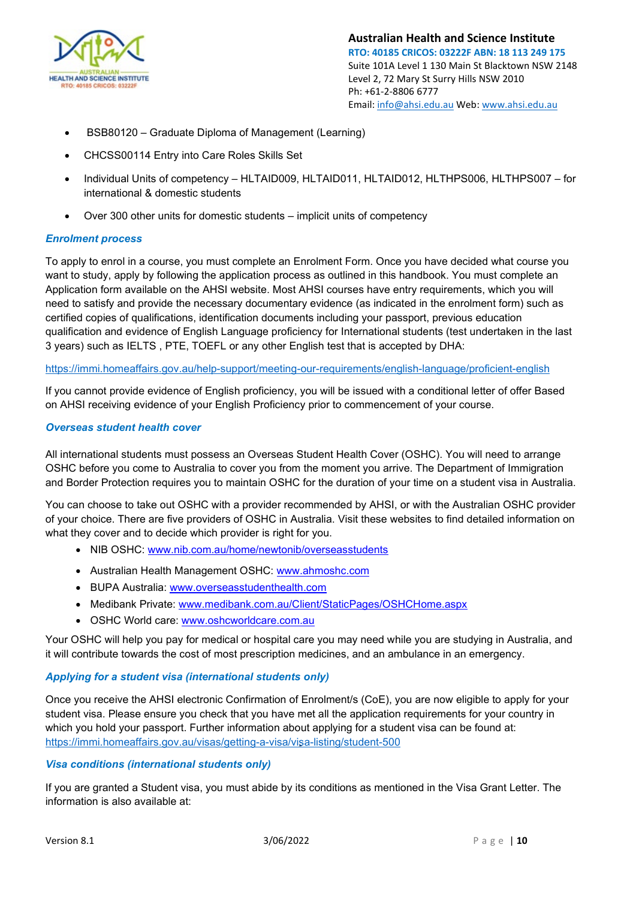- BSB80120 – Graduate Diploma of Management (Learning)
- CHCSS00114 Entry into Care Roles Skills Set
- Individual Units of competency – HLTAID009, HLTAID011, HLTAID012, HLTHPS006, HLTHPS007 – for international & domestic students
- Over 300 other units for domestic students – implicit units of competency

### *Enrolment process*

To apply to enrol in a course, you must complete an Enrolment Form. Once you have decided what course you want to study, apply by following the application process as outlined in this handbook. You must complete an Application form available on the AHSI website. Most AHSI courses have entry requirements, which you will need to satisfy and provide the necessary documentary evidence (as indicated in the enrolment form) such as certified copies of qualifications, identification documents including your passport, previous education qualification and evidence of English Language proficiency for International students (test undertaken in the last 3 years) such as IELTS , PTE, TOEFL or any other English test that is accepted by DHA:

https://immi.homeaffairs.gov.au/help-support/meeting-our-requirements/english-language/proficient-english

If you cannot provide evidence of English proficiency, you will be issued with a conditional letter of offer Based on AHSI receiving evidence of your English Proficiency prior to commencement of your course.

### *Overseas student health cover*

All international students must possess an Overseas Student Health Cover (OSHC). You will need to arrange OSHC before you come to Australia to cover you from the moment you arrive. The Department of Immigration and Border Protection requires you to maintain OSHC for the duration of your time on a student visa in Australia.

You can choose to take out OSHC with a provider recommended by AHSI, or with the Australian OSHC provider of your choice. There are five providers of OSHC in Australia. Visit these websites to find detailed information on what they cover and to decide which provider is right for you.

- NIB OSHC: www.nib.com.au/home/newtonib/overseasstudents
- Australian Health Management OSHC: www.ahmoshc.com
- BUPA Australia: www.overseasstudenthealth.com
- Medibank Private: www.medibank.com.au/Client/StaticPages/OSHCHome.aspx
- OSHC World care: www.oshcworldcare.com.au

Your OSHC will help you pay for medical or hospital care you may need while you are studying in Australia, and it will contribute towards the cost of most prescription medicines, and an ambulance in an emergency.

### *Applying for a student visa (international students only)*

Once you receive the AHSI electronic Confirmation of Enrolment/s (CoE), you are now eligible to apply for your student visa. Please ensure you check that you have met all the application requirements for your country in which you hold your passport. Further information about applying for a student visa can be found at: https://immi.homeaffairs.gov.au/visas/getting-a-visa/visa-listing/student-500

### *Visa conditions (international students only)*

If you are granted a Student visa, you must abide by its conditions as mentioned in the Visa Grant Letter. The information is also available at: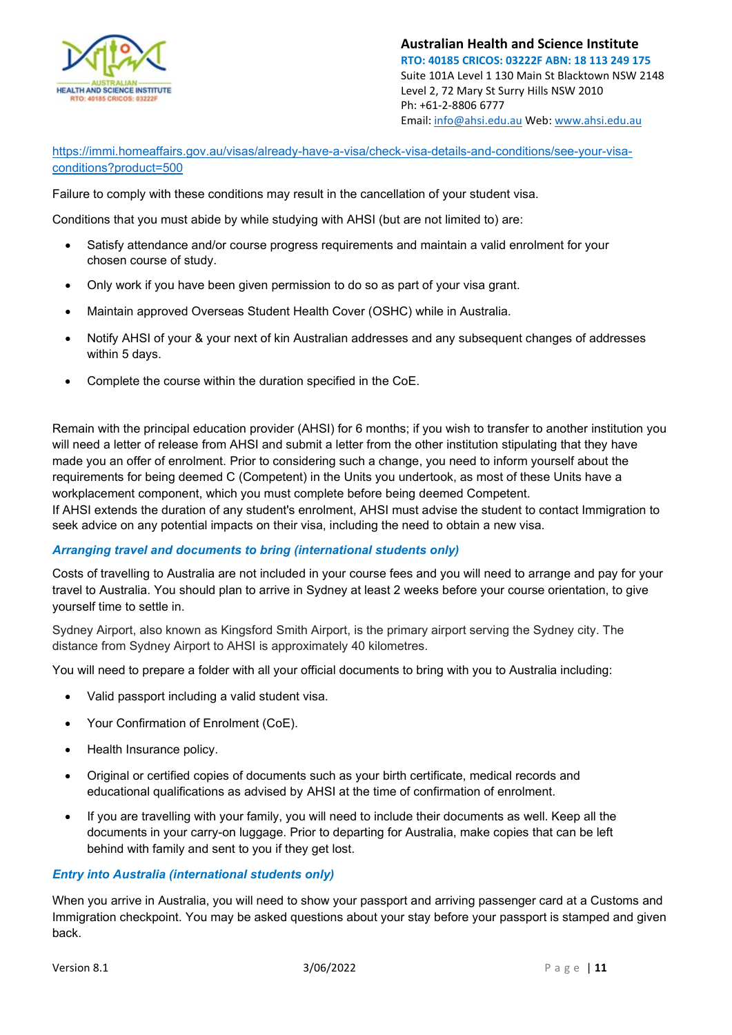https://immi.homeaffairs.gov.au/visas/already-have-a-visa/check-visa-details-and-conditions/see-your-visa-conditions?product=500

Failure to comply with these conditions may result in the cancellation of your student visa.

Conditions that you must abide by while studying with AHSI (but are not limited to) are:

- Satisfy attendance and/or course progress requirements and maintain a valid enrolment for your chosen course of study.
- Only work if you have been given permission to do so as part of your visa grant.
- Maintain approved Overseas Student Health Cover (OSHC) while in Australia.
- Notify AHSI of your & your next of kin Australian addresses and any subsequent changes of addresses within 5 days.
- Complete the course within the duration specified in the CoE.

Remain with the principal education provider (AHSI) for 6 months; if you wish to transfer to another institution you will need a letter of release from AHSI and submit a letter from the other institution stipulating that they have made you an offer of enrolment. Prior to considering such a change, you need to inform yourself about the requirements for being deemed C (Competent) in the Units you undertook, as most of these Units have a workplacement component, which you must complete before being deemed Competent.
If AHSI extends the duration of any student's enrolment, AHSI must advise the student to contact Immigration to seek advice on any potential impacts on their visa, including the need to obtain a new visa.

### *Arranging travel and documents to bring (international students only)*

Costs of travelling to Australia are not included in your course fees and you will need to arrange and pay for your travel to Australia. You should plan to arrive in Sydney at least 2 weeks before your course orientation, to give yourself time to settle in.

Sydney Airport, also known as Kingsford Smith Airport, is the primary airport serving the Sydney city. The distance from Sydney Airport to AHSI is approximately 40 kilometres.

You will need to prepare a folder with all your official documents to bring with you to Australia including:

- Valid passport including a valid student visa.
- Your Confirmation of Enrolment (CoE).
- Health Insurance policy.
- Original or certified copies of documents such as your birth certificate, medical records and educational qualifications as advised by AHSI at the time of confirmation of enrolment.
- If you are travelling with your family, you will need to include their documents as well. Keep all the documents in your carry-on luggage. Prior to departing for Australia, make copies that can be left behind with family and sent to you if they get lost.

### *Entry into Australia (international students only)*

When you arrive in Australia, you will need to show your passport and arriving passenger card at a Customs and Immigration checkpoint. You may be asked questions about your stay before your passport is stamped and given back.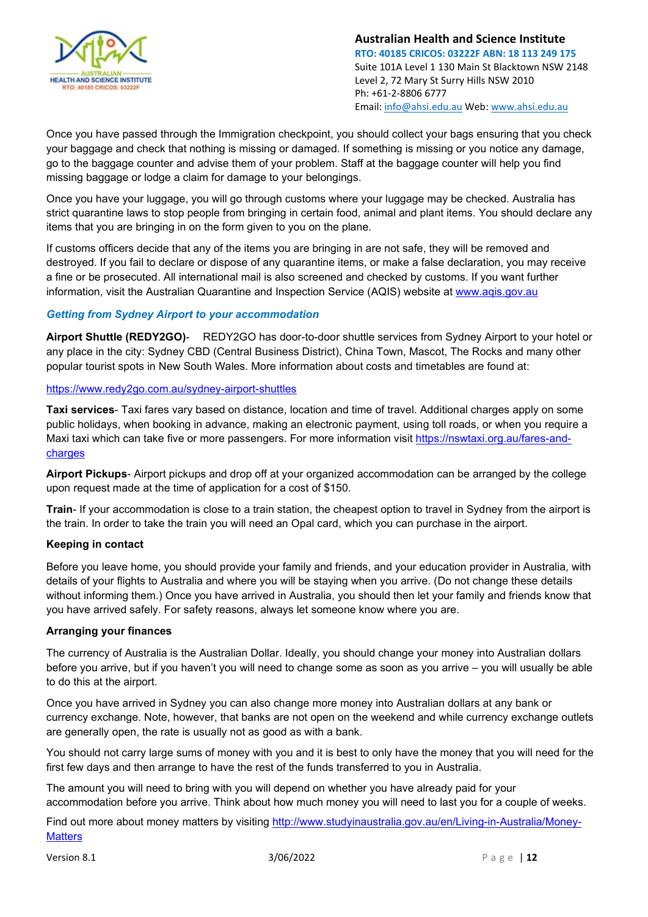Once you have passed through the Immigration checkpoint, you should collect your bags ensuring that you check your baggage and check that nothing is missing or damaged. If something is missing or you notice any damage, go to the baggage counter and advise them of your problem. Staff at the baggage counter will help you find missing baggage or lodge a claim for damage to your belongings.

Once you have your luggage, you will go through customs where your luggage may be checked. Australia has strict quarantine laws to stop people from bringing in certain food, animal and plant items. You should declare any items that you are bringing in on the form given to you on the plane.

If customs officers decide that any of the items you are bringing in are not safe, they will be removed and destroyed. If you fail to declare or dispose of any quarantine items, or make a false declaration, you may receive a fine or be prosecuted. All international mail is also screened and checked by customs. If you want further information, visit the Australian Quarantine and Inspection Service (AQIS) website at www.aqis.gov.au

### *Getting from Sydney Airport to your accommodation*

**Airport Shuttle (REDY2GO)**- REDY2GO has door-to-door shuttle services from Sydney Airport to your hotel or any place in the city: Sydney CBD (Central Business District), China Town, Mascot, The Rocks and many other popular tourist spots in New South Wales. More information about costs and timetables are found at:

https://www.redy2go.com.au/sydney-airport-shuttles

**Taxi services**- Taxi fares vary based on distance, location and time of travel. Additional charges apply on some public holidays, when booking in advance, making an electronic payment, using toll roads, or when you require a Maxi taxi which can take five or more passengers. For more information visit https://nswtaxi.org.au/fares-and-charges

**Airport Pickups**- Airport pickups and drop off at your organized accommodation can be arranged by the college upon request made at the time of application for a cost of $150.

**Train**- If your accommodation is close to a train station, the cheapest option to travel in Sydney from the airport is the train. In order to take the train you will need an Opal card, which you can purchase in the airport.

### Keeping in contact

Before you leave home, you should provide your family and friends, and your education provider in Australia, with details of your flights to Australia and where you will be staying when you arrive. (Do not change these details without informing them.) Once you have arrived in Australia, you should then let your family and friends know that you have arrived safely. For safety reasons, always let someone know where you are.

### Arranging your finances

The currency of Australia is the Australian Dollar. Ideally, you should change your money into Australian dollars before you arrive, but if you haven't you will need to change some as soon as you arrive – you will usually be able to do this at the airport.

Once you have arrived in Sydney you can also change more money into Australian dollars at any bank or currency exchange. Note, however, that banks are not open on the weekend and while currency exchange outlets are generally open, the rate is usually not as good as with a bank.

You should not carry large sums of money with you and it is best to only have the money that you will need for the first few days and then arrange to have the rest of the funds transferred to you in Australia.

The amount you will need to bring with you will depend on whether you have already paid for your accommodation before you arrive. Think about how much money you will need to last you for a couple of weeks.

Find out more about money matters by visiting http://www.studyinaustralia.gov.au/en/Living-in-Australia/Money-Matters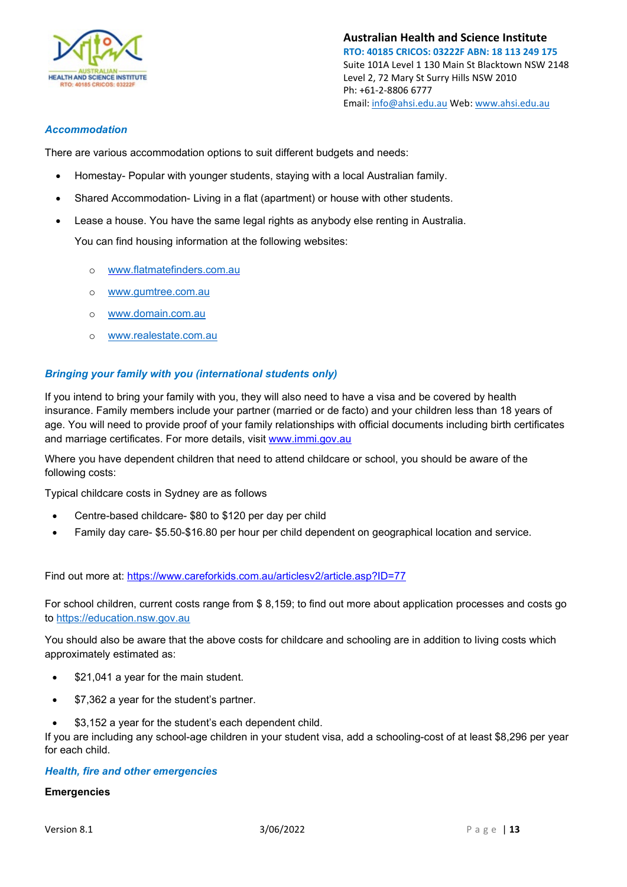### *Accommodation*

There are various accommodation options to suit different budgets and needs:

- Homestay- Popular with younger students, staying with a local Australian family.
- Shared Accommodation- Living in a flat (apartment) or house with other students.
- Lease a house. You have the same legal rights as anybody else renting in Australia.

  You can find housing information at the following websites:

  - www.flatmatefinders.com.au
  - www.gumtree.com.au
  - www.domain.com.au
  - www.realestate.com.au

### *Bringing your family with you (international students only)*

If you intend to bring your family with you, they will also need to have a visa and be covered by health insurance. Family members include your partner (married or de facto) and your children less than 18 years of age. You will need to provide proof of your family relationships with official documents including birth certificates and marriage certificates. For more details, visit www.immi.gov.au

Where you have dependent children that need to attend childcare or school, you should be aware of the following costs:

Typical childcare costs in Sydney are as follows

- Centre-based childcare- $80 to $120 per day per child
- Family day care- $5.50-$16.80 per hour per child dependent on geographical location and service.

Find out more at: https://www.careforkids.com.au/articlesv2/article.asp?ID=77

For school children, current costs range from $ 8,159; to find out more about application processes and costs go to https://education.nsw.gov.au

You should also be aware that the above costs for childcare and schooling are in addition to living costs which approximately estimated as:

- $21,041 a year for the main student.
- $7,362 a year for the student's partner.
- $3,152 a year for the student's each dependent child.

If you are including any school-age children in your student visa, add a schooling-cost of at least $8,296 per year for each child.

### *Health, fire and other emergencies*

**Emergencies**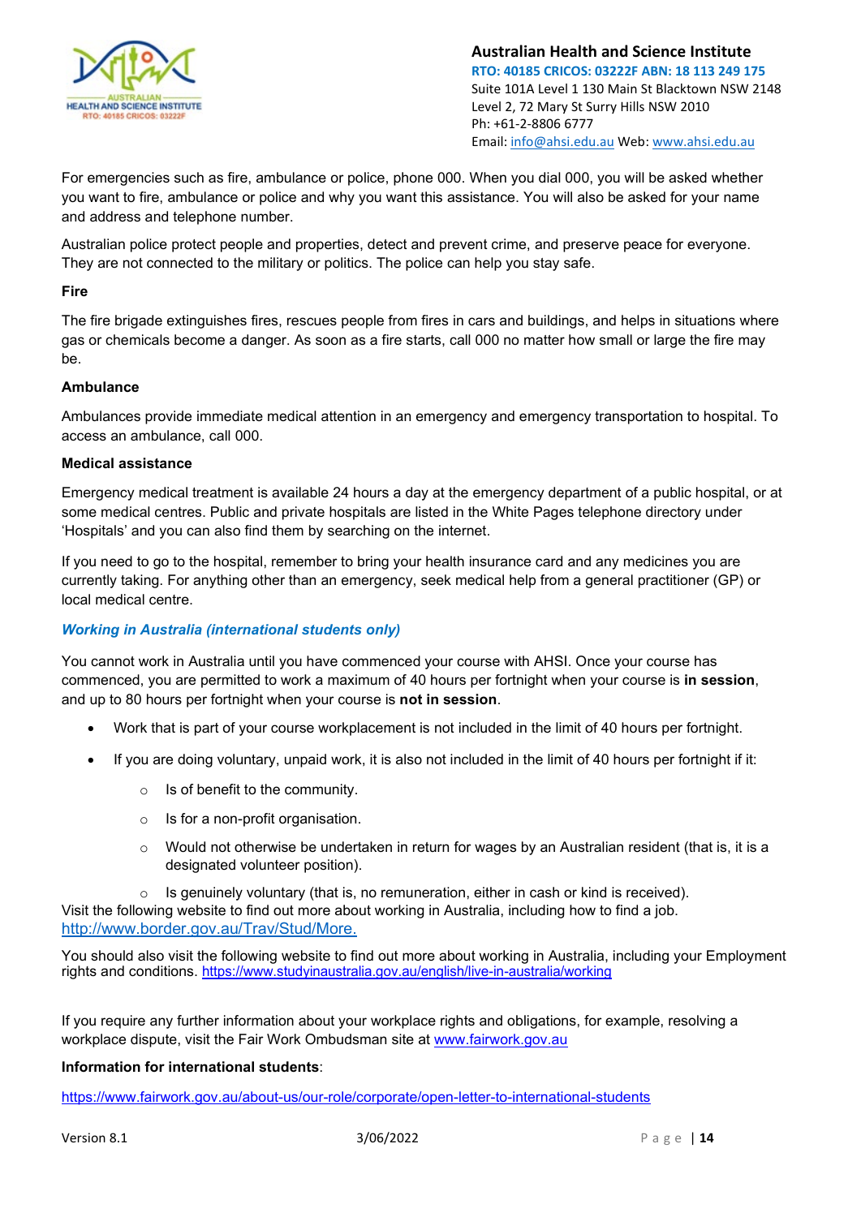For emergencies such as fire, ambulance or police, phone 000. When you dial 000, you will be asked whether you want to fire, ambulance or police and why you want this assistance. You will also be asked for your name and address and telephone number.

Australian police protect people and properties, detect and prevent crime, and preserve peace for everyone. They are not connected to the military or politics. The police can help you stay safe.

**Fire**

The fire brigade extinguishes fires, rescues people from fires in cars and buildings, and helps in situations where gas or chemicals become a danger. As soon as a fire starts, call 000 no matter how small or large the fire may be.

**Ambulance**

Ambulances provide immediate medical attention in an emergency and emergency transportation to hospital. To access an ambulance, call 000.

**Medical assistance**

Emergency medical treatment is available 24 hours a day at the emergency department of a public hospital, or at some medical centres. Public and private hospitals are listed in the White Pages telephone directory under 'Hospitals' and you can also find them by searching on the internet.

If you need to go to the hospital, remember to bring your health insurance card and any medicines you are currently taking. For anything other than an emergency, seek medical help from a general practitioner (GP) or local medical centre.

### *Working in Australia (international students only)*

You cannot work in Australia until you have commenced your course with AHSI. Once your course has commenced, you are permitted to work a maximum of 40 hours per fortnight when your course is **in session**, and up to 80 hours per fortnight when your course is **not in session**.

- Work that is part of your course workplacement is not included in the limit of 40 hours per fortnight.
- If you are doing voluntary, unpaid work, it is also not included in the limit of 40 hours per fortnight if it:
  - Is of benefit to the community.
  - Is for a non-profit organisation.
  - Would not otherwise be undertaken in return for wages by an Australian resident (that is, it is a designated volunteer position).
  - Is genuinely voluntary (that is, no remuneration, either in cash or kind is received).

Visit the following website to find out more about working in Australia, including how to find a job. http://www.border.gov.au/Trav/Stud/More.

You should also visit the following website to find out more about working in Australia, including your Employment rights and conditions. https://www.studyinaustralia.gov.au/english/live-in-australia/working

If you require any further information about your workplace rights and obligations, for example, resolving a workplace dispute, visit the Fair Work Ombudsman site at www.fairwork.gov.au

**Information for international students**:

https://www.fairwork.gov.au/about-us/our-role/corporate/open-letter-to-international-students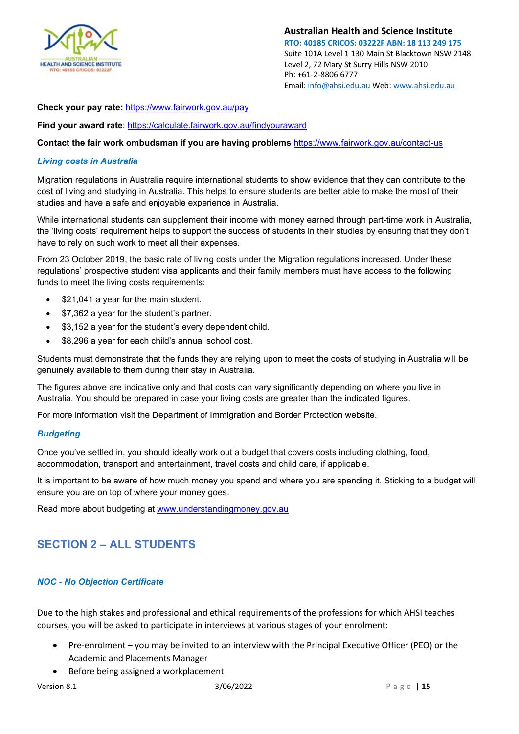**Check your pay rate:** https://www.fairwork.gov.au/pay

**Find your award rate**: https://calculate.fairwork.gov.au/findyouraward

**Contact the fair work ombudsman if you are having problems** https://www.fairwork.gov.au/contact-us

### *Living costs in Australia*

Migration regulations in Australia require international students to show evidence that they can contribute to the cost of living and studying in Australia. This helps to ensure students are better able to make the most of their studies and have a safe and enjoyable experience in Australia.

While international students can supplement their income with money earned through part-time work in Australia, the 'living costs' requirement helps to support the success of students in their studies by ensuring that they don't have to rely on such work to meet all their expenses.

From 23 October 2019, the basic rate of living costs under the Migration regulations increased. Under these regulations' prospective student visa applicants and their family members must have access to the following funds to meet the living costs requirements:

- $21,041 a year for the main student.
- $7,362 a year for the student's partner.
- $3,152 a year for the student's every dependent child.
- $8,296 a year for each child's annual school cost.

Students must demonstrate that the funds they are relying upon to meet the costs of studying in Australia will be genuinely available to them during their stay in Australia.

The figures above are indicative only and that costs can vary significantly depending on where you live in Australia. You should be prepared in case your living costs are greater than the indicated figures.

For more information visit the Department of Immigration and Border Protection website.

### *Budgeting*

Once you've settled in, you should ideally work out a budget that covers costs including clothing, food, accommodation, transport and entertainment, travel costs and child care, if applicable.

It is important to be aware of how much money you spend and where you are spending it. Sticking to a budget will ensure you are on top of where your money goes.

Read more about budgeting at www.understandingmoney.gov.au

## SECTION 2 – ALL STUDENTS

### *NOC - No Objection Certificate*

Due to the high stakes and professional and ethical requirements of the professions for which AHSI teaches courses, you will be asked to participate in interviews at various stages of your enrolment:

- Pre-enrolment – you may be invited to an interview with the Principal Executive Officer (PEO) or the Academic and Placements Manager
- Before being assigned a workplacement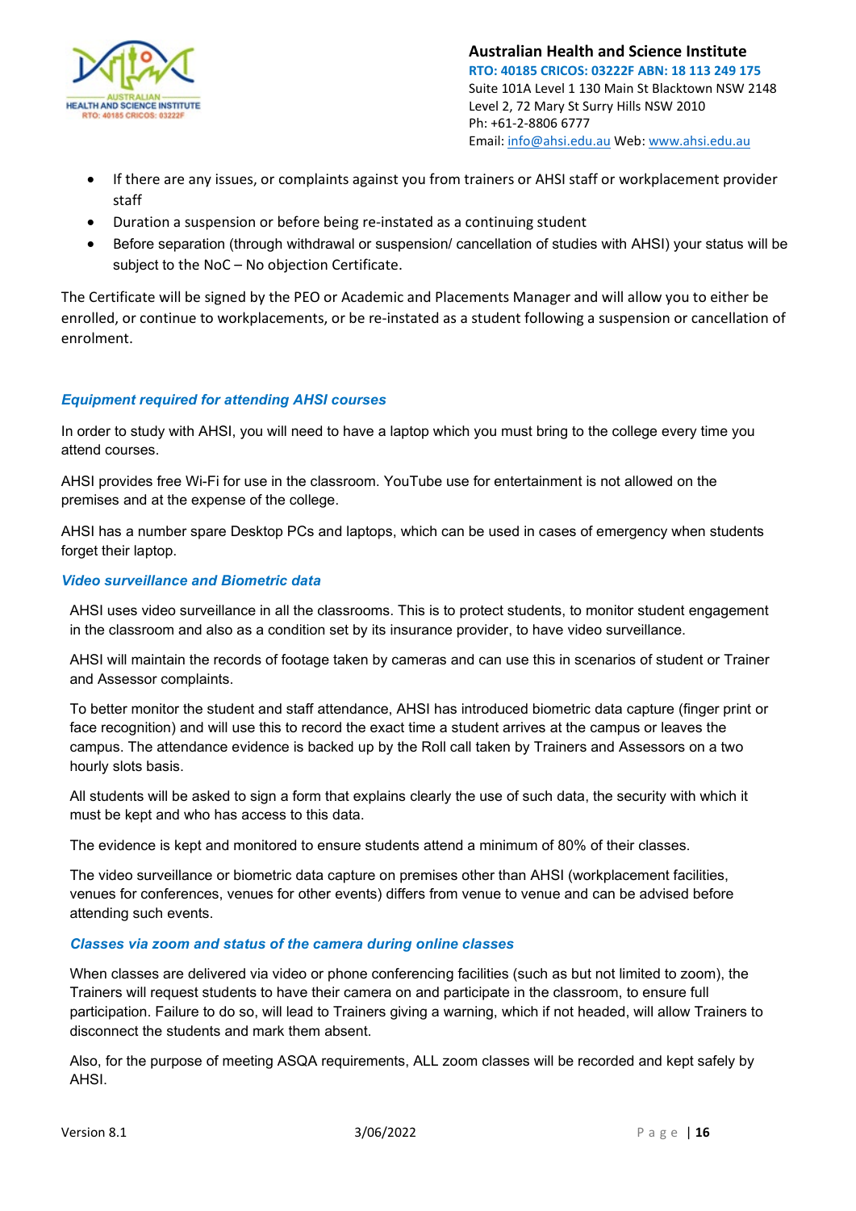- If there are any issues, or complaints against you from trainers or AHSI staff or workplacement provider staff
- Duration a suspension or before being re-instated as a continuing student
- Before separation (through withdrawal or suspension/ cancellation of studies with AHSI) your status will be subject to the NoC – No objection Certificate.

The Certificate will be signed by the PEO or Academic and Placements Manager and will allow you to either be enrolled, or continue to workplacements, or be re-instated as a student following a suspension or cancellation of enrolment.

### *Equipment required for attending AHSI courses*

In order to study with AHSI, you will need to have a laptop which you must bring to the college every time you attend courses.

AHSI provides free Wi-Fi for use in the classroom. YouTube use for entertainment is not allowed on the premises and at the expense of the college.

AHSI has a number spare Desktop PCs and laptops, which can be used in cases of emergency when students forget their laptop.

### *Video surveillance and Biometric data*

AHSI uses video surveillance in all the classrooms. This is to protect students, to monitor student engagement in the classroom and also as a condition set by its insurance provider, to have video surveillance.

AHSI will maintain the records of footage taken by cameras and can use this in scenarios of student or Trainer and Assessor complaints.

To better monitor the student and staff attendance, AHSI has introduced biometric data capture (finger print or face recognition) and will use this to record the exact time a student arrives at the campus or leaves the campus. The attendance evidence is backed up by the Roll call taken by Trainers and Assessors on a two hourly slots basis.

All students will be asked to sign a form that explains clearly the use of such data, the security with which it must be kept and who has access to this data.

The evidence is kept and monitored to ensure students attend a minimum of 80% of their classes.

The video surveillance or biometric data capture on premises other than AHSI (workplacement facilities, venues for conferences, venues for other events) differs from venue to venue and can be advised before attending such events.

### *Classes via zoom and status of the camera during online classes*

When classes are delivered via video or phone conferencing facilities (such as but not limited to zoom), the Trainers will request students to have their camera on and participate in the classroom, to ensure full participation. Failure to do so, will lead to Trainers giving a warning, which if not headed, will allow Trainers to disconnect the students and mark them absent.

Also, for the purpose of meeting ASQA requirements, ALL zoom classes will be recorded and kept safely by AHSI.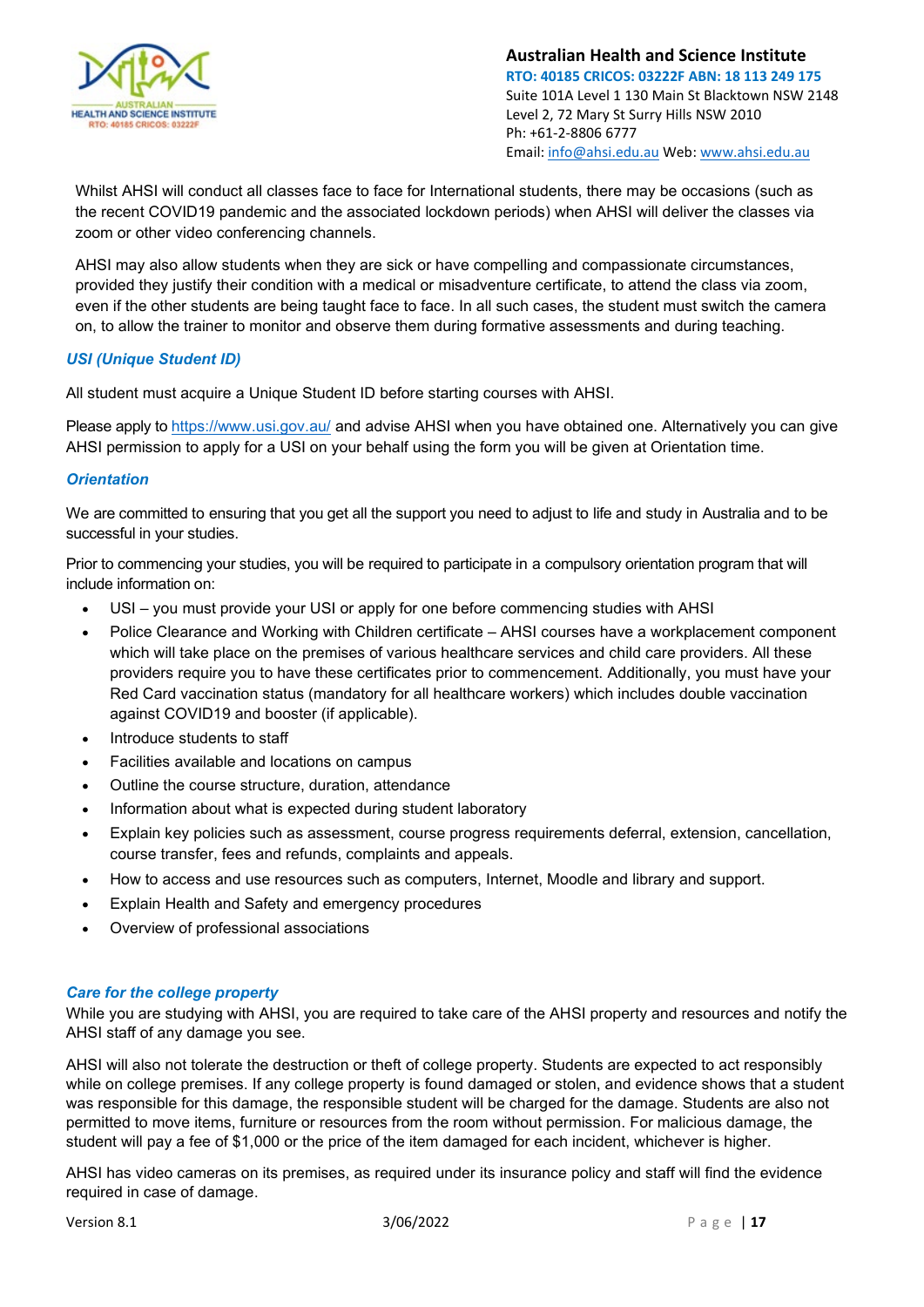Whilst AHSI will conduct all classes face to face for International students, there may be occasions (such as the recent COVID19 pandemic and the associated lockdown periods) when AHSI will deliver the classes via zoom or other video conferencing channels.

AHSI may also allow students when they are sick or have compelling and compassionate circumstances, provided they justify their condition with a medical or misadventure certificate, to attend the class via zoom, even if the other students are being taught face to face. In all such cases, the student must switch the camera on, to allow the trainer to monitor and observe them during formative assessments and during teaching.

### *USI (Unique Student ID)*

All student must acquire a Unique Student ID before starting courses with AHSI.

Please apply to https://www.usi.gov.au/ and advise AHSI when you have obtained one. Alternatively you can give AHSI permission to apply for a USI on your behalf using the form you will be given at Orientation time.

### *Orientation*

We are committed to ensuring that you get all the support you need to adjust to life and study in Australia and to be successful in your studies.

Prior to commencing your studies, you will be required to participate in a compulsory orientation program that will include information on:

- USI – you must provide your USI or apply for one before commencing studies with AHSI
- Police Clearance and Working with Children certificate – AHSI courses have a workplacement component which will take place on the premises of various healthcare services and child care providers. All these providers require you to have these certificates prior to commencement. Additionally, you must have your Red Card vaccination status (mandatory for all healthcare workers) which includes double vaccination against COVID19 and booster (if applicable).
- Introduce students to staff
- Facilities available and locations on campus
- Outline the course structure, duration, attendance
- Information about what is expected during student laboratory
- Explain key policies such as assessment, course progress requirements deferral, extension, cancellation, course transfer, fees and refunds, complaints and appeals.
- How to access and use resources such as computers, Internet, Moodle and library and support.
- Explain Health and Safety and emergency procedures
- Overview of professional associations

### *Care for the college property*

While you are studying with AHSI, you are required to take care of the AHSI property and resources and notify the AHSI staff of any damage you see.

AHSI will also not tolerate the destruction or theft of college property. Students are expected to act responsibly while on college premises. If any college property is found damaged or stolen, and evidence shows that a student was responsible for this damage, the responsible student will be charged for the damage. Students are also not permitted to move items, furniture or resources from the room without permission. For malicious damage, the student will pay a fee of $1,000 or the price of the item damaged for each incident, whichever is higher.

AHSI has video cameras on its premises, as required under its insurance policy and staff will find the evidence required in case of damage.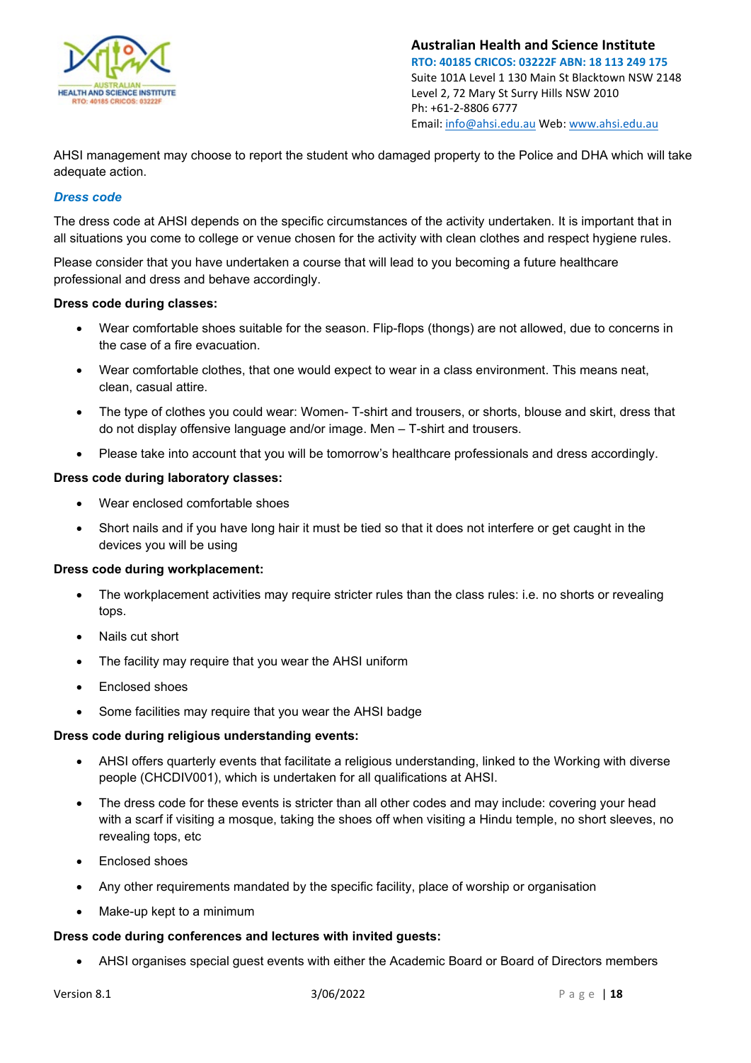AHSI management may choose to report the student who damaged property to the Police and DHA which will take adequate action.

### *Dress code*

The dress code at AHSI depends on the specific circumstances of the activity undertaken. It is important that in all situations you come to college or venue chosen for the activity with clean clothes and respect hygiene rules.

Please consider that you have undertaken a course that will lead to you becoming a future healthcare professional and dress and behave accordingly.

**Dress code during classes:**

- Wear comfortable shoes suitable for the season. Flip-flops (thongs) are not allowed, due to concerns in the case of a fire evacuation.
- Wear comfortable clothes, that one would expect to wear in a class environment. This means neat, clean, casual attire.
- The type of clothes you could wear: Women- T-shirt and trousers, or shorts, blouse and skirt, dress that do not display offensive language and/or image. Men – T-shirt and trousers.
- Please take into account that you will be tomorrow's healthcare professionals and dress accordingly.

**Dress code during laboratory classes:**

- Wear enclosed comfortable shoes
- Short nails and if you have long hair it must be tied so that it does not interfere or get caught in the devices you will be using

**Dress code during workplacement:**

- The workplacement activities may require stricter rules than the class rules: i.e. no shorts or revealing tops.
- Nails cut short
- The facility may require that you wear the AHSI uniform
- Enclosed shoes
- Some facilities may require that you wear the AHSI badge

**Dress code during religious understanding events:**

- AHSI offers quarterly events that facilitate a religious understanding, linked to the Working with diverse people (CHCDIV001), which is undertaken for all qualifications at AHSI.
- The dress code for these events is stricter than all other codes and may include: covering your head with a scarf if visiting a mosque, taking the shoes off when visiting a Hindu temple, no short sleeves, no revealing tops, etc
- Enclosed shoes
- Any other requirements mandated by the specific facility, place of worship or organisation
- Make-up kept to a minimum

**Dress code during conferences and lectures with invited guests:**

- AHSI organises special guest events with either the Academic Board or Board of Directors members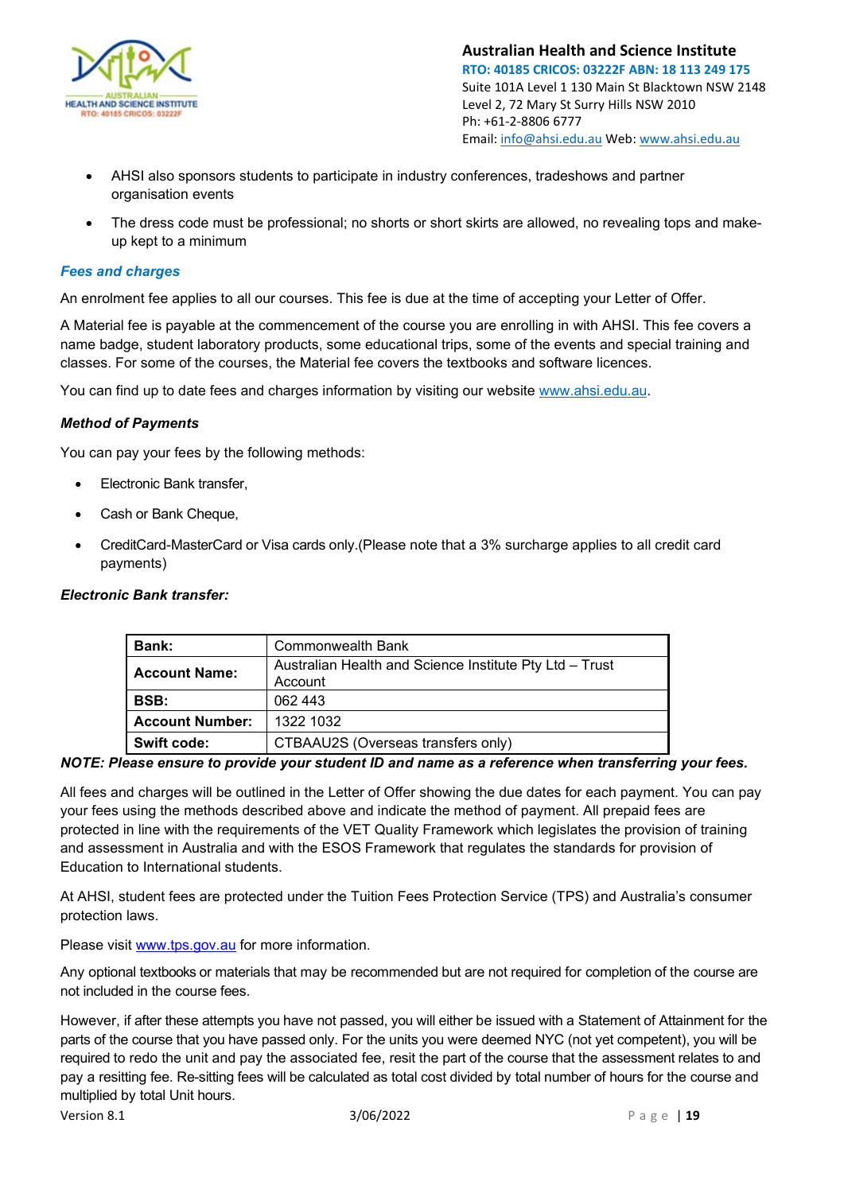- AHSI also sponsors students to participate in industry conferences, tradeshows and partner organisation events
- The dress code must be professional; no shorts or short skirts are allowed, no revealing tops and make-up kept to a minimum

### *Fees and charges*

An enrolment fee applies to all our courses. This fee is due at the time of accepting your Letter of Offer.

A Material fee is payable at the commencement of the course you are enrolling in with AHSI. This fee covers a name badge, student laboratory products, some educational trips, some of the events and special training and classes. For some of the courses, the Material fee covers the textbooks and software licences.

You can find up to date fees and charges information by visiting our website www.ahsi.edu.au.

#### *Method of Payments*

You can pay your fees by the following methods:

- Electronic Bank transfer,
- Cash or Bank Cheque,
- CreditCard-MasterCard or Visa cards only.(Please note that a 3% surcharge applies to all credit card payments)

#### *Electronic Bank transfer:*

| **Bank:** | Commonwealth Bank |
|---|---|
| **Account Name:** | Australian Health and Science Institute Pty Ltd – Trust Account |
| **BSB:** | 062 443 |
| **Account Number:** | 1322 1032 |
| **Swift code:** | CTBAAU2S (Overseas transfers only) |

***NOTE: Please ensure to provide your student ID and name as a reference when transferring your fees.***

All fees and charges will be outlined in the Letter of Offer showing the due dates for each payment. You can pay your fees using the methods described above and indicate the method of payment. All prepaid fees are protected in line with the requirements of the VET Quality Framework which legislates the provision of training and assessment in Australia and with the ESOS Framework that regulates the standards for provision of Education to International students.

At AHSI, student fees are protected under the Tuition Fees Protection Service (TPS) and Australia's consumer protection laws.

Please visit www.tps.gov.au for more information.

Any optional textbooks or materials that may be recommended but are not required for completion of the course are not included in the course fees.

However, if after these attempts you have not passed, you will either be issued with a Statement of Attainment for the parts of the course that you have passed only. For the units you were deemed NYC (not yet competent), you will be required to redo the unit and pay the associated fee, resit the part of the course that the assessment relates to and pay a resitting fee. Re-sitting fees will be calculated as total cost divided by total number of hours for the course and multiplied by total Unit hours.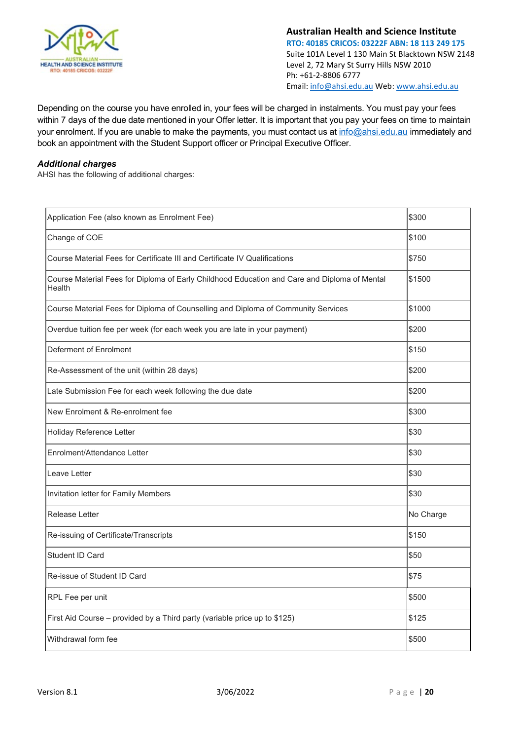Depending on the course you have enrolled in, your fees will be charged in instalments. You must pay your fees within 7 days of the due date mentioned in your Offer letter. It is important that you pay your fees on time to maintain your enrolment. If you are unable to make the payments, you must contact us at info@ahsi.edu.au immediately and book an appointment with the Student Support officer or Principal Executive Officer.

***Additional charges***

AHSI has the following of additional charges:

| | |
|---|---|
| Application Fee (also known as Enrolment Fee) | $300 |
| Change of COE | $100 |
| Course Material Fees for Certificate III and Certificate IV Qualifications | $750 |
| Course Material Fees for Diploma of Early Childhood Education and Care and Diploma of Mental Health | $1500 |
| Course Material Fees for Diploma of Counselling and Diploma of Community Services | $1000 |
| Overdue tuition fee per week (for each week you are late in your payment) | $200 |
| Deferment of Enrolment | $150 |
| Re-Assessment of the unit (within 28 days) | $200 |
| Late Submission Fee for each week following the due date | $200 |
| New Enrolment & Re-enrolment fee | $300 |
| Holiday Reference Letter | $30 |
| Enrolment/Attendance Letter | $30 |
| Leave Letter | $30 |
| Invitation letter for Family Members | $30 |
| Release Letter | No Charge |
| Re-issuing of Certificate/Transcripts | $150 |
| Student ID Card | $50 |
| Re-issue of Student ID Card | $75 |
| RPL Fee per unit | $500 |
| First Aid Course – provided by a Third party (variable price up to $125) | $125 |
| Withdrawal form fee | $500 |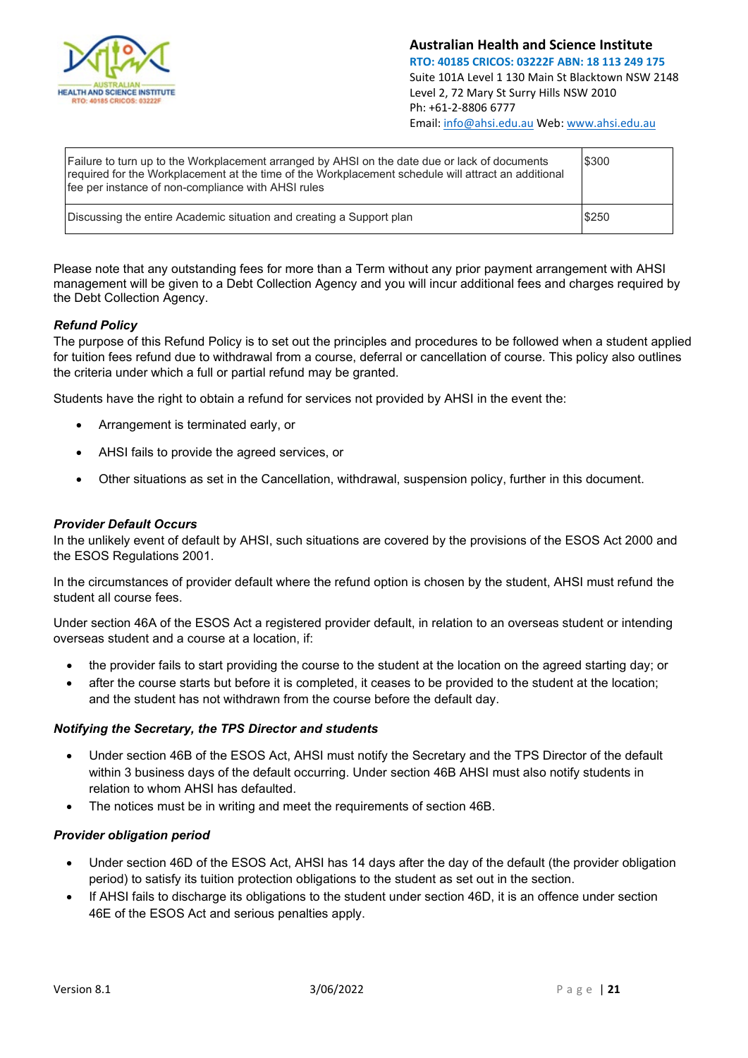| | |
|---|---|
| Failure to turn up to the Workplacement arranged by AHSI on the date due or lack of documents required for the Workplacement at the time of the Workplacement schedule will attract an additional fee per instance of non-compliance with AHSI rules | $300 |
| Discussing the entire Academic situation and creating a Support plan | $250 |

Please note that any outstanding fees for more than a Term without any prior payment arrangement with AHSI management will be given to a Debt Collection Agency and you will incur additional fees and charges required by the Debt Collection Agency.

### *Refund Policy*

The purpose of this Refund Policy is to set out the principles and procedures to be followed when a student applied for tuition fees refund due to withdrawal from a course, deferral or cancellation of course. This policy also outlines the criteria under which a full or partial refund may be granted.

Students have the right to obtain a refund for services not provided by AHSI in the event the:

- Arrangement is terminated early, or
- AHSI fails to provide the agreed services, or
- Other situations as set in the Cancellation, withdrawal, suspension policy, further in this document.

### *Provider Default Occurs*

In the unlikely event of default by AHSI, such situations are covered by the provisions of the ESOS Act 2000 and the ESOS Regulations 2001.

In the circumstances of provider default where the refund option is chosen by the student, AHSI must refund the student all course fees.

Under section 46A of the ESOS Act a registered provider default, in relation to an overseas student or intending overseas student and a course at a location, if:

- the provider fails to start providing the course to the student at the location on the agreed starting day; or
- after the course starts but before it is completed, it ceases to be provided to the student at the location; and the student has not withdrawn from the course before the default day.

### *Notifying the Secretary, the TPS Director and students*

- Under section 46B of the ESOS Act, AHSI must notify the Secretary and the TPS Director of the default within 3 business days of the default occurring. Under section 46B AHSI must also notify students in relation to whom AHSI has defaulted.
- The notices must be in writing and meet the requirements of section 46B.

### *Provider obligation period*

- Under section 46D of the ESOS Act, AHSI has 14 days after the day of the default (the provider obligation period) to satisfy its tuition protection obligations to the student as set out in the section.
- If AHSI fails to discharge its obligations to the student under section 46D, it is an offence under section 46E of the ESOS Act and serious penalties apply.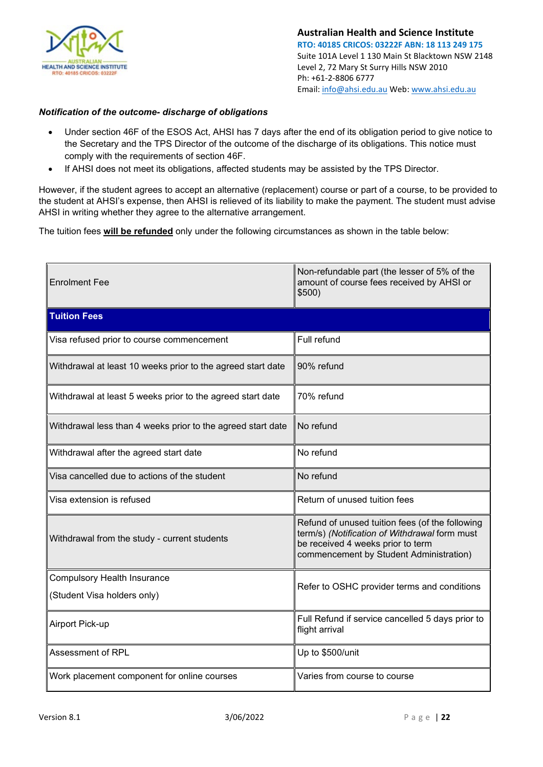***Notification of the outcome- discharge of obligations***

- Under section 46F of the ESOS Act, AHSI has 7 days after the end of its obligation period to give notice to the Secretary and the TPS Director of the outcome of the discharge of its obligations. This notice must comply with the requirements of section 46F.
- If AHSI does not meet its obligations, affected students may be assisted by the TPS Director.

However, if the student agrees to accept an alternative (replacement) course or part of a course, to be provided to the student at AHSI's expense, then AHSI is relieved of its liability to make the payment. The student must advise AHSI in writing whether they agree to the alternative arrangement.

The tuition fees **<u>will be refunded</u>** only under the following circumstances as shown in the table below:

| Enrolment Fee | Non-refundable part (the lesser of 5% of the amount of course fees received by AHSI or $500) |
|---|---|
| **Tuition Fees** | |
| Visa refused prior to course commencement | Full refund |
| Withdrawal at least 10 weeks prior to the agreed start date | 90% refund |
| Withdrawal at least 5 weeks prior to the agreed start date | 70% refund |
| Withdrawal less than 4 weeks prior to the agreed start date | No refund |
| Withdrawal after the agreed start date | No refund |
| Visa cancelled due to actions of the student | No refund |
| Visa extension is refused | Return of unused tuition fees |
| Withdrawal from the study - current students | Refund of unused tuition fees (of the following term/s) *(Notification of Withdrawal* form must be received 4 weeks prior to term commencement by Student Administration) |
| Compulsory Health Insurance (Student Visa holders only) | Refer to OSHC provider terms and conditions |
| Airport Pick-up | Full Refund if service cancelled 5 days prior to flight arrival |
| Assessment of RPL | Up to $500/unit |
| Work placement component for online courses | Varies from course to course |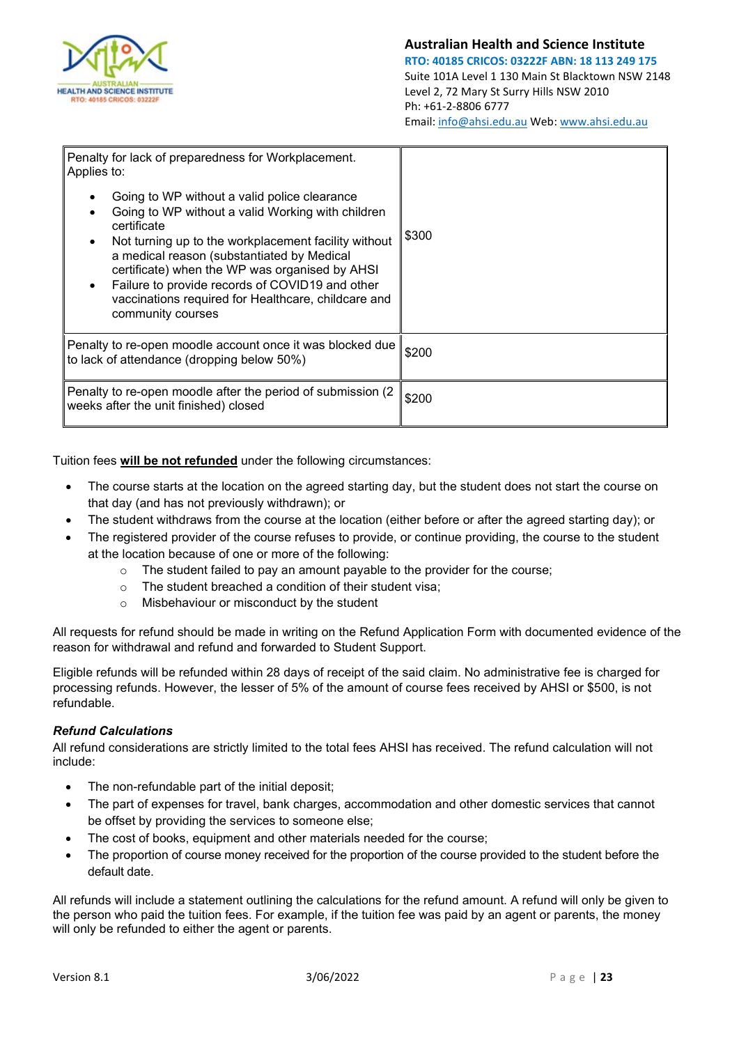| Penalty for lack of preparedness for Workplacement. Applies to: <br>• Going to WP without a valid police clearance <br>• Going to WP without a valid Working with children certificate <br>• Not turning up to the workplacement facility without a medical reason (substantiated by Medical certificate) when the WP was organised by AHSI <br>• Failure to provide records of COVID19 and other vaccinations required for Healthcare, childcare and community courses | $300 |
|---|---|
| Penalty to re-open moodle account once it was blocked due to lack of attendance (dropping below 50%) | $200 |
| Penalty to re-open moodle after the period of submission (2 weeks after the unit finished) closed | $200 |

Tuition fees **will be not refunded** under the following circumstances:

- The course starts at the location on the agreed starting day, but the student does not start the course on that day (and has not previously withdrawn); or
- The student withdraws from the course at the location (either before or after the agreed starting day); or
- The registered provider of the course refuses to provide, or continue providing, the course to the student at the location because of one or more of the following:
  - The student failed to pay an amount payable to the provider for the course;
  - The student breached a condition of their student visa;
  - Misbehaviour or misconduct by the student

All requests for refund should be made in writing on the Refund Application Form with documented evidence of the reason for withdrawal and refund and forwarded to Student Support.

Eligible refunds will be refunded within 28 days of receipt of the said claim. No administrative fee is charged for processing refunds. However, the lesser of 5% of the amount of course fees received by AHSI or $500, is not refundable.

***Refund Calculations***

All refund considerations are strictly limited to the total fees AHSI has received. The refund calculation will not include:

- The non-refundable part of the initial deposit;
- The part of expenses for travel, bank charges, accommodation and other domestic services that cannot be offset by providing the services to someone else;
- The cost of books, equipment and other materials needed for the course;
- The proportion of course money received for the proportion of the course provided to the student before the default date.

All refunds will include a statement outlining the calculations for the refund amount. A refund will only be given to the person who paid the tuition fees. For example, if the tuition fee was paid by an agent or parents, the money will only be refunded to either the agent or parents.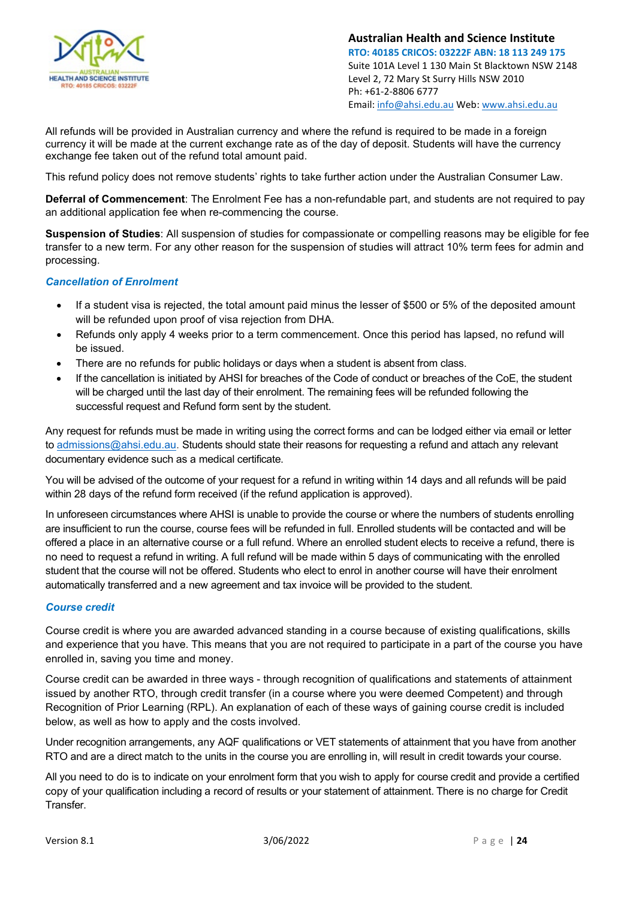All refunds will be provided in Australian currency and where the refund is required to be made in a foreign currency it will be made at the current exchange rate as of the day of deposit. Students will have the currency exchange fee taken out of the refund total amount paid.

This refund policy does not remove students' rights to take further action under the Australian Consumer Law.

**Deferral of Commencement**: The Enrolment Fee has a non-refundable part, and students are not required to pay an additional application fee when re-commencing the course.

**Suspension of Studies**: All suspension of studies for compassionate or compelling reasons may be eligible for fee transfer to a new term. For any other reason for the suspension of studies will attract 10% term fees for admin and processing.

### *Cancellation of Enrolment*

- If a student visa is rejected, the total amount paid minus the lesser of $500 or 5% of the deposited amount will be refunded upon proof of visa rejection from DHA.
- Refunds only apply 4 weeks prior to a term commencement. Once this period has lapsed, no refund will be issued.
- There are no refunds for public holidays or days when a student is absent from class.
- If the cancellation is initiated by AHSI for breaches of the Code of conduct or breaches of the CoE, the student will be charged until the last day of their enrolment. The remaining fees will be refunded following the successful request and Refund form sent by the student.

Any request for refunds must be made in writing using the correct forms and can be lodged either via email or letter to admissions@ahsi.edu.au. Students should state their reasons for requesting a refund and attach any relevant documentary evidence such as a medical certificate.

You will be advised of the outcome of your request for a refund in writing within 14 days and all refunds will be paid within 28 days of the refund form received (if the refund application is approved).

In unforeseen circumstances where AHSI is unable to provide the course or where the numbers of students enrolling are insufficient to run the course, course fees will be refunded in full. Enrolled students will be contacted and will be offered a place in an alternative course or a full refund. Where an enrolled student elects to receive a refund, there is no need to request a refund in writing. A full refund will be made within 5 days of communicating with the enrolled student that the course will not be offered. Students who elect to enrol in another course will have their enrolment automatically transferred and a new agreement and tax invoice will be provided to the student.

### *Course credit*

Course credit is where you are awarded advanced standing in a course because of existing qualifications, skills and experience that you have. This means that you are not required to participate in a part of the course you have enrolled in, saving you time and money.

Course credit can be awarded in three ways - through recognition of qualifications and statements of attainment issued by another RTO, through credit transfer (in a course where you were deemed Competent) and through Recognition of Prior Learning (RPL). An explanation of each of these ways of gaining course credit is included below, as well as how to apply and the costs involved.

Under recognition arrangements, any AQF qualifications or VET statements of attainment that you have from another RTO and are a direct match to the units in the course you are enrolling in, will result in credit towards your course.

All you need to do is to indicate on your enrolment form that you wish to apply for course credit and provide a certified copy of your qualification including a record of results or your statement of attainment. There is no charge for Credit Transfer.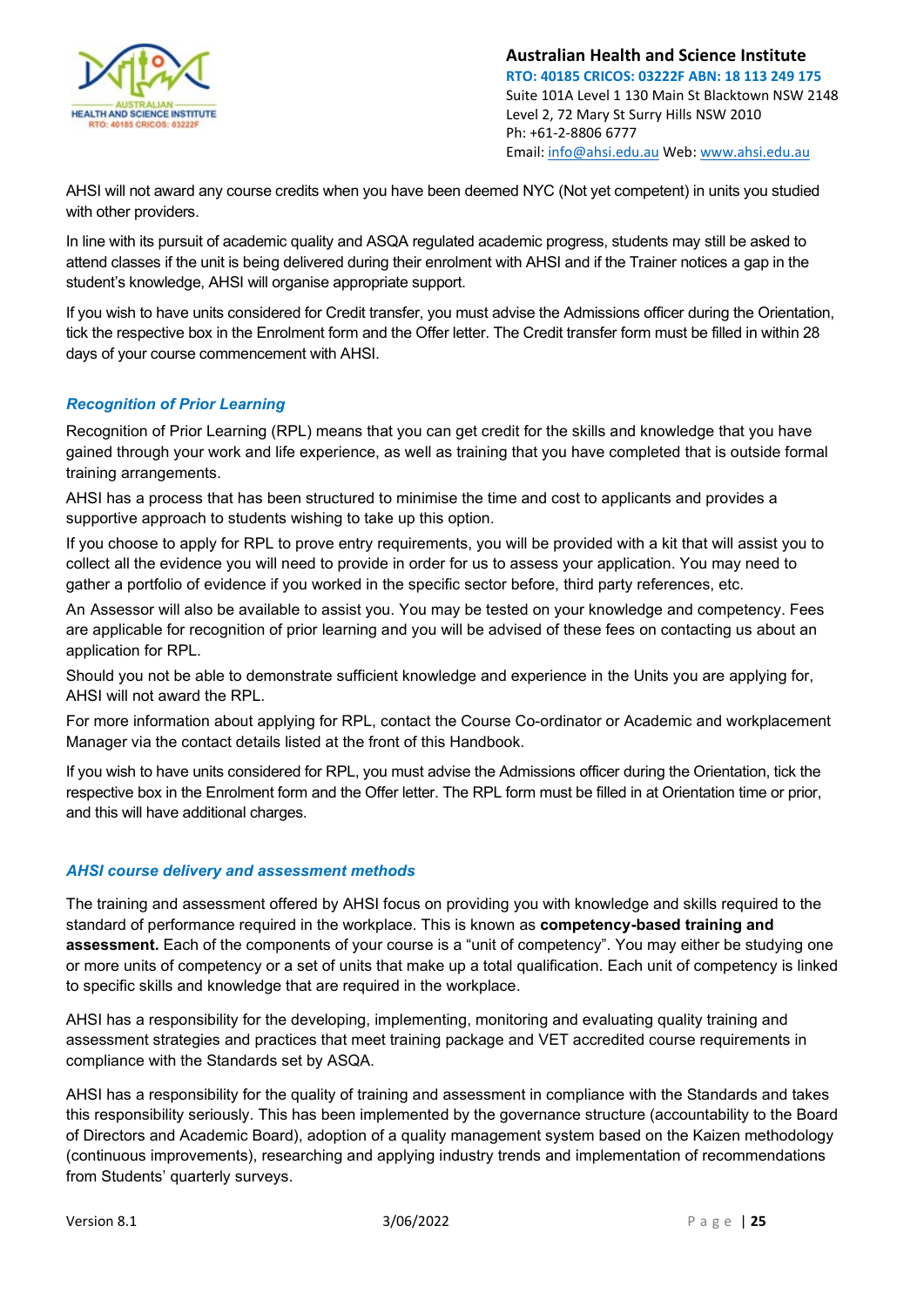AHSI will not award any course credits when you have been deemed NYC (Not yet competent) in units you studied with other providers.

In line with its pursuit of academic quality and ASQA regulated academic progress, students may still be asked to attend classes if the unit is being delivered during their enrolment with AHSI and if the Trainer notices a gap in the student's knowledge, AHSI will organise appropriate support.

If you wish to have units considered for Credit transfer, you must advise the Admissions officer during the Orientation, tick the respective box in the Enrolment form and the Offer letter. The Credit transfer form must be filled in within 28 days of your course commencement with AHSI.

### *Recognition of Prior Learning*

Recognition of Prior Learning (RPL) means that you can get credit for the skills and knowledge that you have gained through your work and life experience, as well as training that you have completed that is outside formal training arrangements.

AHSI has a process that has been structured to minimise the time and cost to applicants and provides a supportive approach to students wishing to take up this option.

If you choose to apply for RPL to prove entry requirements, you will be provided with a kit that will assist you to collect all the evidence you will need to provide in order for us to assess your application. You may need to gather a portfolio of evidence if you worked in the specific sector before, third party references, etc.

An Assessor will also be available to assist you. You may be tested on your knowledge and competency. Fees are applicable for recognition of prior learning and you will be advised of these fees on contacting us about an application for RPL.

Should you not be able to demonstrate sufficient knowledge and experience in the Units you are applying for, AHSI will not award the RPL.

For more information about applying for RPL, contact the Course Co-ordinator or Academic and workplacement Manager via the contact details listed at the front of this Handbook.

If you wish to have units considered for RPL, you must advise the Admissions officer during the Orientation, tick the respective box in the Enrolment form and the Offer letter. The RPL form must be filled in at Orientation time or prior, and this will have additional charges.

### *AHSI course delivery and assessment methods*

The training and assessment offered by AHSI focus on providing you with knowledge and skills required to the standard of performance required in the workplace. This is known as **competency-based training and assessment.** Each of the components of your course is a "unit of competency". You may either be studying one or more units of competency or a set of units that make up a total qualification. Each unit of competency is linked to specific skills and knowledge that are required in the workplace.

AHSI has a responsibility for the developing, implementing, monitoring and evaluating quality training and assessment strategies and practices that meet training package and VET accredited course requirements in compliance with the Standards set by ASQA.

AHSI has a responsibility for the quality of training and assessment in compliance with the Standards and takes this responsibility seriously. This has been implemented by the governance structure (accountability to the Board of Directors and Academic Board), adoption of a quality management system based on the Kaizen methodology (continuous improvements), researching and applying industry trends and implementation of recommendations from Students' quarterly surveys.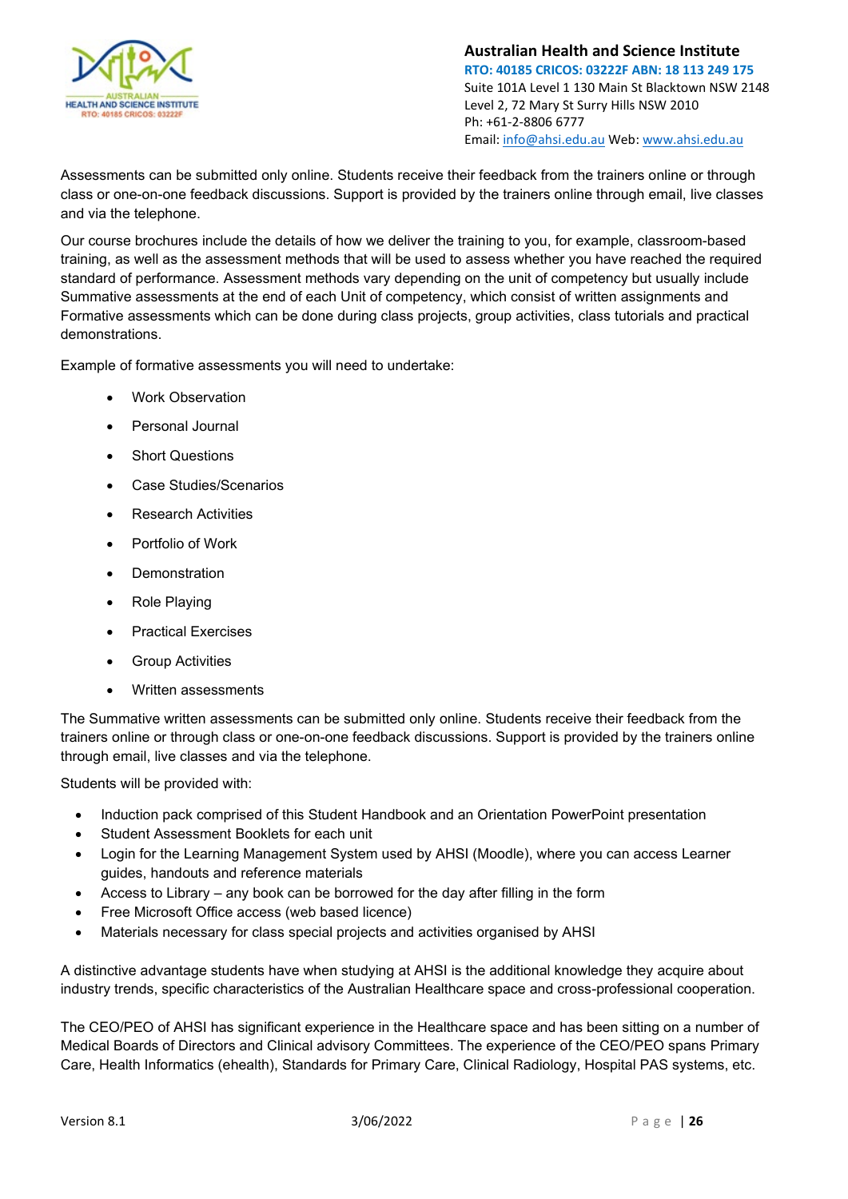Assessments can be submitted only online. Students receive their feedback from the trainers online or through class or one-on-one feedback discussions. Support is provided by the trainers online through email, live classes and via the telephone.

Our course brochures include the details of how we deliver the training to you, for example, classroom-based training, as well as the assessment methods that will be used to assess whether you have reached the required standard of performance. Assessment methods vary depending on the unit of competency but usually include Summative assessments at the end of each Unit of competency, which consist of written assignments and Formative assessments which can be done during class projects, group activities, class tutorials and practical demonstrations.

Example of formative assessments you will need to undertake:

- Work Observation
- Personal Journal
- Short Questions
- Case Studies/Scenarios
- Research Activities
- Portfolio of Work
- Demonstration
- Role Playing
- Practical Exercises
- Group Activities
- Written assessments

The Summative written assessments can be submitted only online. Students receive their feedback from the trainers online or through class or one-on-one feedback discussions. Support is provided by the trainers online through email, live classes and via the telephone.

Students will be provided with:

- Induction pack comprised of this Student Handbook and an Orientation PowerPoint presentation
- Student Assessment Booklets for each unit
- Login for the Learning Management System used by AHSI (Moodle), where you can access Learner guides, handouts and reference materials
- Access to Library – any book can be borrowed for the day after filling in the form
- Free Microsoft Office access (web based licence)
- Materials necessary for class special projects and activities organised by AHSI

A distinctive advantage students have when studying at AHSI is the additional knowledge they acquire about industry trends, specific characteristics of the Australian Healthcare space and cross-professional cooperation.

The CEO/PEO of AHSI has significant experience in the Healthcare space and has been sitting on a number of Medical Boards of Directors and Clinical advisory Committees. The experience of the CEO/PEO spans Primary Care, Health Informatics (ehealth), Standards for Primary Care, Clinical Radiology, Hospital PAS systems, etc.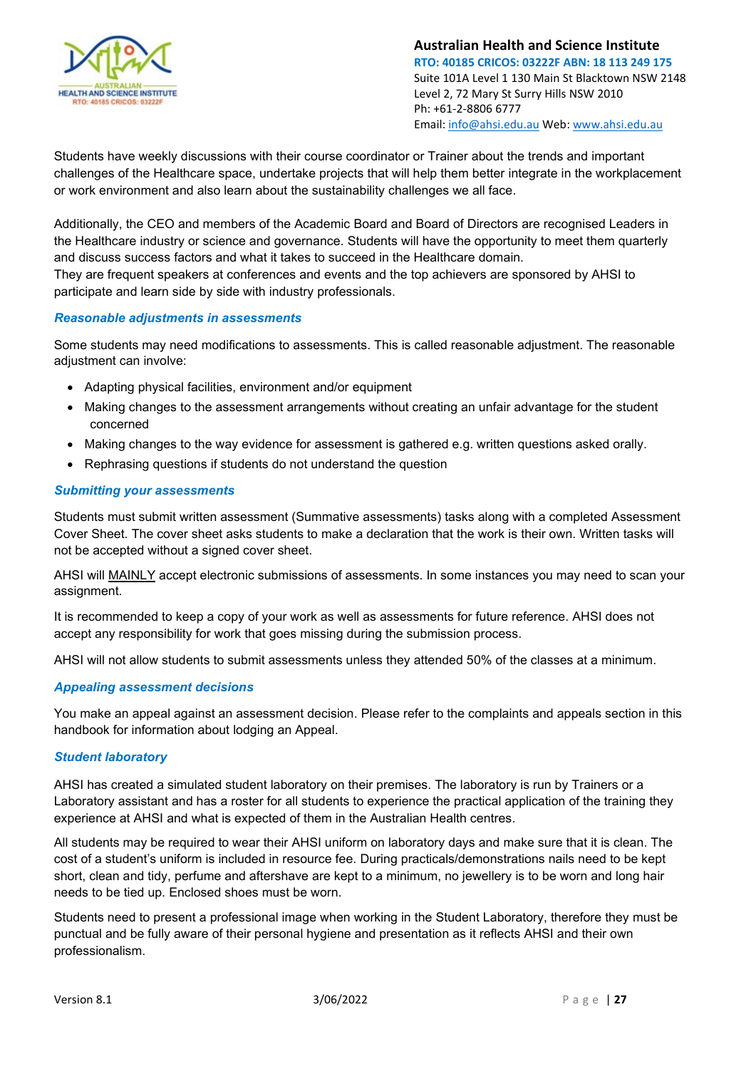Students have weekly discussions with their course coordinator or Trainer about the trends and important challenges of the Healthcare space, undertake projects that will help them better integrate in the workplacement or work environment and also learn about the sustainability challenges we all face.

Additionally, the CEO and members of the Academic Board and Board of Directors are recognised Leaders in the Healthcare industry or science and governance. Students will have the opportunity to meet them quarterly and discuss success factors and what it takes to succeed in the Healthcare domain.
They are frequent speakers at conferences and events and the top achievers are sponsored by AHSI to participate and learn side by side with industry professionals.

### *Reasonable adjustments in assessments*

Some students may need modifications to assessments. This is called reasonable adjustment. The reasonable adjustment can involve:

- Adapting physical facilities, environment and/or equipment
- Making changes to the assessment arrangements without creating an unfair advantage for the student concerned
- Making changes to the way evidence for assessment is gathered e.g. written questions asked orally.
- Rephrasing questions if students do not understand the question

### *Submitting your assessments*

Students must submit written assessment (Summative assessments) tasks along with a completed Assessment Cover Sheet. The cover sheet asks students to make a declaration that the work is their own. Written tasks will not be accepted without a signed cover sheet.

AHSI will <u>MAINLY</u> accept electronic submissions of assessments. In some instances you may need to scan your assignment.

It is recommended to keep a copy of your work as well as assessments for future reference. AHSI does not accept any responsibility for work that goes missing during the submission process.

AHSI will not allow students to submit assessments unless they attended 50% of the classes at a minimum.

### *Appealing assessment decisions*

You make an appeal against an assessment decision. Please refer to the complaints and appeals section in this handbook for information about lodging an Appeal.

### *Student laboratory*

AHSI has created a simulated student laboratory on their premises. The laboratory is run by Trainers or a Laboratory assistant and has a roster for all students to experience the practical application of the training they experience at AHSI and what is expected of them in the Australian Health centres.

All students may be required to wear their AHSI uniform on laboratory days and make sure that it is clean. The cost of a student's uniform is included in resource fee. During practicals/demonstrations nails need to be kept short, clean and tidy, perfume and aftershave are kept to a minimum, no jewellery is to be worn and long hair needs to be tied up. Enclosed shoes must be worn.

Students need to present a professional image when working in the Student Laboratory, therefore they must be punctual and be fully aware of their personal hygiene and presentation as it reflects AHSI and their own professionalism.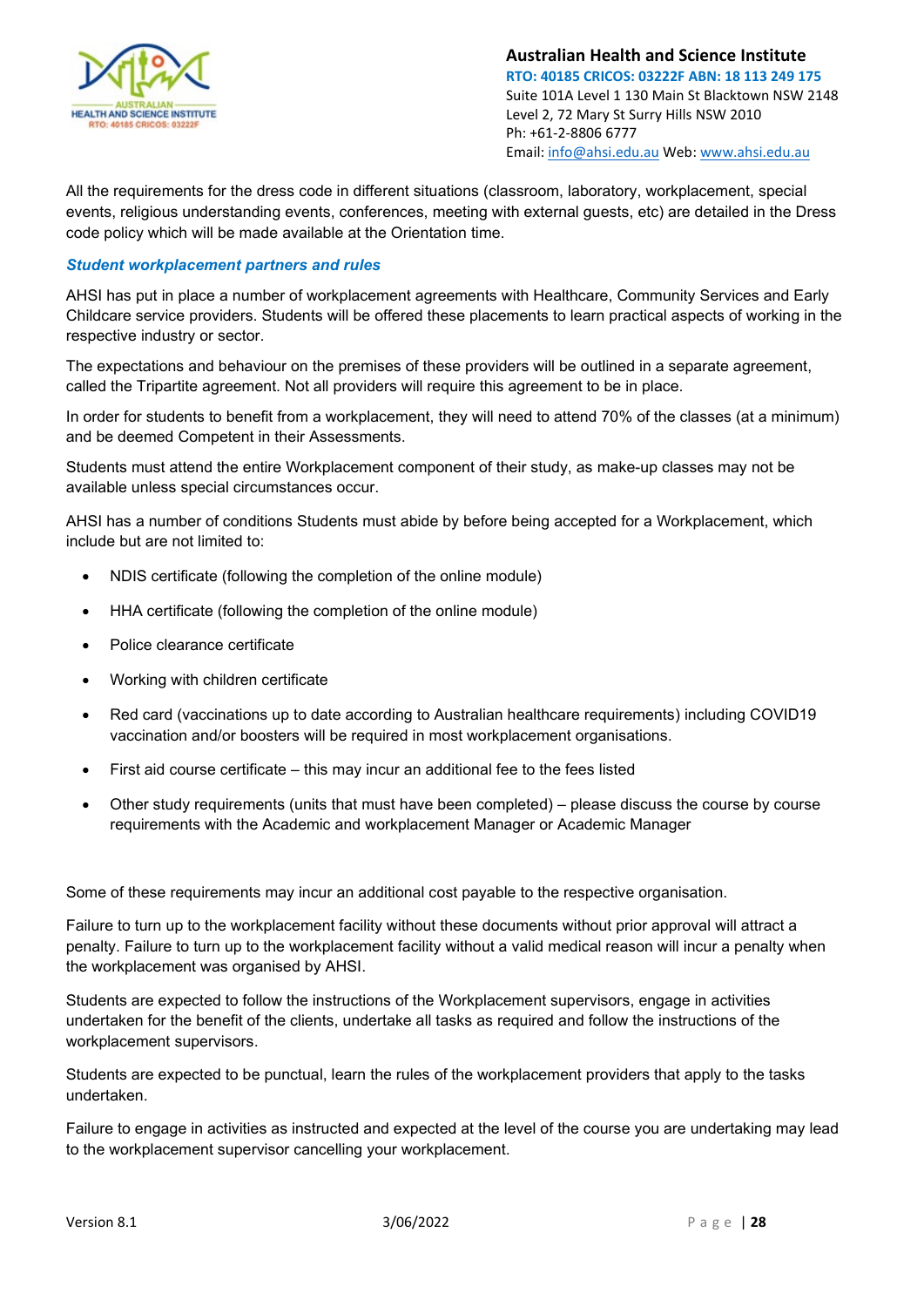All the requirements for the dress code in different situations (classroom, laboratory, workplacement, special events, religious understanding events, conferences, meeting with external guests, etc) are detailed in the Dress code policy which will be made available at the Orientation time.

### *Student workplacement partners and rules*

AHSI has put in place a number of workplacement agreements with Healthcare, Community Services and Early Childcare service providers. Students will be offered these placements to learn practical aspects of working in the respective industry or sector.

The expectations and behaviour on the premises of these providers will be outlined in a separate agreement, called the Tripartite agreement. Not all providers will require this agreement to be in place.

In order for students to benefit from a workplacement, they will need to attend 70% of the classes (at a minimum) and be deemed Competent in their Assessments.

Students must attend the entire Workplacement component of their study, as make-up classes may not be available unless special circumstances occur.

AHSI has a number of conditions Students must abide by before being accepted for a Workplacement, which include but are not limited to:

- NDIS certificate (following the completion of the online module)
- HHA certificate (following the completion of the online module)
- Police clearance certificate
- Working with children certificate
- Red card (vaccinations up to date according to Australian healthcare requirements) including COVID19 vaccination and/or boosters will be required in most workplacement organisations.
- First aid course certificate – this may incur an additional fee to the fees listed
- Other study requirements (units that must have been completed) – please discuss the course by course requirements with the Academic and workplacement Manager or Academic Manager

Some of these requirements may incur an additional cost payable to the respective organisation.

Failure to turn up to the workplacement facility without these documents without prior approval will attract a penalty. Failure to turn up to the workplacement facility without a valid medical reason will incur a penalty when the workplacement was organised by AHSI.

Students are expected to follow the instructions of the Workplacement supervisors, engage in activities undertaken for the benefit of the clients, undertake all tasks as required and follow the instructions of the workplacement supervisors.

Students are expected to be punctual, learn the rules of the workplacement providers that apply to the tasks undertaken.

Failure to engage in activities as instructed and expected at the level of the course you are undertaking may lead to the workplacement supervisor cancelling your workplacement.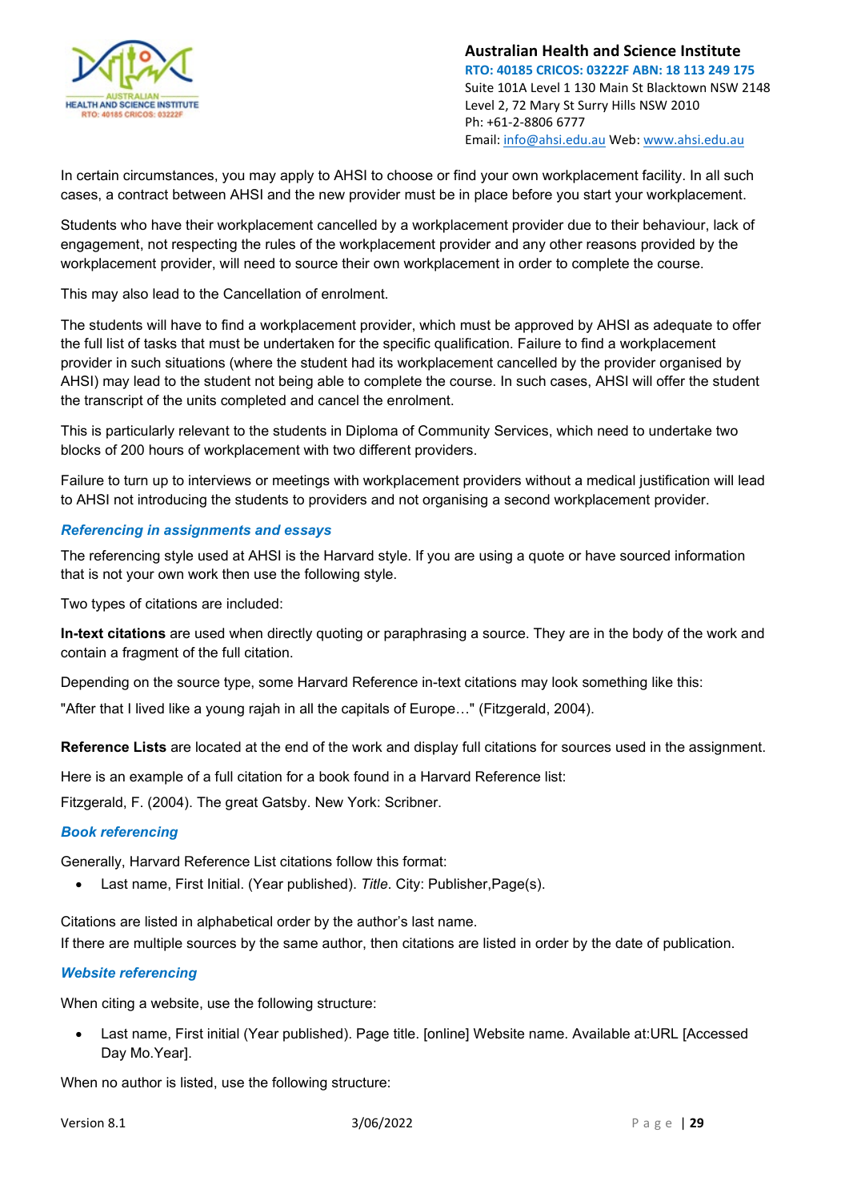In certain circumstances, you may apply to AHSI to choose or find your own workplacement facility. In all such cases, a contract between AHSI and the new provider must be in place before you start your workplacement.

Students who have their workplacement cancelled by a workplacement provider due to their behaviour, lack of engagement, not respecting the rules of the workplacement provider and any other reasons provided by the workplacement provider, will need to source their own workplacement in order to complete the course.

This may also lead to the Cancellation of enrolment.

The students will have to find a workplacement provider, which must be approved by AHSI as adequate to offer the full list of tasks that must be undertaken for the specific qualification. Failure to find a workplacement provider in such situations (where the student had its workplacement cancelled by the provider organised by AHSI) may lead to the student not being able to complete the course. In such cases, AHSI will offer the student the transcript of the units completed and cancel the enrolment.

This is particularly relevant to the students in Diploma of Community Services, which need to undertake two blocks of 200 hours of workplacement with two different providers.

Failure to turn up to interviews or meetings with workplacement providers without a medical justification will lead to AHSI not introducing the students to providers and not organising a second workplacement provider.

### *Referencing in assignments and essays*

The referencing style used at AHSI is the Harvard style. If you are using a quote or have sourced information that is not your own work then use the following style.

Two types of citations are included:

**In-text citations** are used when directly quoting or paraphrasing a source. They are in the body of the work and contain a fragment of the full citation.

Depending on the source type, some Harvard Reference in-text citations may look something like this:

"After that I lived like a young rajah in all the capitals of Europe…" (Fitzgerald, 2004).

**Reference Lists** are located at the end of the work and display full citations for sources used in the assignment.

Here is an example of a full citation for a book found in a Harvard Reference list:

Fitzgerald, F. (2004). The great Gatsby. New York: Scribner.

### *Book referencing*

Generally, Harvard Reference List citations follow this format:

- Last name, First Initial. (Year published). *Title*. City: Publisher,Page(s).

Citations are listed in alphabetical order by the author's last name.
If there are multiple sources by the same author, then citations are listed in order by the date of publication.

### *Website referencing*

When citing a website, use the following structure:

- Last name, First initial (Year published). Page title. [online] Website name. Available at:URL [Accessed Day Mo.Year].

When no author is listed, use the following structure: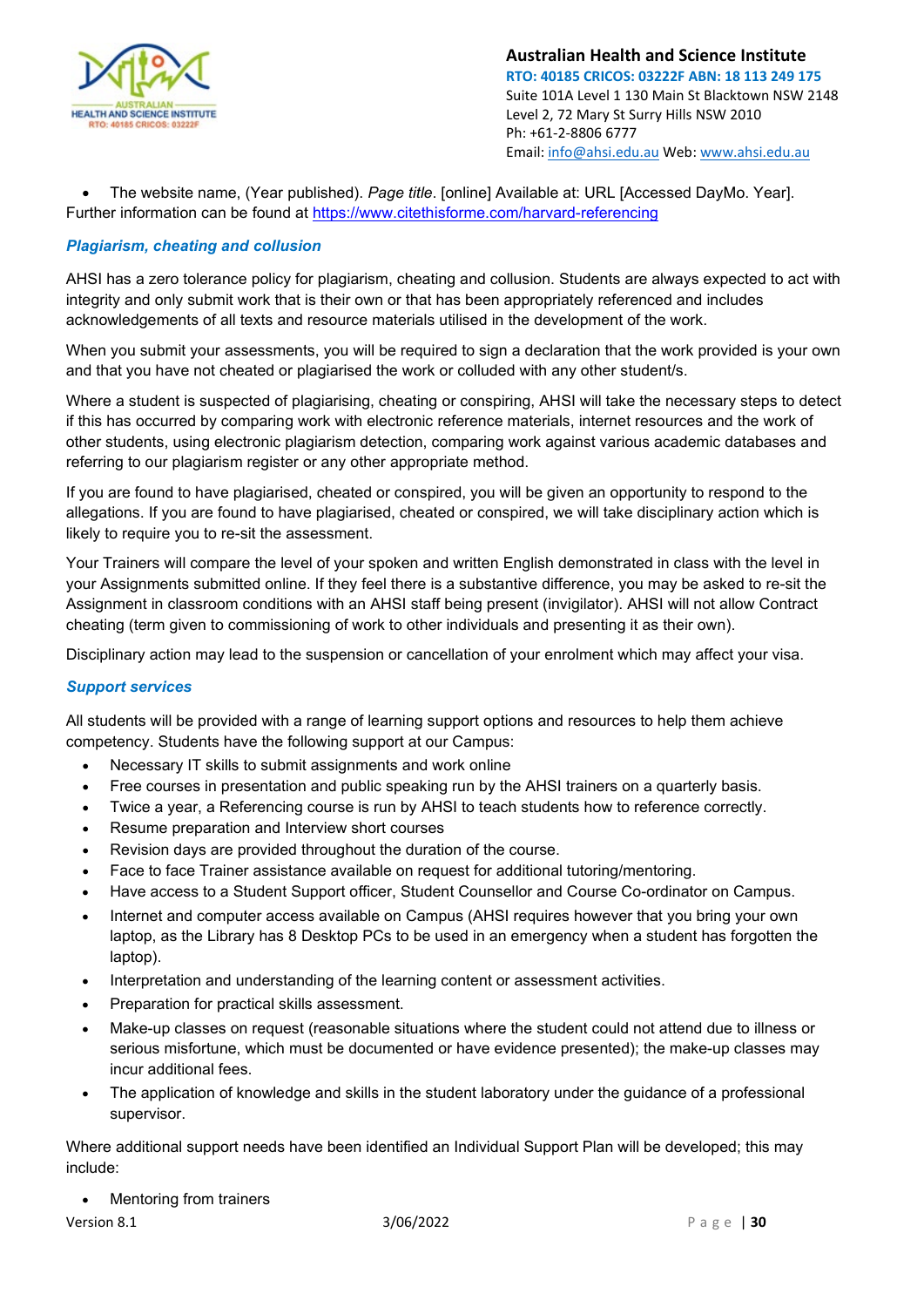- The website name, (Year published). *Page title*. [online] Available at: URL [Accessed DayMo. Year].

Further information can be found at https://www.citethisforme.com/harvard-referencing

### *Plagiarism, cheating and collusion*

AHSI has a zero tolerance policy for plagiarism, cheating and collusion. Students are always expected to act with integrity and only submit work that is their own or that has been appropriately referenced and includes acknowledgements of all texts and resource materials utilised in the development of the work.

When you submit your assessments, you will be required to sign a declaration that the work provided is your own and that you have not cheated or plagiarised the work or colluded with any other student/s.

Where a student is suspected of plagiarising, cheating or conspiring, AHSI will take the necessary steps to detect if this has occurred by comparing work with electronic reference materials, internet resources and the work of other students, using electronic plagiarism detection, comparing work against various academic databases and referring to our plagiarism register or any other appropriate method.

If you are found to have plagiarised, cheated or conspired, you will be given an opportunity to respond to the allegations. If you are found to have plagiarised, cheated or conspired, we will take disciplinary action which is likely to require you to re-sit the assessment.

Your Trainers will compare the level of your spoken and written English demonstrated in class with the level in your Assignments submitted online. If they feel there is a substantive difference, you may be asked to re-sit the Assignment in classroom conditions with an AHSI staff being present (invigilator). AHSI will not allow Contract cheating (term given to commissioning of work to other individuals and presenting it as their own).

Disciplinary action may lead to the suspension or cancellation of your enrolment which may affect your visa.

### *Support services*

All students will be provided with a range of learning support options and resources to help them achieve competency. Students have the following support at our Campus:

- Necessary IT skills to submit assignments and work online
- Free courses in presentation and public speaking run by the AHSI trainers on a quarterly basis.
- Twice a year, a Referencing course is run by AHSI to teach students how to reference correctly.
- Resume preparation and Interview short courses
- Revision days are provided throughout the duration of the course.
- Face to face Trainer assistance available on request for additional tutoring/mentoring.
- Have access to a Student Support officer, Student Counsellor and Course Co-ordinator on Campus.
- Internet and computer access available on Campus (AHSI requires however that you bring your own laptop, as the Library has 8 Desktop PCs to be used in an emergency when a student has forgotten the laptop).
- Interpretation and understanding of the learning content or assessment activities.
- Preparation for practical skills assessment.
- Make-up classes on request (reasonable situations where the student could not attend due to illness or serious misfortune, which must be documented or have evidence presented); the make-up classes may incur additional fees.
- The application of knowledge and skills in the student laboratory under the guidance of a professional supervisor.

Where additional support needs have been identified an Individual Support Plan will be developed; this may include:

- Mentoring from trainers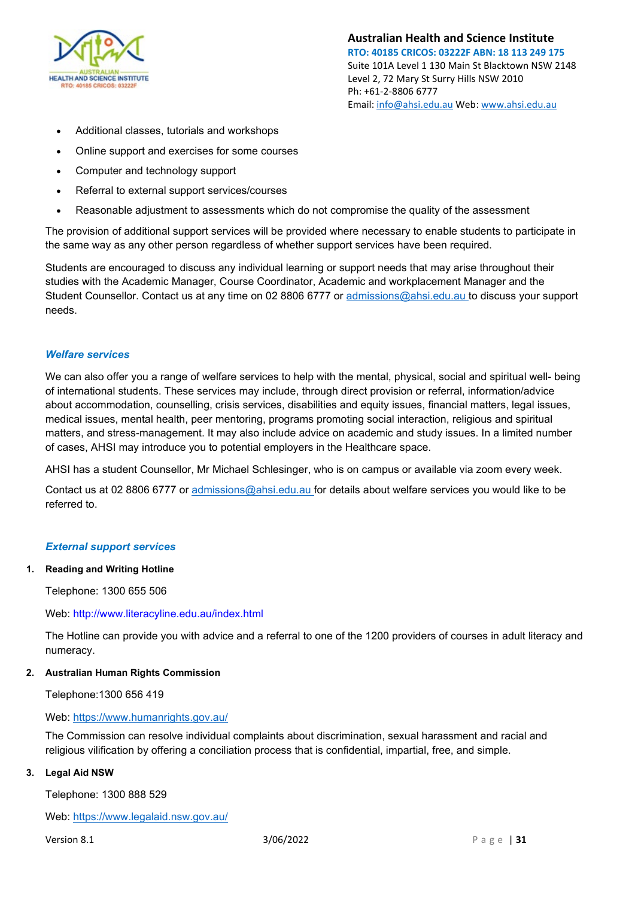- Additional classes, tutorials and workshops
- Online support and exercises for some courses
- Computer and technology support
- Referral to external support services/courses
- Reasonable adjustment to assessments which do not compromise the quality of the assessment

The provision of additional support services will be provided where necessary to enable students to participate in the same way as any other person regardless of whether support services have been required.

Students are encouraged to discuss any individual learning or support needs that may arise throughout their studies with the Academic Manager, Course Coordinator, Academic and workplacement Manager and the Student Counsellor. Contact us at any time on 02 8806 6777 or admissions@ahsi.edu.au to discuss your support needs.

### *Welfare services*

We can also offer you a range of welfare services to help with the mental, physical, social and spiritual well- being of international students. These services may include, through direct provision or referral, information/advice about accommodation, counselling, crisis services, disabilities and equity issues, financial matters, legal issues, medical issues, mental health, peer mentoring, programs promoting social interaction, religious and spiritual matters, and stress-management. It may also include advice on academic and study issues. In a limited number of cases, AHSI may introduce you to potential employers in the Healthcare space.

AHSI has a student Counsellor, Mr Michael Schlesinger, who is on campus or available via zoom every week.

Contact us at 02 8806 6777 or admissions@ahsi.edu.au for details about welfare services you would like to be referred to.

### *External support services*

1. **Reading and Writing Hotline**

   Telephone: 1300 655 506

   Web: http://www.literacyline.edu.au/index.html

   The Hotline can provide you with advice and a referral to one of the 1200 providers of courses in adult literacy and numeracy.

2. **Australian Human Rights Commission**

   Telephone:1300 656 419

   Web: https://www.humanrights.gov.au/

   The Commission can resolve individual complaints about discrimination, sexual harassment and racial and religious vilification by offering a conciliation process that is confidential, impartial, free, and simple.

3. **Legal Aid NSW**

   Telephone: 1300 888 529

   Web: https://www.legalaid.nsw.gov.au/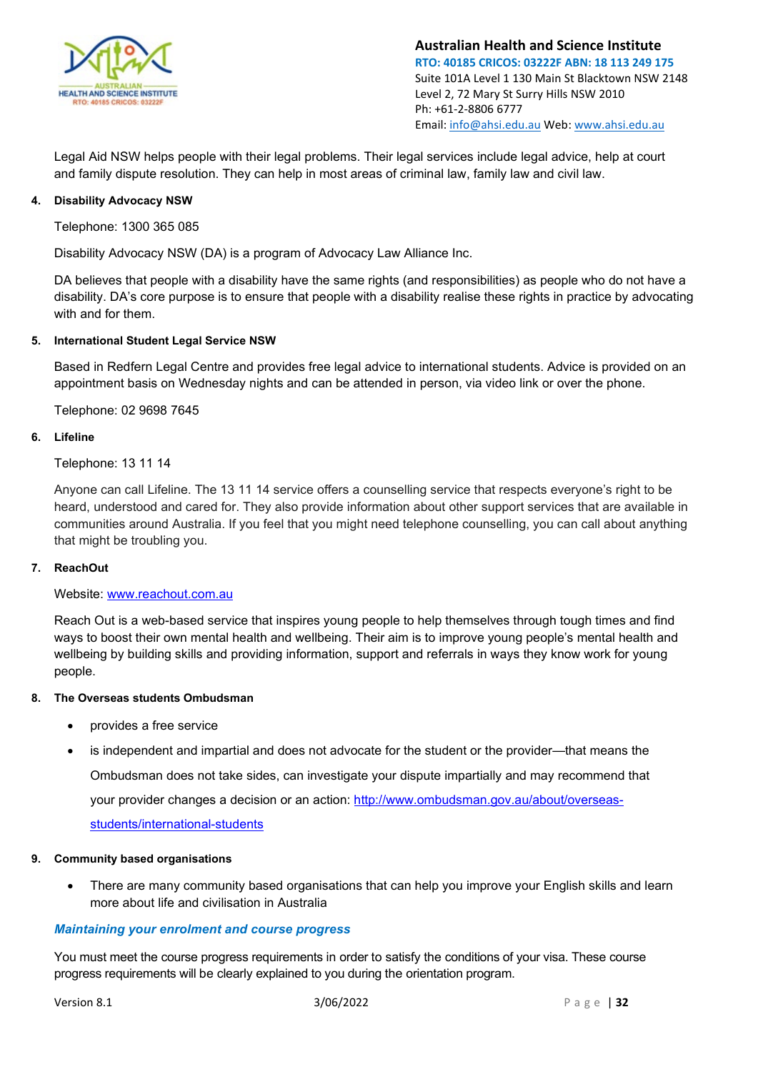Legal Aid NSW helps people with their legal problems. Their legal services include legal advice, help at court and family dispute resolution. They can help in most areas of criminal law, family law and civil law.

4. **Disability Advocacy NSW**

   Telephone: 1300 365 085

   Disability Advocacy NSW (DA) is a program of Advocacy Law Alliance Inc.

   DA believes that people with a disability have the same rights (and responsibilities) as people who do not have a disability. DA's core purpose is to ensure that people with a disability realise these rights in practice by advocating with and for them.

5. **International Student Legal Service NSW**

   Based in Redfern Legal Centre and provides free legal advice to international students. Advice is provided on an appointment basis on Wednesday nights and can be attended in person, via video link or over the phone.

   Telephone: 02 9698 7645

6. **Lifeline**

   Telephone: 13 11 14

   Anyone can call Lifeline. The 13 11 14 service offers a counselling service that respects everyone's right to be heard, understood and cared for. They also provide information about other support services that are available in communities around Australia. If you feel that you might need telephone counselling, you can call about anything that might be troubling you.

7. **ReachOut**

   Website: [www.reachout.com.au](http://www.reachout.com.au)

   Reach Out is a web-based service that inspires young people to help themselves through tough times and find ways to boost their own mental health and wellbeing. Their aim is to improve young people's mental health and wellbeing by building skills and providing information, support and referrals in ways they know work for young people.

8. **The Overseas students Ombudsman**

   - provides a free service
   - is independent and impartial and does not advocate for the student or the provider—that means the Ombudsman does not take sides, can investigate your dispute impartially and may recommend that your provider changes a decision or an action: [http://www.ombudsman.gov.au/about/overseas-students/international-students](http://www.ombudsman.gov.au/about/overseas-students/international-students)

9. **Community based organisations**

   - There are many community based organisations that can help you improve your English skills and learn more about life and civilisation in Australia

### *Maintaining your enrolment and course progress*

You must meet the course progress requirements in order to satisfy the conditions of your visa. These course progress requirements will be clearly explained to you during the orientation program.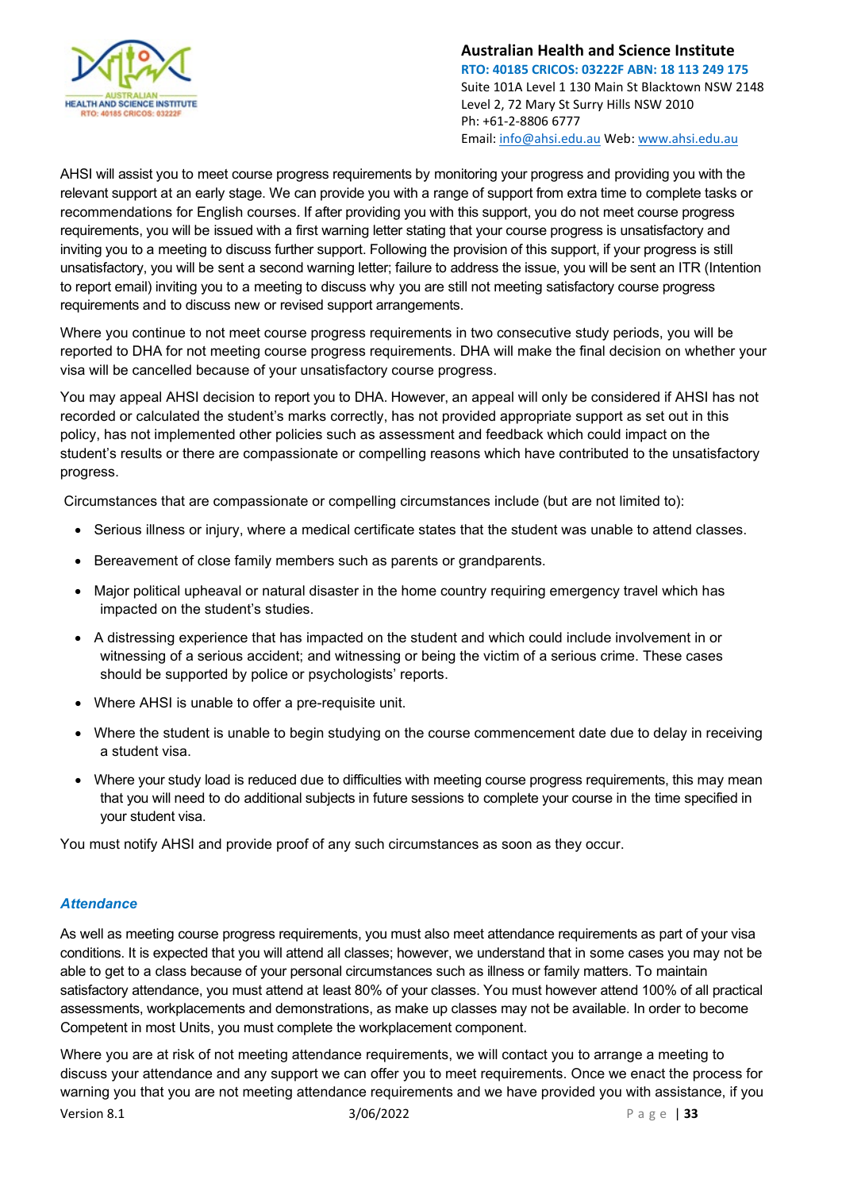AHSI will assist you to meet course progress requirements by monitoring your progress and providing you with the relevant support at an early stage. We can provide you with a range of support from extra time to complete tasks or recommendations for English courses. If after providing you with this support, you do not meet course progress requirements, you will be issued with a first warning letter stating that your course progress is unsatisfactory and inviting you to a meeting to discuss further support. Following the provision of this support, if your progress is still unsatisfactory, you will be sent a second warning letter; failure to address the issue, you will be sent an ITR (Intention to report email) inviting you to a meeting to discuss why you are still not meeting satisfactory course progress requirements and to discuss new or revised support arrangements.

Where you continue to not meet course progress requirements in two consecutive study periods, you will be reported to DHA for not meeting course progress requirements. DHA will make the final decision on whether your visa will be cancelled because of your unsatisfactory course progress.

You may appeal AHSI decision to report you to DHA. However, an appeal will only be considered if AHSI has not recorded or calculated the student's marks correctly, has not provided appropriate support as set out in this policy, has not implemented other policies such as assessment and feedback which could impact on the student's results or there are compassionate or compelling reasons which have contributed to the unsatisfactory progress.

Circumstances that are compassionate or compelling circumstances include (but are not limited to):

- Serious illness or injury, where a medical certificate states that the student was unable to attend classes.
- Bereavement of close family members such as parents or grandparents.
- Major political upheaval or natural disaster in the home country requiring emergency travel which has impacted on the student's studies.
- A distressing experience that has impacted on the student and which could include involvement in or witnessing of a serious accident; and witnessing or being the victim of a serious crime. These cases should be supported by police or psychologists' reports.
- Where AHSI is unable to offer a pre-requisite unit.
- Where the student is unable to begin studying on the course commencement date due to delay in receiving a student visa.
- Where your study load is reduced due to difficulties with meeting course progress requirements, this may mean that you will need to do additional subjects in future sessions to complete your course in the time specified in your student visa.

You must notify AHSI and provide proof of any such circumstances as soon as they occur.

### *Attendance*

As well as meeting course progress requirements, you must also meet attendance requirements as part of your visa conditions. It is expected that you will attend all classes; however, we understand that in some cases you may not be able to get to a class because of your personal circumstances such as illness or family matters. To maintain satisfactory attendance, you must attend at least 80% of your classes. You must however attend 100% of all practical assessments, workplacements and demonstrations, as make up classes may not be available. In order to become Competent in most Units, you must complete the workplacement component.

Where you are at risk of not meeting attendance requirements, we will contact you to arrange a meeting to discuss your attendance and any support we can offer you to meet requirements. Once we enact the process for warning you that you are not meeting attendance requirements and we have provided you with assistance, if you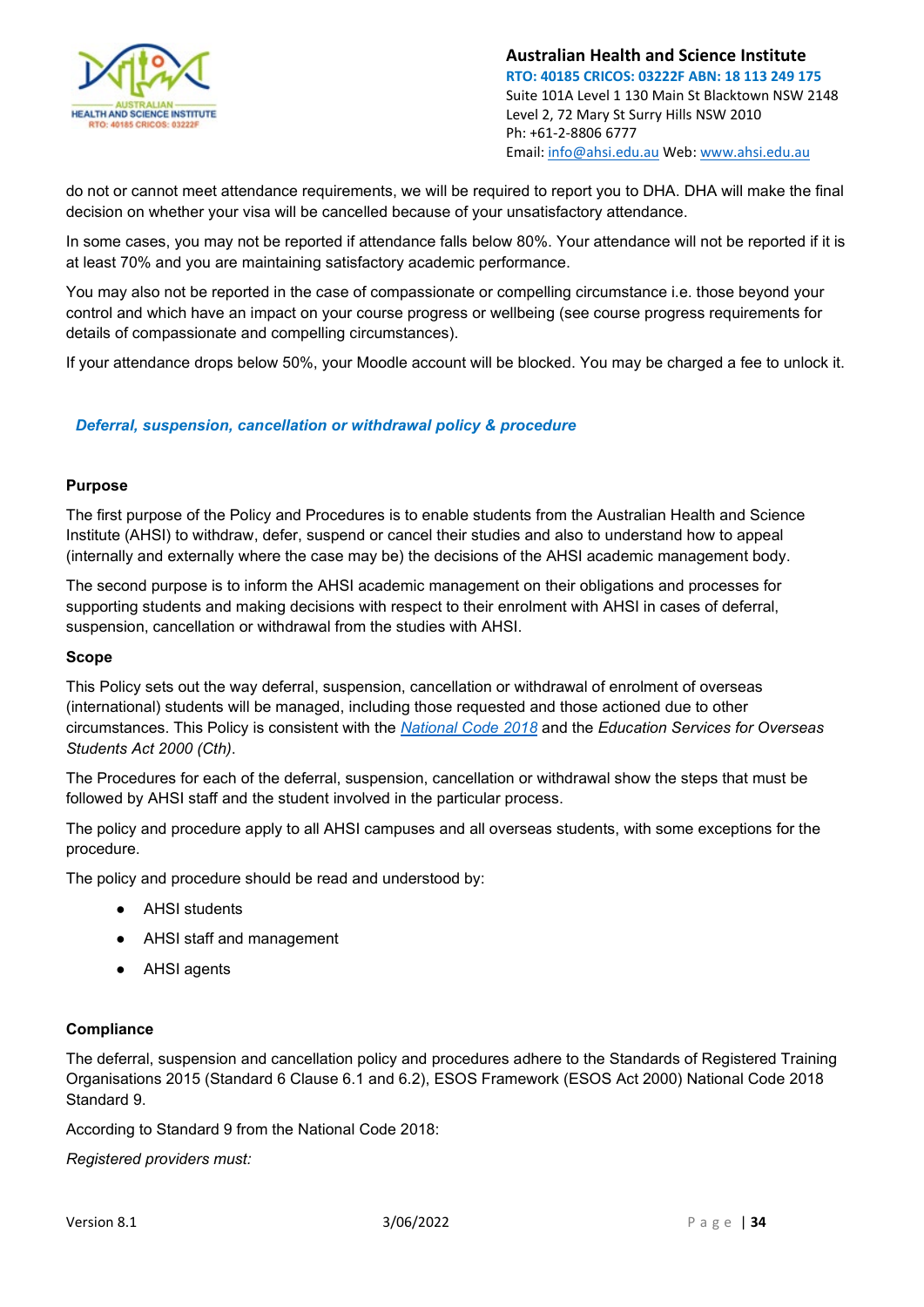do not or cannot meet attendance requirements, we will be required to report you to DHA. DHA will make the final decision on whether your visa will be cancelled because of your unsatisfactory attendance.

In some cases, you may not be reported if attendance falls below 80%. Your attendance will not be reported if it is at least 70% and you are maintaining satisfactory academic performance.

You may also not be reported in the case of compassionate or compelling circumstance i.e. those beyond your control and which have an impact on your course progress or wellbeing (see course progress requirements for details of compassionate and compelling circumstances).

If your attendance drops below 50%, your Moodle account will be blocked. You may be charged a fee to unlock it.

## *Deferral, suspension, cancellation or withdrawal policy & procedure*

### Purpose

The first purpose of the Policy and Procedures is to enable students from the Australian Health and Science Institute (AHSI) to withdraw, defer, suspend or cancel their studies and also to understand how to appeal (internally and externally where the case may be) the decisions of the AHSI academic management body.

The second purpose is to inform the AHSI academic management on their obligations and processes for supporting students and making decisions with respect to their enrolment with AHSI in cases of deferral, suspension, cancellation or withdrawal from the studies with AHSI.

### Scope

This Policy sets out the way deferral, suspension, cancellation or withdrawal of enrolment of overseas (international) students will be managed, including those requested and those actioned due to other circumstances. This Policy is consistent with the *National Code 2018* and the *Education Services for Overseas Students Act 2000 (Cth)*.

The Procedures for each of the deferral, suspension, cancellation or withdrawal show the steps that must be followed by AHSI staff and the student involved in the particular process.

The policy and procedure apply to all AHSI campuses and all overseas students, with some exceptions for the procedure.

The policy and procedure should be read and understood by:

- AHSI students
- AHSI staff and management
- AHSI agents

### Compliance

The deferral, suspension and cancellation policy and procedures adhere to the Standards of Registered Training Organisations 2015 (Standard 6 Clause 6.1 and 6.2), ESOS Framework (ESOS Act 2000) National Code 2018 Standard 9.

According to Standard 9 from the National Code 2018:

*Registered providers must:*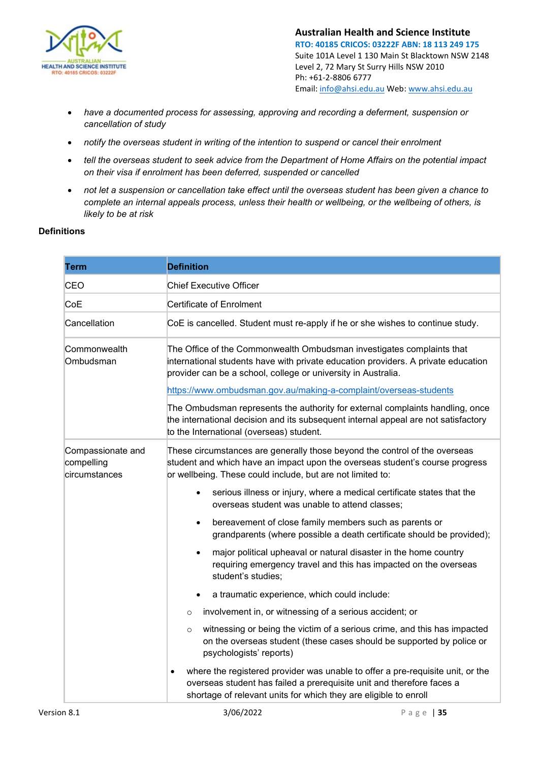- *have a documented process for assessing, approving and recording a deferment, suspension or cancellation of study*
- *notify the overseas student in writing of the intention to suspend or cancel their enrolment*
- *tell the overseas student to seek advice from the Department of Home Affairs on the potential impact on their visa if enrolment has been deferred, suspended or cancelled*
- *not let a suspension or cancellation take effect until the overseas student has been given a chance to complete an internal appeals process, unless their health or wellbeing, or the wellbeing of others, is likely to be at risk*

**Definitions**

| Term | Definition |
|---|---|
| CEO | Chief Executive Officer |
| CoE | Certificate of Enrolment |
| Cancellation | CoE is cancelled. Student must re-apply if he or she wishes to continue study. |
| Commonwealth Ombudsman | The Office of the Commonwealth Ombudsman investigates complaints that international students have with private education providers. A private education provider can be a school, college or university in Australia.<br><br>https://www.ombudsman.gov.au/making-a-complaint/overseas-students<br><br>The Ombudsman represents the authority for external complaints handling, once the international decision and its subsequent internal appeal are not satisfactory to the International (overseas) student. |
| Compassionate and compelling circumstances | These circumstances are generally those beyond the control of the overseas student and which have an impact upon the overseas student's course progress or wellbeing. These could include, but are not limited to:<br>• serious illness or injury, where a medical certificate states that the overseas student was unable to attend classes;<br>• bereavement of close family members such as parents or grandparents (where possible a death certificate should be provided);<br>• major political upheaval or natural disaster in the home country requiring emergency travel and this has impacted on the overseas student's studies;<br>• a traumatic experience, which could include:<br>  ○ involvement in, or witnessing of a serious accident; or<br>  ○ witnessing or being the victim of a serious crime, and this has impacted on the overseas student (these cases should be supported by police or psychologists' reports)<br>• where the registered provider was unable to offer a pre-requisite unit, or the overseas student has failed a prerequisite unit and therefore faces a shortage of relevant units for which they are eligible to enroll |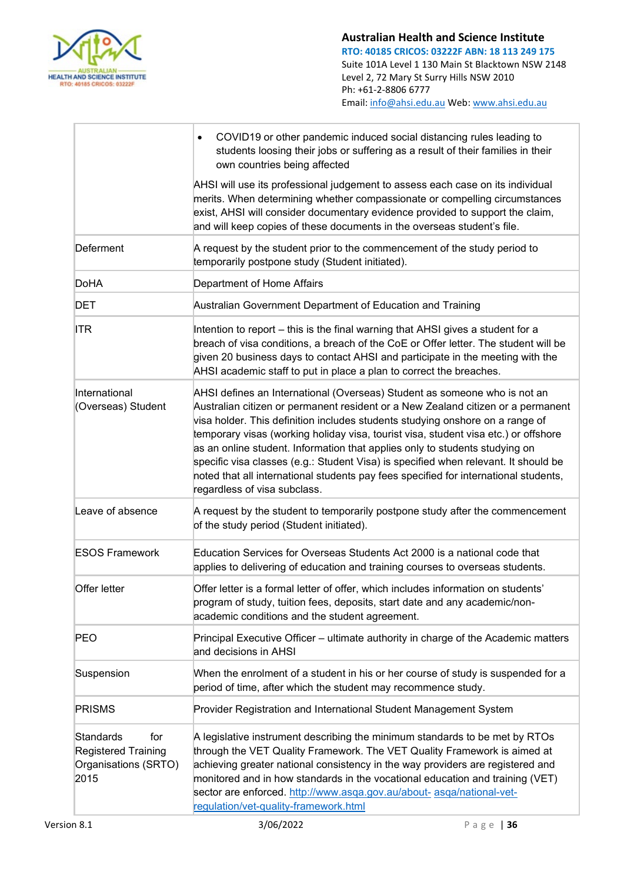| | |
|---|---|
| | • COVID19 or other pandemic induced social distancing rules leading to students loosing their jobs or suffering as a result of their families in their own countries being affected<br><br>AHSI will use its professional judgement to assess each case on its individual merits. When determining whether compassionate or compelling circumstances exist, AHSI will consider documentary evidence provided to support the claim, and will keep copies of these documents in the overseas student's file. |
| Deferment | A request by the student prior to the commencement of the study period to temporarily postpone study (Student initiated). |
| DoHA | Department of Home Affairs |
| DET | Australian Government Department of Education and Training |
| ITR | Intention to report – this is the final warning that AHSI gives a student for a breach of visa conditions, a breach of the CoE or Offer letter. The student will be given 20 business days to contact AHSI and participate in the meeting with the AHSI academic staff to put in place a plan to correct the breaches. |
| International (Overseas) Student | AHSI defines an International (Overseas) Student as someone who is not an Australian citizen or permanent resident or a New Zealand citizen or a permanent visa holder. This definition includes students studying onshore on a range of temporary visas (working holiday visa, tourist visa, student visa etc.) or offshore as an online student. Information that applies only to students studying on specific visa classes (e.g.: Student Visa) is specified when relevant. It should be noted that all international students pay fees specified for international students, regardless of visa subclass. |
| Leave of absence | A request by the student to temporarily postpone study after the commencement of the study period (Student initiated). |
| ESOS Framework | Education Services for Overseas Students Act 2000 is a national code that applies to delivering of education and training courses to overseas students. |
| Offer letter | Offer letter is a formal letter of offer, which includes information on students' program of study, tuition fees, deposits, start date and any academic/non-academic conditions and the student agreement. |
| PEO | Principal Executive Officer – ultimate authority in charge of the Academic matters and decisions in AHSI |
| Suspension | When the enrolment of a student in his or her course of study is suspended for a period of time, after which the student may recommence study. |
| PRISMS | Provider Registration and International Student Management System |
| Standards for Registered Training Organisations (SRTO) 2015 | A legislative instrument describing the minimum standards to be met by RTOs through the VET Quality Framework. The VET Quality Framework is aimed at achieving greater national consistency in the way providers are registered and monitored and in how standards in the vocational education and training (VET) sector are enforced. http://www.asqa.gov.au/about- asqa/national-vet-regulation/vet-quality-framework.html |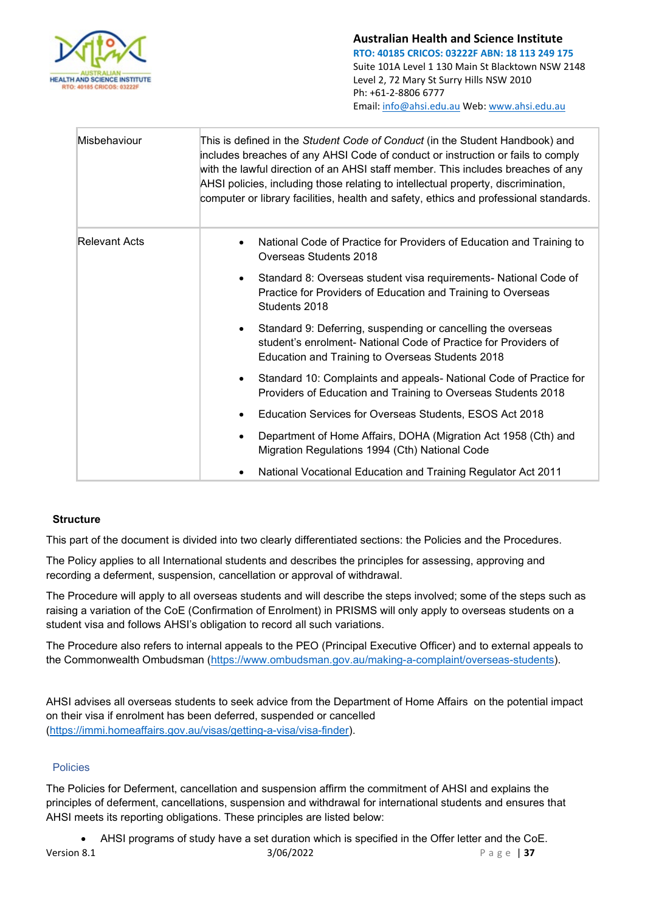| | |
|---|---|
| Misbehaviour | This is defined in the *Student Code of Conduct* (in the Student Handbook) and includes breaches of any AHSI Code of conduct or instruction or fails to comply with the lawful direction of an AHSI staff member. This includes breaches of any AHSI policies, including those relating to intellectual property, discrimination, computer or library facilities, health and safety, ethics and professional standards. |
| Relevant Acts | • National Code of Practice for Providers of Education and Training to Overseas Students 2018<br>• Standard 8: Overseas student visa requirements- National Code of Practice for Providers of Education and Training to Overseas Students 2018<br>• Standard 9: Deferring, suspending or cancelling the overseas student's enrolment- National Code of Practice for Providers of Education and Training to Overseas Students 2018<br>• Standard 10: Complaints and appeals- National Code of Practice for Providers of Education and Training to Overseas Students 2018<br>• Education Services for Overseas Students, ESOS Act 2018<br>• Department of Home Affairs, DOHA (Migration Act 1958 (Cth) and Migration Regulations 1994 (Cth) National Code<br>• National Vocational Education and Training Regulator Act 2011 |

**Structure**

This part of the document is divided into two clearly differentiated sections: the Policies and the Procedures.

The Policy applies to all International students and describes the principles for assessing, approving and recording a deferment, suspension, cancellation or approval of withdrawal.

The Procedure will apply to all overseas students and will describe the steps involved; some of the steps such as raising a variation of the CoE (Confirmation of Enrolment) in PRISMS will only apply to overseas students on a student visa and follows AHSI's obligation to record all such variations.

The Procedure also refers to internal appeals to the PEO (Principal Executive Officer) and to external appeals to the Commonwealth Ombudsman (https://www.ombudsman.gov.au/making-a-complaint/overseas-students).

AHSI advises all overseas students to seek advice from the Department of Home Affairs on the potential impact on their visa if enrolment has been deferred, suspended or cancelled (https://immi.homeaffairs.gov.au/visas/getting-a-visa/visa-finder).

## Policies

The Policies for Deferment, cancellation and suspension affirm the commitment of AHSI and explains the principles of deferment, cancellations, suspension and withdrawal for international students and ensures that AHSI meets its reporting obligations. These principles are listed below:

- AHSI programs of study have a set duration which is specified in the Offer letter and the CoE.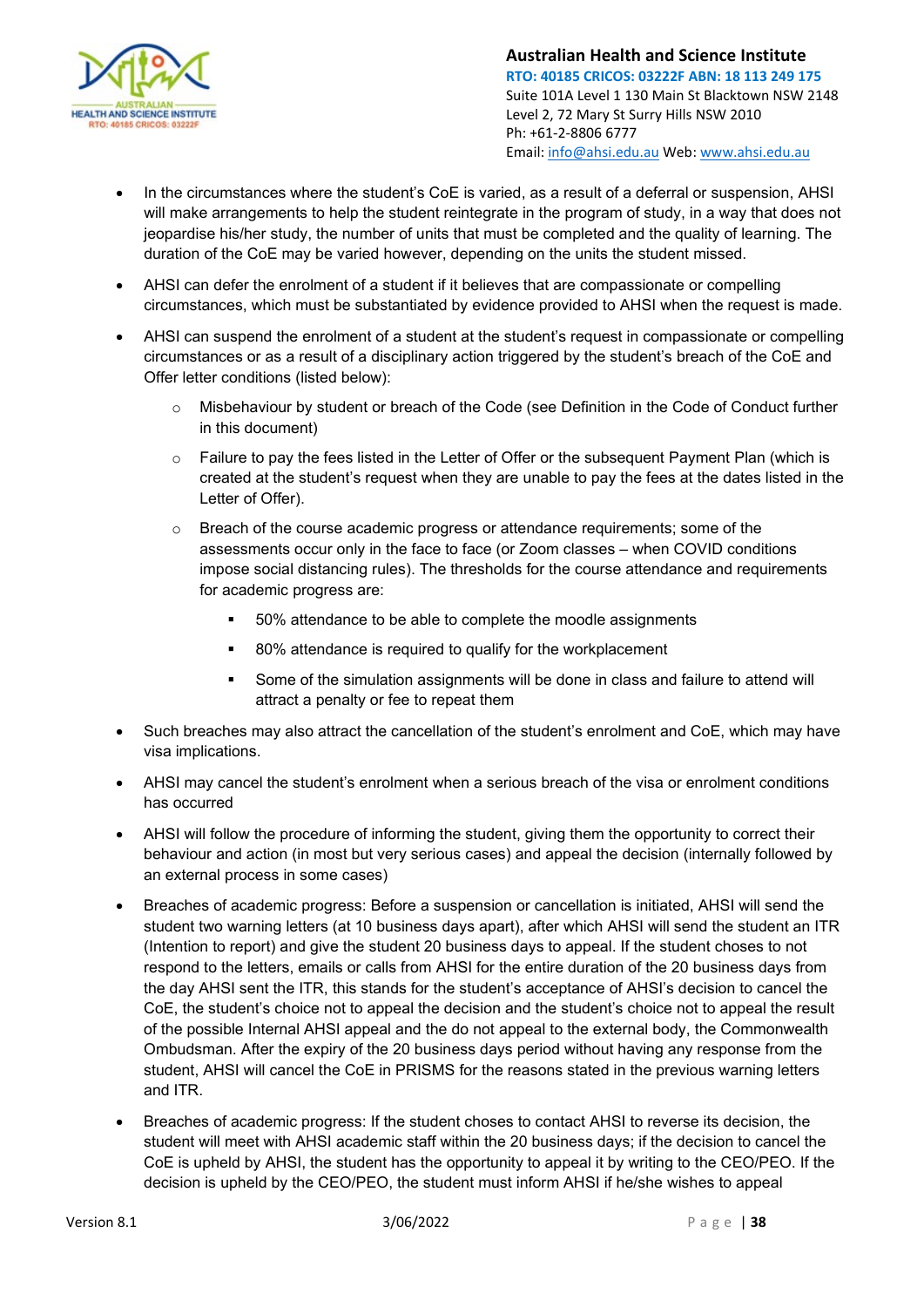- In the circumstances where the student's CoE is varied, as a result of a deferral or suspension, AHSI will make arrangements to help the student reintegrate in the program of study, in a way that does not jeopardise his/her study, the number of units that must be completed and the quality of learning. The duration of the CoE may be varied however, depending on the units the student missed.
- AHSI can defer the enrolment of a student if it believes that are compassionate or compelling circumstances, which must be substantiated by evidence provided to AHSI when the request is made.
- AHSI can suspend the enrolment of a student at the student's request in compassionate or compelling circumstances or as a result of a disciplinary action triggered by the student's breach of the CoE and Offer letter conditions (listed below):
  - Misbehaviour by student or breach of the Code (see Definition in the Code of Conduct further in this document)
  - Failure to pay the fees listed in the Letter of Offer or the subsequent Payment Plan (which is created at the student's request when they are unable to pay the fees at the dates listed in the Letter of Offer).
  - Breach of the course academic progress or attendance requirements; some of the assessments occur only in the face to face (or Zoom classes – when COVID conditions impose social distancing rules). The thresholds for the course attendance and requirements for academic progress are:
    - 50% attendance to be able to complete the moodle assignments
    - 80% attendance is required to qualify for the workplacement
    - Some of the simulation assignments will be done in class and failure to attend will attract a penalty or fee to repeat them
- Such breaches may also attract the cancellation of the student's enrolment and CoE, which may have visa implications.
- AHSI may cancel the student's enrolment when a serious breach of the visa or enrolment conditions has occurred
- AHSI will follow the procedure of informing the student, giving them the opportunity to correct their behaviour and action (in most but very serious cases) and appeal the decision (internally followed by an external process in some cases)
- Breaches of academic progress: Before a suspension or cancellation is initiated, AHSI will send the student two warning letters (at 10 business days apart), after which AHSI will send the student an ITR (Intention to report) and give the student 20 business days to appeal. If the student choses to not respond to the letters, emails or calls from AHSI for the entire duration of the 20 business days from the day AHSI sent the ITR, this stands for the student's acceptance of AHSI's decision to cancel the CoE, the student's choice not to appeal the decision and the student's choice not to appeal the result of the possible Internal AHSI appeal and the do not appeal to the external body, the Commonwealth Ombudsman. After the expiry of the 20 business days period without having any response from the student, AHSI will cancel the CoE in PRISMS for the reasons stated in the previous warning letters and ITR.
- Breaches of academic progress: If the student choses to contact AHSI to reverse its decision, the student will meet with AHSI academic staff within the 20 business days; if the decision to cancel the CoE is upheld by AHSI, the student has the opportunity to appeal it by writing to the CEO/PEO. If the decision is upheld by the CEO/PEO, the student must inform AHSI if he/she wishes to appeal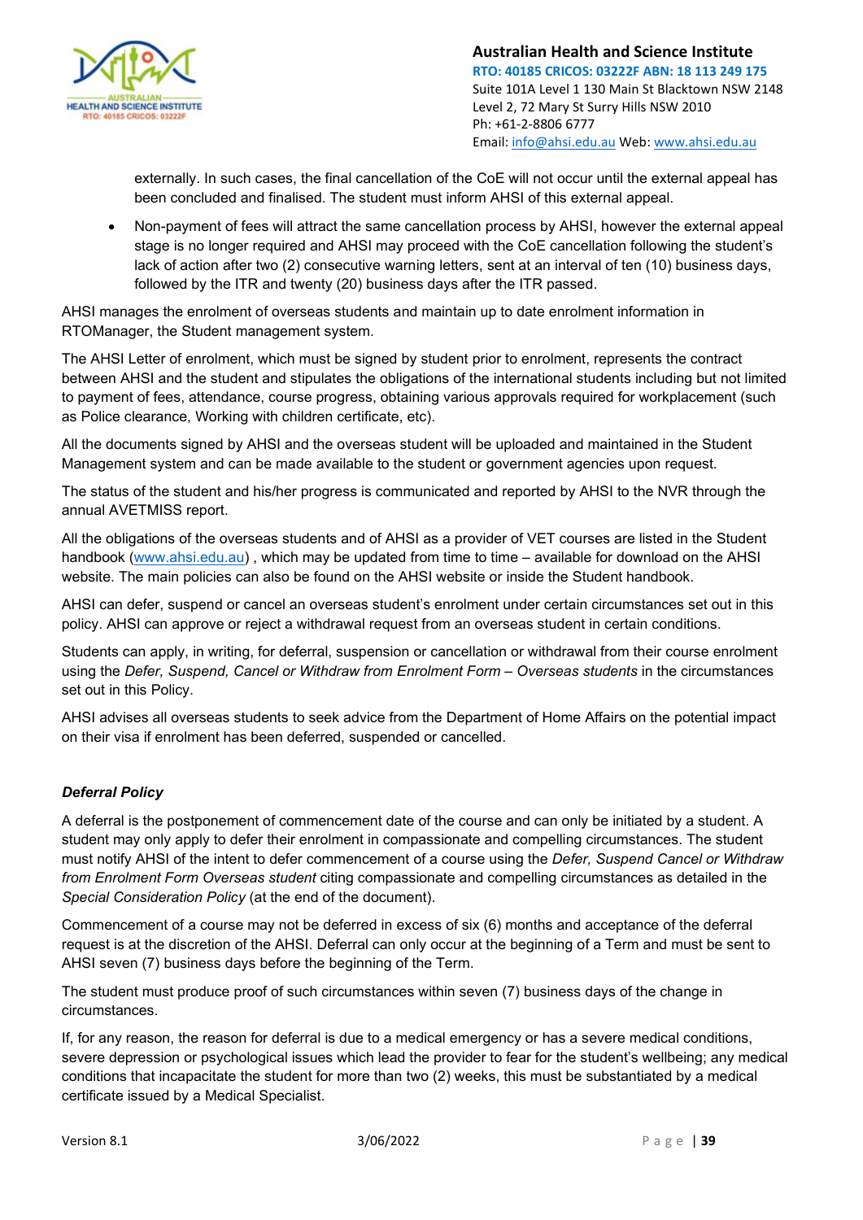externally. In such cases, the final cancellation of the CoE will not occur until the external appeal has been concluded and finalised. The student must inform AHSI of this external appeal.

- Non-payment of fees will attract the same cancellation process by AHSI, however the external appeal stage is no longer required and AHSI may proceed with the CoE cancellation following the student's lack of action after two (2) consecutive warning letters, sent at an interval of ten (10) business days, followed by the ITR and twenty (20) business days after the ITR passed.

AHSI manages the enrolment of overseas students and maintain up to date enrolment information in RTOManager, the Student management system.

The AHSI Letter of enrolment, which must be signed by student prior to enrolment, represents the contract between AHSI and the student and stipulates the obligations of the international students including but not limited to payment of fees, attendance, course progress, obtaining various approvals required for workplacement (such as Police clearance, Working with children certificate, etc).

All the documents signed by AHSI and the overseas student will be uploaded and maintained in the Student Management system and can be made available to the student or government agencies upon request.

The status of the student and his/her progress is communicated and reported by AHSI to the NVR through the annual AVETMISS report.

All the obligations of the overseas students and of AHSI as a provider of VET courses are listed in the Student handbook (www.ahsi.edu.au) , which may be updated from time to time – available for download on the AHSI website. The main policies can also be found on the AHSI website or inside the Student handbook.

AHSI can defer, suspend or cancel an overseas student's enrolment under certain circumstances set out in this policy. AHSI can approve or reject a withdrawal request from an overseas student in certain conditions.

Students can apply, in writing, for deferral, suspension or cancellation or withdrawal from their course enrolment using the *Defer, Suspend, Cancel or Withdraw from Enrolment Form – Overseas students* in the circumstances set out in this Policy.

AHSI advises all overseas students to seek advice from the Department of Home Affairs on the potential impact on their visa if enrolment has been deferred, suspended or cancelled.

***Deferral Policy***

A deferral is the postponement of commencement date of the course and can only be initiated by a student. A student may only apply to defer their enrolment in compassionate and compelling circumstances. The student must notify AHSI of the intent to defer commencement of a course using the *Defer, Suspend Cancel or Withdraw from Enrolment Form Overseas student* citing compassionate and compelling circumstances as detailed in the *Special Consideration Policy* (at the end of the document).

Commencement of a course may not be deferred in excess of six (6) months and acceptance of the deferral request is at the discretion of the AHSI. Deferral can only occur at the beginning of a Term and must be sent to AHSI seven (7) business days before the beginning of the Term.

The student must produce proof of such circumstances within seven (7) business days of the change in circumstances.

If, for any reason, the reason for deferral is due to a medical emergency or has a severe medical conditions, severe depression or psychological issues which lead the provider to fear for the student's wellbeing; any medical conditions that incapacitate the student for more than two (2) weeks, this must be substantiated by a medical certificate issued by a Medical Specialist.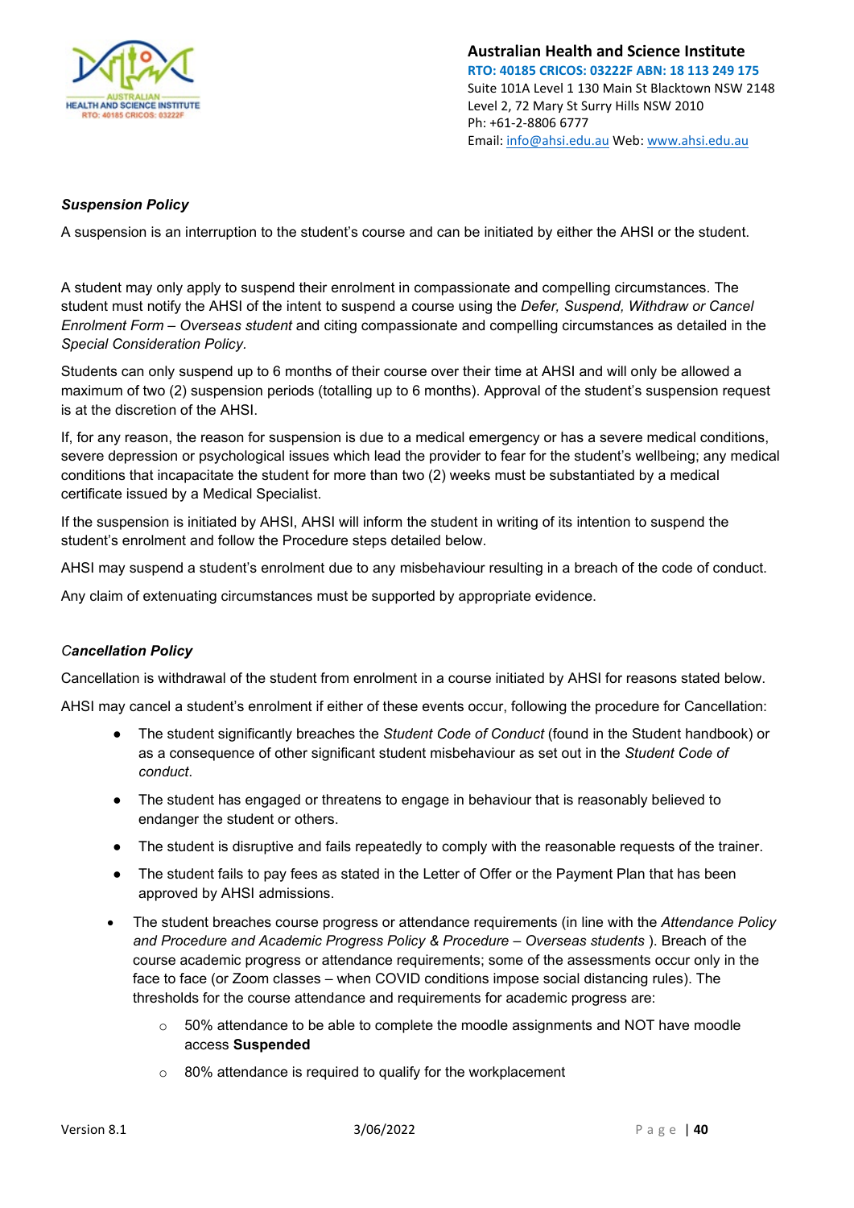***Suspension Policy***

A suspension is an interruption to the student's course and can be initiated by either the AHSI or the student.

A student may only apply to suspend their enrolment in compassionate and compelling circumstances. The student must notify the AHSI of the intent to suspend a course using the *Defer, Suspend, Withdraw or Cancel Enrolment Form – Overseas student* and citing compassionate and compelling circumstances as detailed in the *Special Consideration Policy.*

Students can only suspend up to 6 months of their course over their time at AHSI and will only be allowed a maximum of two (2) suspension periods (totalling up to 6 months). Approval of the student's suspension request is at the discretion of the AHSI.

If, for any reason, the reason for suspension is due to a medical emergency or has a severe medical conditions, severe depression or psychological issues which lead the provider to fear for the student's wellbeing; any medical conditions that incapacitate the student for more than two (2) weeks must be substantiated by a medical certificate issued by a Medical Specialist.

If the suspension is initiated by AHSI, AHSI will inform the student in writing of its intention to suspend the student's enrolment and follow the Procedure steps detailed below.

AHSI may suspend a student's enrolment due to any misbehaviour resulting in a breach of the code of conduct.

Any claim of extenuating circumstances must be supported by appropriate evidence.

***Cancellation Policy***

Cancellation is withdrawal of the student from enrolment in a course initiated by AHSI for reasons stated below.

AHSI may cancel a student's enrolment if either of these events occur, following the procedure for Cancellation:

- The student significantly breaches the *Student Code of Conduct* (found in the Student handbook) or as a consequence of other significant student misbehaviour as set out in the *Student Code of conduct*.
- The student has engaged or threatens to engage in behaviour that is reasonably believed to endanger the student or others.
- The student is disruptive and fails repeatedly to comply with the reasonable requests of the trainer.
- The student fails to pay fees as stated in the Letter of Offer or the Payment Plan that has been approved by AHSI admissions.
- The student breaches course progress or attendance requirements (in line with the *Attendance Policy and Procedure and Academic Progress Policy & Procedure – Overseas students* ). Breach of the course academic progress or attendance requirements; some of the assessments occur only in the face to face (or Zoom classes – when COVID conditions impose social distancing rules). The thresholds for the course attendance and requirements for academic progress are:
    - 50% attendance to be able to complete the moodle assignments and NOT have moodle access **Suspended**
    - 80% attendance is required to qualify for the workplacement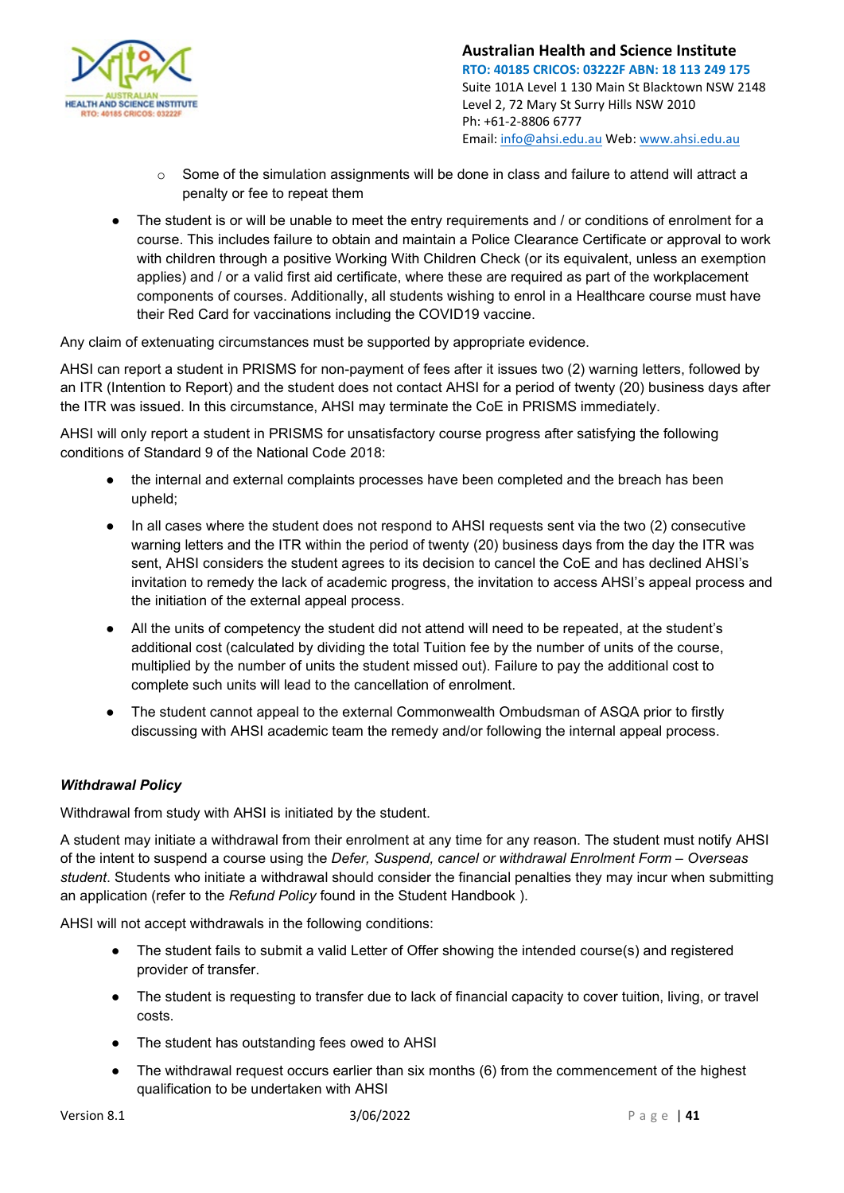- Some of the simulation assignments will be done in class and failure to attend will attract a penalty or fee to repeat them

- The student is or will be unable to meet the entry requirements and / or conditions of enrolment for a course. This includes failure to obtain and maintain a Police Clearance Certificate or approval to work with children through a positive Working With Children Check (or its equivalent, unless an exemption applies) and / or a valid first aid certificate, where these are required as part of the workplacement components of courses. Additionally, all students wishing to enrol in a Healthcare course must have their Red Card for vaccinations including the COVID19 vaccine.

Any claim of extenuating circumstances must be supported by appropriate evidence.

AHSI can report a student in PRISMS for non-payment of fees after it issues two (2) warning letters, followed by an ITR (Intention to Report) and the student does not contact AHSI for a period of twenty (20) business days after the ITR was issued. In this circumstance, AHSI may terminate the CoE in PRISMS immediately.

AHSI will only report a student in PRISMS for unsatisfactory course progress after satisfying the following conditions of Standard 9 of the National Code 2018:

- the internal and external complaints processes have been completed and the breach has been upheld;
- In all cases where the student does not respond to AHSI requests sent via the two (2) consecutive warning letters and the ITR within the period of twenty (20) business days from the day the ITR was sent, AHSI considers the student agrees to its decision to cancel the CoE and has declined AHSI's invitation to remedy the lack of academic progress, the invitation to access AHSI's appeal process and the initiation of the external appeal process.
- All the units of competency the student did not attend will need to be repeated, at the student's additional cost (calculated by dividing the total Tuition fee by the number of units of the course, multiplied by the number of units the student missed out). Failure to pay the additional cost to complete such units will lead to the cancellation of enrolment.
- The student cannot appeal to the external Commonwealth Ombudsman of ASQA prior to firstly discussing with AHSI academic team the remedy and/or following the internal appeal process.

***Withdrawal Policy***

Withdrawal from study with AHSI is initiated by the student.

A student may initiate a withdrawal from their enrolment at any time for any reason. The student must notify AHSI of the intent to suspend a course using the *Defer, Suspend, cancel or withdrawal Enrolment Form – Overseas student*. Students who initiate a withdrawal should consider the financial penalties they may incur when submitting an application (refer to the *Refund Policy* found in the Student Handbook ).

AHSI will not accept withdrawals in the following conditions:

- The student fails to submit a valid Letter of Offer showing the intended course(s) and registered provider of transfer.
- The student is requesting to transfer due to lack of financial capacity to cover tuition, living, or travel costs.
- The student has outstanding fees owed to AHSI
- The withdrawal request occurs earlier than six months (6) from the commencement of the highest qualification to be undertaken with AHSI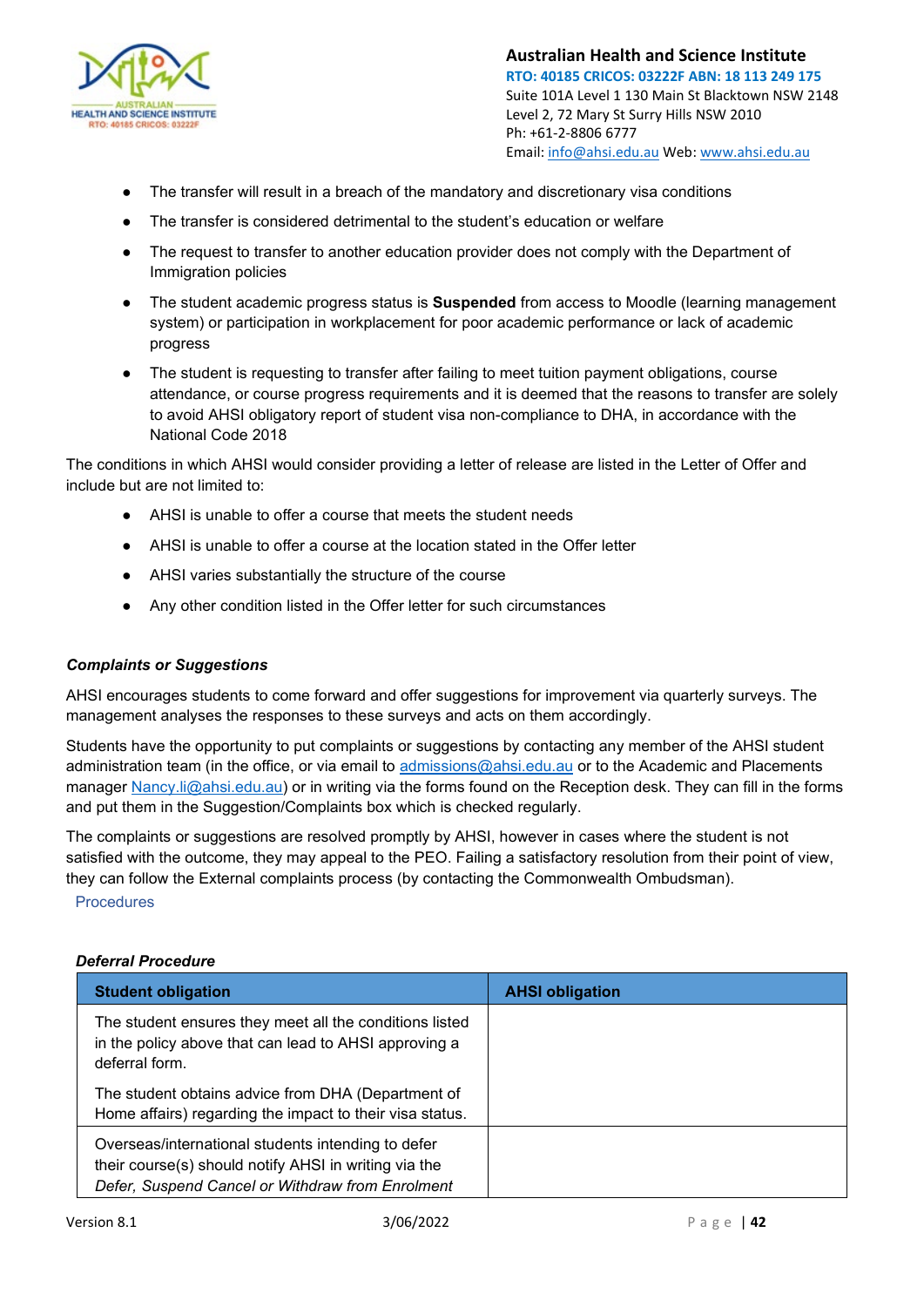- The transfer will result in a breach of the mandatory and discretionary visa conditions
- The transfer is considered detrimental to the student's education or welfare
- The request to transfer to another education provider does not comply with the Department of Immigration policies
- The student academic progress status is **Suspended** from access to Moodle (learning management system) or participation in workplacement for poor academic performance or lack of academic progress
- The student is requesting to transfer after failing to meet tuition payment obligations, course attendance, or course progress requirements and it is deemed that the reasons to transfer are solely to avoid AHSI obligatory report of student visa non-compliance to DHA, in accordance with the National Code 2018

The conditions in which AHSI would consider providing a letter of release are listed in the Letter of Offer and include but are not limited to:

- AHSI is unable to offer a course that meets the student needs
- AHSI is unable to offer a course at the location stated in the Offer letter
- AHSI varies substantially the structure of the course
- Any other condition listed in the Offer letter for such circumstances

***Complaints or Suggestions***

AHSI encourages students to come forward and offer suggestions for improvement via quarterly surveys. The management analyses the responses to these surveys and acts on them accordingly.

Students have the opportunity to put complaints or suggestions by contacting any member of the AHSI student administration team (in the office, or via email to admissions@ahsi.edu.au or to the Academic and Placements manager Nancy.li@ahsi.edu.au) or in writing via the forms found on the Reception desk. They can fill in the forms and put them in the Suggestion/Complaints box which is checked regularly.

The complaints or suggestions are resolved promptly by AHSI, however in cases where the student is not satisfied with the outcome, they may appeal to the PEO. Failing a satisfactory resolution from their point of view, they can follow the External complaints process (by contacting the Commonwealth Ombudsman).

Procedures

***Deferral Procedure***

| Student obligation | AHSI obligation |
|---|---|
| The student ensures they meet all the conditions listed in the policy above that can lead to AHSI approving a deferral form.<br><br>The student obtains advice from DHA (Department of Home affairs) regarding the impact to their visa status. | |
| Overseas/international students intending to defer their course(s) should notify AHSI in writing via the *Defer, Suspend Cancel or Withdraw from Enrolment* | |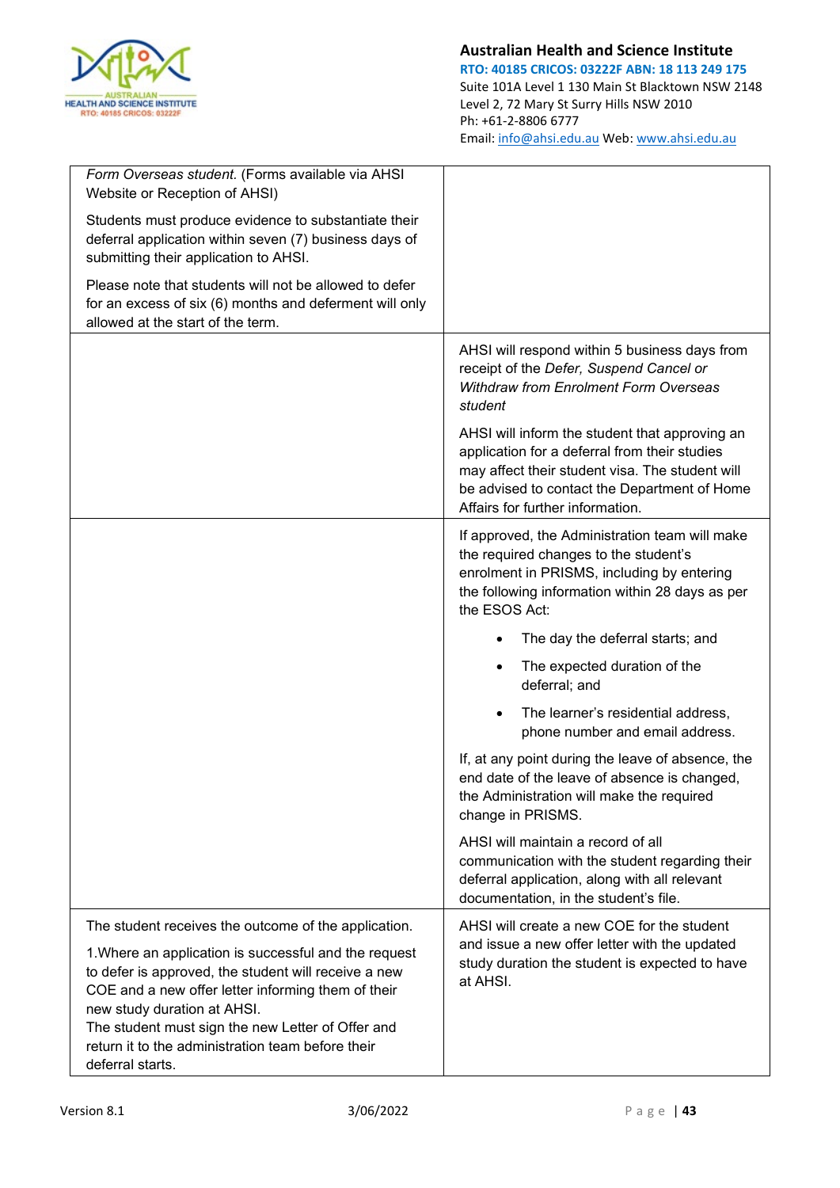| | |
|---|---|
| *Form Overseas student.* (Forms available via AHSI Website or Reception of AHSI)<br><br>Students must produce evidence to substantiate their deferral application within seven (7) business days of submitting their application to AHSI.<br><br>Please note that students will not be allowed to defer for an excess of six (6) months and deferment will only allowed at the start of the term. | |
| | AHSI will respond within 5 business days from receipt of the *Defer, Suspend Cancel or Withdraw from Enrolment Form Overseas student*<br><br>AHSI will inform the student that approving an application for a deferral from their studies may affect their student visa. The student will be advised to contact the Department of Home Affairs for further information. |
| | If approved, the Administration team will make the required changes to the student's enrolment in PRISMS, including by entering the following information within 28 days as per the ESOS Act:<br><br>• The day the deferral starts; and<br>• The expected duration of the deferral; and<br>• The learner's residential address, phone number and email address.<br><br>If, at any point during the leave of absence, the end date of the leave of absence is changed, the Administration will make the required change in PRISMS.<br><br>AHSI will maintain a record of all communication with the student regarding their deferral application, along with all relevant documentation, in the student's file. |
| The student receives the outcome of the application.<br><br>1.Where an application is successful and the request to defer is approved, the student will receive a new COE and a new offer letter informing them of their new study duration at AHSI.<br>The student must sign the new Letter of Offer and return it to the administration team before their deferral starts. | AHSI will create a new COE for the student and issue a new offer letter with the updated study duration the student is expected to have at AHSI. |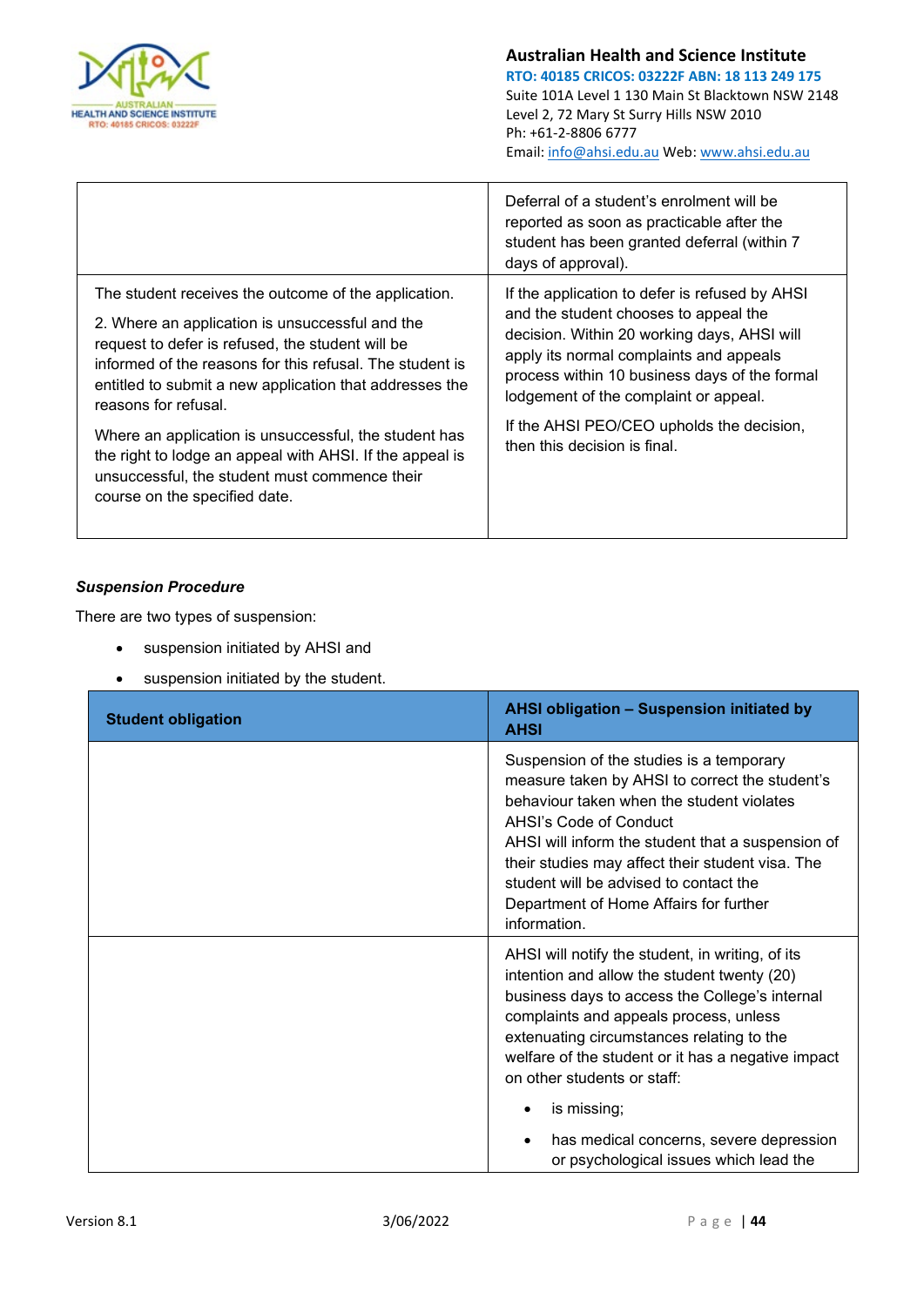| | |
|---|---|
| | Deferral of a student's enrolment will be reported as soon as practicable after the student has been granted deferral (within 7 days of approval). |
| The student receives the outcome of the application.<br><br>2. Where an application is unsuccessful and the request to defer is refused, the student will be informed of the reasons for this refusal. The student is entitled to submit a new application that addresses the reasons for refusal.<br><br>Where an application is unsuccessful, the student has the right to lodge an appeal with AHSI. If the appeal is unsuccessful, the student must commence their course on the specified date. | If the application to defer is refused by AHSI and the student chooses to appeal the decision. Within 20 working days, AHSI will apply its normal complaints and appeals process within 10 business days of the formal lodgement of the complaint or appeal.<br><br>If the AHSI PEO/CEO upholds the decision, then this decision is final. |

***Suspension Procedure***

There are two types of suspension:

- suspension initiated by AHSI and
- suspension initiated by the student.

| Student obligation | AHSI obligation – Suspension initiated by AHSI |
|---|---|
| | Suspension of the studies is a temporary measure taken by AHSI to correct the student's behaviour taken when the student violates AHSI's Code of Conduct<br>AHSI will inform the student that a suspension of their studies may affect their student visa. The student will be advised to contact the Department of Home Affairs for further information. |
| | AHSI will notify the student, in writing, of its intention and allow the student twenty (20) business days to access the College's internal complaints and appeals process, unless extenuating circumstances relating to the welfare of the student or it has a negative impact on other students or staff:<br><br>• is missing;<br><br>• has medical concerns, severe depression or psychological issues which lead the |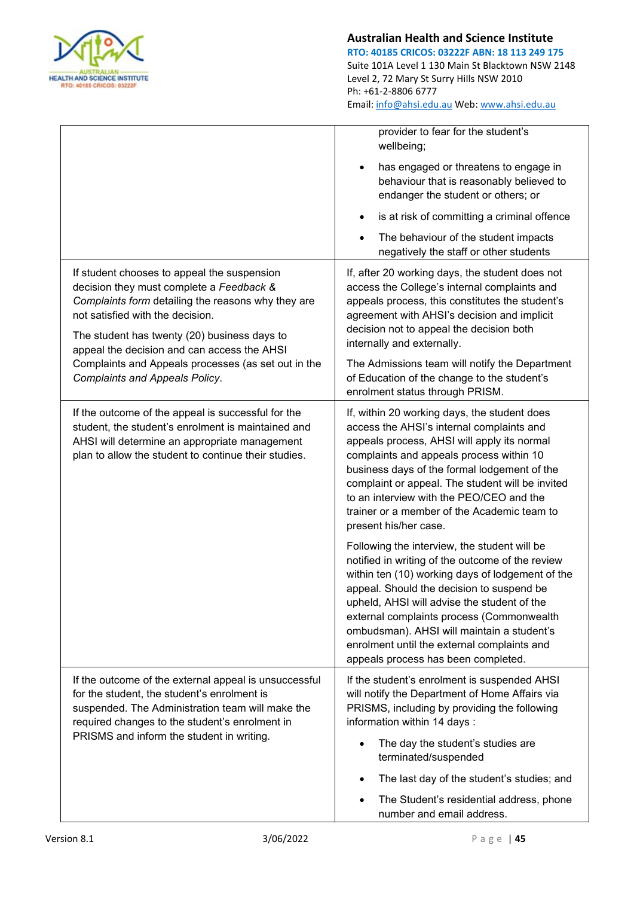| | |
|---|---|
| | provider to fear for the student's wellbeing;<br>• has engaged or threatens to engage in behaviour that is reasonably believed to endanger the student or others; or<br>• is at risk of committing a criminal offence<br>• The behaviour of the student impacts negatively the staff or other students |
| If student chooses to appeal the suspension decision they must complete a *Feedback & Complaints form* detailing the reasons why they are not satisfied with the decision.<br><br>The student has twenty (20) business days to appeal the decision and can access the AHSI Complaints and Appeals processes (as set out in the *Complaints and Appeals Policy*. | If, after 20 working days, the student does not access the College's internal complaints and appeals process, this constitutes the student's agreement with AHSI's decision and implicit decision not to appeal the decision both internally and externally.<br><br>The Admissions team will notify the Department of Education of the change to the student's enrolment status through PRISM. |
| If the outcome of the appeal is successful for the student, the student's enrolment is maintained and AHSI will determine an appropriate management plan to allow the student to continue their studies. | If, within 20 working days, the student does access the AHSI's internal complaints and appeals process, AHSI will apply its normal complaints and appeals process within 10 business days of the formal lodgement of the complaint or appeal. The student will be invited to an interview with the PEO/CEO and the trainer or a member of the Academic team to present his/her case.<br><br>Following the interview, the student will be notified in writing of the outcome of the review within ten (10) working days of lodgement of the appeal. Should the decision to suspend be upheld, AHSI will advise the student of the external complaints process (Commonwealth ombudsman). AHSI will maintain a student's enrolment until the external complaints and appeals process has been completed. |
| If the outcome of the external appeal is unsuccessful for the student, the student's enrolment is suspended. The Administration team will make the required changes to the student's enrolment in PRISMS and inform the student in writing. | If the student's enrolment is suspended AHSI will notify the Department of Home Affairs via PRISMS, including by providing the following information within 14 days :<br>• The day the student's studies are terminated/suspended<br>• The last day of the student's studies; and<br>• The Student's residential address, phone number and email address. |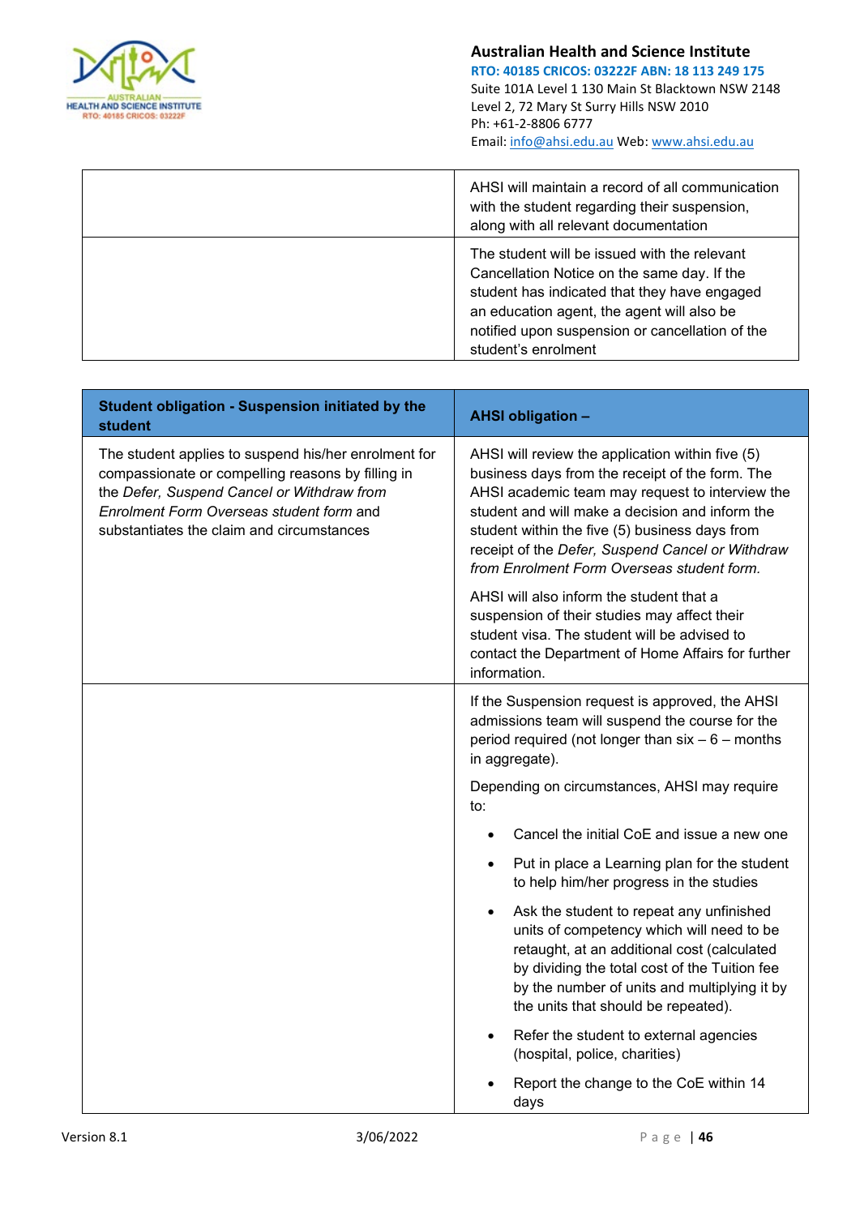| | |
|---|---|
| | AHSI will maintain a record of all communication with the student regarding their suspension, along with all relevant documentation |
| | The student will be issued with the relevant Cancellation Notice on the same day. If the student has indicated that they have engaged an education agent, the agent will also be notified upon suspension or cancellation of the student's enrolment |

| **Student obligation - Suspension initiated by the student** | **AHSI obligation –** |
|---|---|
| The student applies to suspend his/her enrolment for compassionate or compelling reasons by filling in the *Defer, Suspend Cancel or Withdraw from Enrolment Form Overseas student form* and substantiates the claim and circumstances | AHSI will review the application within five (5) business days from the receipt of the form. The AHSI academic team may request to interview the student and will make a decision and inform the student within the five (5) business days from receipt of the *Defer, Suspend Cancel or Withdraw from Enrolment Form Overseas student form.*<br><br>AHSI will also inform the student that a suspension of their studies may affect their student visa. The student will be advised to contact the Department of Home Affairs for further information. |
| | If the Suspension request is approved, the AHSI admissions team will suspend the course for the period required (not longer than six – 6 – months in aggregate).<br><br>Depending on circumstances, AHSI may require to:<br>• Cancel the initial CoE and issue a new one<br>• Put in place a Learning plan for the student to help him/her progress in the studies<br>• Ask the student to repeat any unfinished units of competency which will need to be retaught, at an additional cost (calculated by dividing the total cost of the Tuition fee by the number of units and multiplying it by the units that should be repeated).<br>• Refer the student to external agencies (hospital, police, charities)<br>• Report the change to the CoE within 14 days |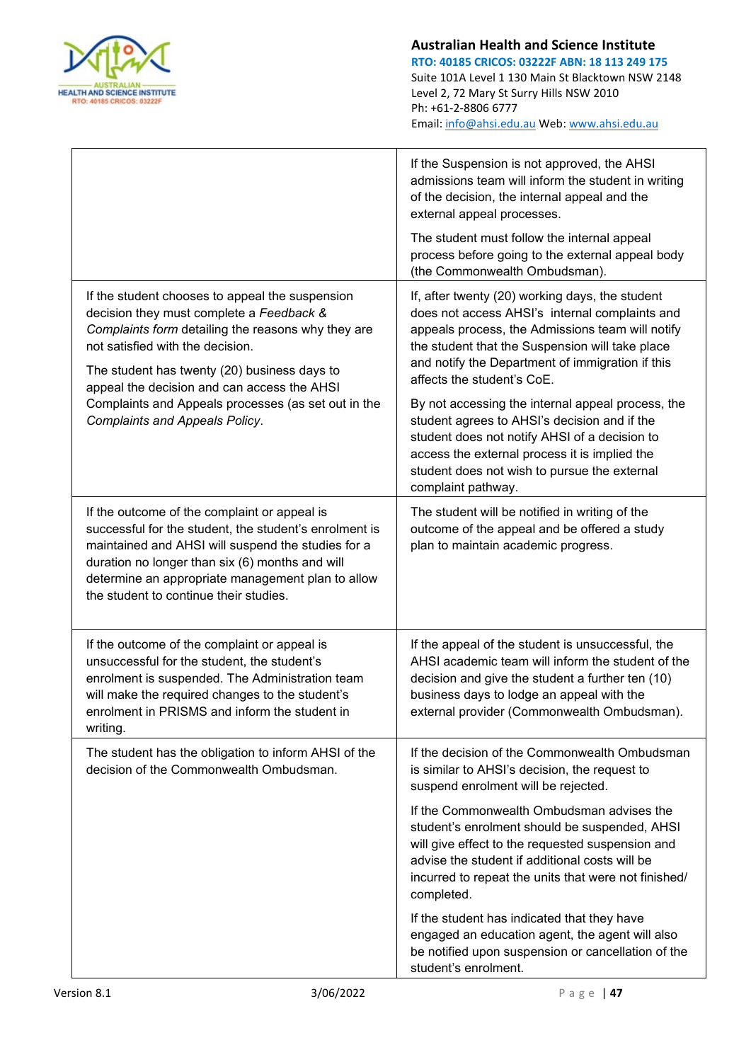|  |  |
|---|---|
|  | If the Suspension is not approved, the AHSI admissions team will inform the student in writing of the decision, the internal appeal and the external appeal processes.<br><br>The student must follow the internal appeal process before going to the external appeal body (the Commonwealth Ombudsman). |
| If the student chooses to appeal the suspension decision they must complete a *Feedback & Complaints form* detailing the reasons why they are not satisfied with the decision.<br><br>The student has twenty (20) business days to appeal the decision and can access the AHSI Complaints and Appeals processes (as set out in the *Complaints and Appeals Policy*. | If, after twenty (20) working days, the student does not access AHSI's internal complaints and appeals process, the Admissions team will notify the student that the Suspension will take place and notify the Department of immigration if this affects the student's CoE.<br><br>By not accessing the internal appeal process, the student agrees to AHSI's decision and if the student does not notify AHSI of a decision to access the external process it is implied the student does not wish to pursue the external complaint pathway. |
| If the outcome of the complaint or appeal is successful for the student, the student's enrolment is maintained and AHSI will suspend the studies for a duration no longer than six (6) months and will determine an appropriate management plan to allow the student to continue their studies. | The student will be notified in writing of the outcome of the appeal and be offered a study plan to maintain academic progress. |
| If the outcome of the complaint or appeal is unsuccessful for the student, the student's enrolment is suspended. The Administration team will make the required changes to the student's enrolment in PRISMS and inform the student in writing. | If the appeal of the student is unsuccessful, the AHSI academic team will inform the student of the decision and give the student a further ten (10) business days to lodge an appeal with the external provider (Commonwealth Ombudsman). |
| The student has the obligation to inform AHSI of the decision of the Commonwealth Ombudsman. | If the decision of the Commonwealth Ombudsman is similar to AHSI's decision, the request to suspend enrolment will be rejected.<br><br>If the Commonwealth Ombudsman advises the student's enrolment should be suspended, AHSI will give effect to the requested suspension and advise the student if additional costs will be incurred to repeat the units that were not finished/ completed.<br><br>If the student has indicated that they have engaged an education agent, the agent will also be notified upon suspension or cancellation of the student's enrolment. |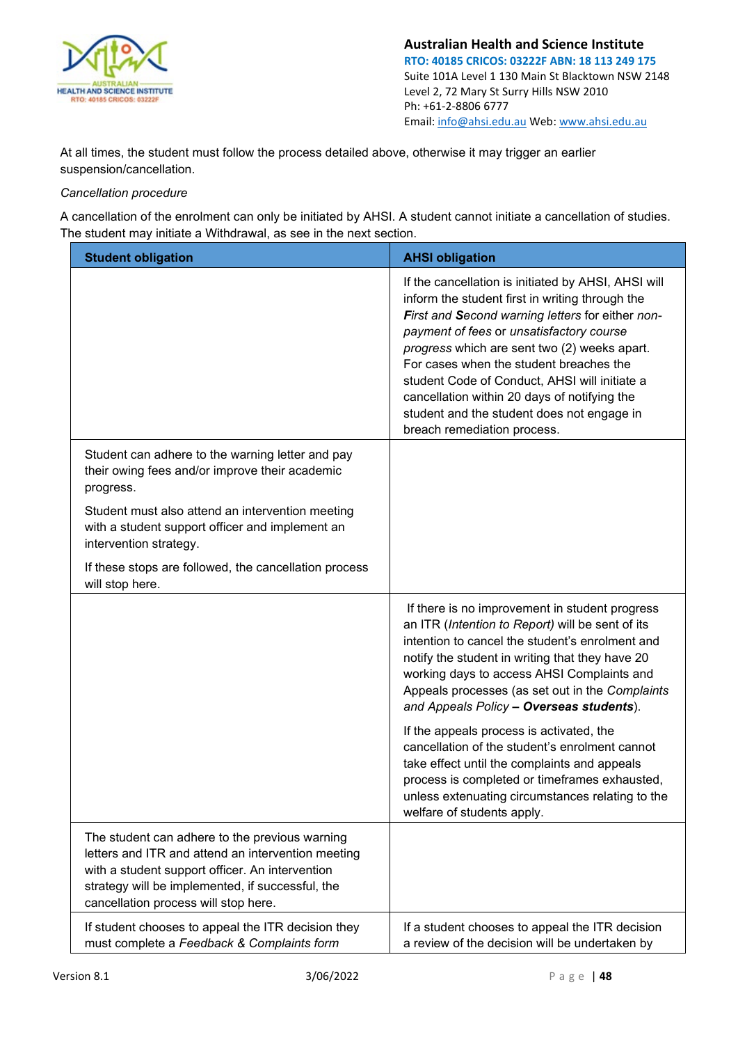At all times, the student must follow the process detailed above, otherwise it may trigger an earlier suspension/cancellation.

*Cancellation procedure*

A cancellation of the enrolment can only be initiated by AHSI. A student cannot initiate a cancellation of studies. The student may initiate a Withdrawal, as see in the next section.

| Student obligation | AHSI obligation |
|---|---|
| | If the cancellation is initiated by AHSI, AHSI will inform the student first in writing through the ***F****irst and* ***S****econd warning letters* for either *non-payment of fees* or *unsatisfactory course progress* which are sent two (2) weeks apart. For cases when the student breaches the student Code of Conduct, AHSI will initiate a cancellation within 20 days of notifying the student and the student does not engage in breach remediation process. |
| Student can adhere to the warning letter and pay their owing fees and/or improve their academic progress.<br><br>Student must also attend an intervention meeting with a student support officer and implement an intervention strategy.<br><br>If these stops are followed, the cancellation process will stop here. | |
| | If there is no improvement in student progress an ITR (*Intention to Report)* will be sent of its intention to cancel the student's enrolment and notify the student in writing that they have 20 working days to access AHSI Complaints and Appeals processes (as set out in the *Complaints and Appeals Policy* ***– Overseas students***).<br><br>If the appeals process is activated, the cancellation of the student's enrolment cannot take effect until the complaints and appeals process is completed or timeframes exhausted, unless extenuating circumstances relating to the welfare of students apply. |
| The student can adhere to the previous warning letters and ITR and attend an intervention meeting with a student support officer. An intervention strategy will be implemented, if successful, the cancellation process will stop here. | |
| If student chooses to appeal the ITR decision they must complete a *Feedback & Complaints form* | If a student chooses to appeal the ITR decision a review of the decision will be undertaken by |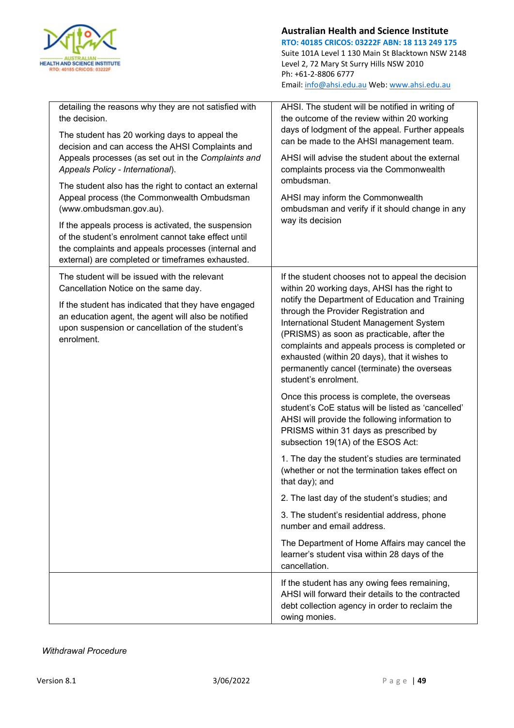| | |
|---|---|
| detailing the reasons why they are not satisfied with the decision.<br><br>The student has 20 working days to appeal the decision and can access the AHSI Complaints and Appeals processes (as set out in the *Complaints and Appeals Policy - International*).<br><br>The student also has the right to contact an external Appeal process (the Commonwealth Ombudsman (www.ombudsman.gov.au).<br><br>If the appeals process is activated, the suspension of the student's enrolment cannot take effect until the complaints and appeals processes (internal and external) are completed or timeframes exhausted. | AHSI. The student will be notified in writing of the outcome of the review within 20 working days of lodgment of the appeal. Further appeals can be made to the AHSI management team.<br><br>AHSI will advise the student about the external complaints process via the Commonwealth ombudsman.<br><br>AHSI may inform the Commonwealth ombudsman and verify if it should change in any way its decision |
| The student will be issued with the relevant Cancellation Notice on the same day.<br><br>If the student has indicated that they have engaged an education agent, the agent will also be notified upon suspension or cancellation of the student's enrolment. | If the student chooses not to appeal the decision within 20 working days, AHSI has the right to notify the Department of Education and Training through the Provider Registration and International Student Management System (PRISMS) as soon as practicable, after the complaints and appeals process is completed or exhausted (within 20 days), that it wishes to permanently cancel (terminate) the overseas student's enrolment.<br><br>Once this process is complete, the overseas student's CoE status will be listed as 'cancelled' AHSI will provide the following information to PRISMS within 31 days as prescribed by subsection 19(1A) of the ESOS Act:<br><br>1. The day the student's studies are terminated (whether or not the termination takes effect on that day); and<br><br>2. The last day of the student's studies; and<br><br>3. The student's residential address, phone number and email address.<br><br>The Department of Home Affairs may cancel the learner's student visa within 28 days of the cancellation. |
| | If the student has any owing fees remaining, AHSI will forward their details to the contracted debt collection agency in order to reclaim the owing monies. |

*Withdrawal Procedure*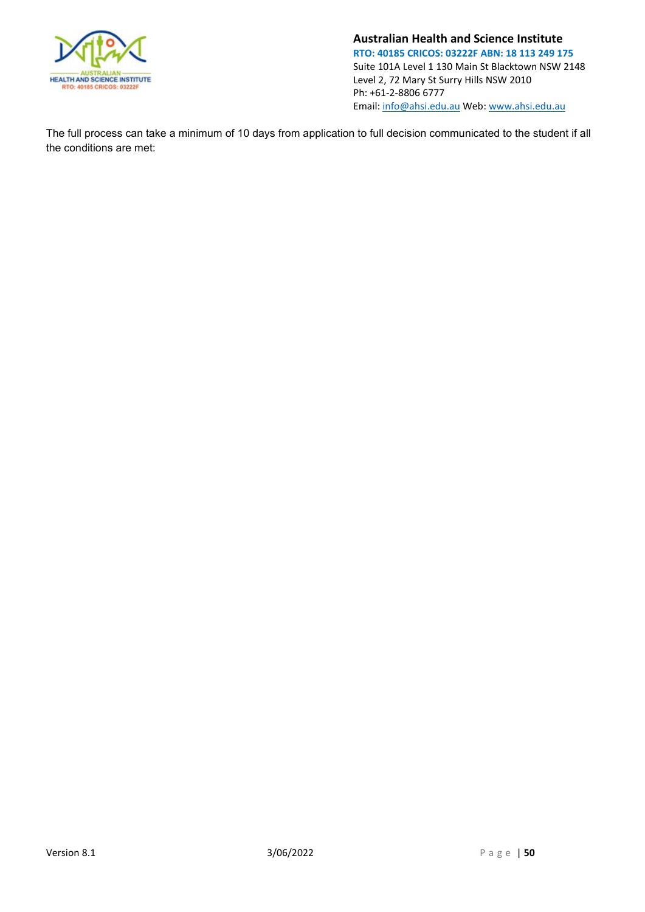The full process can take a minimum of 10 days from application to full decision communicated to the student if all the conditions are met: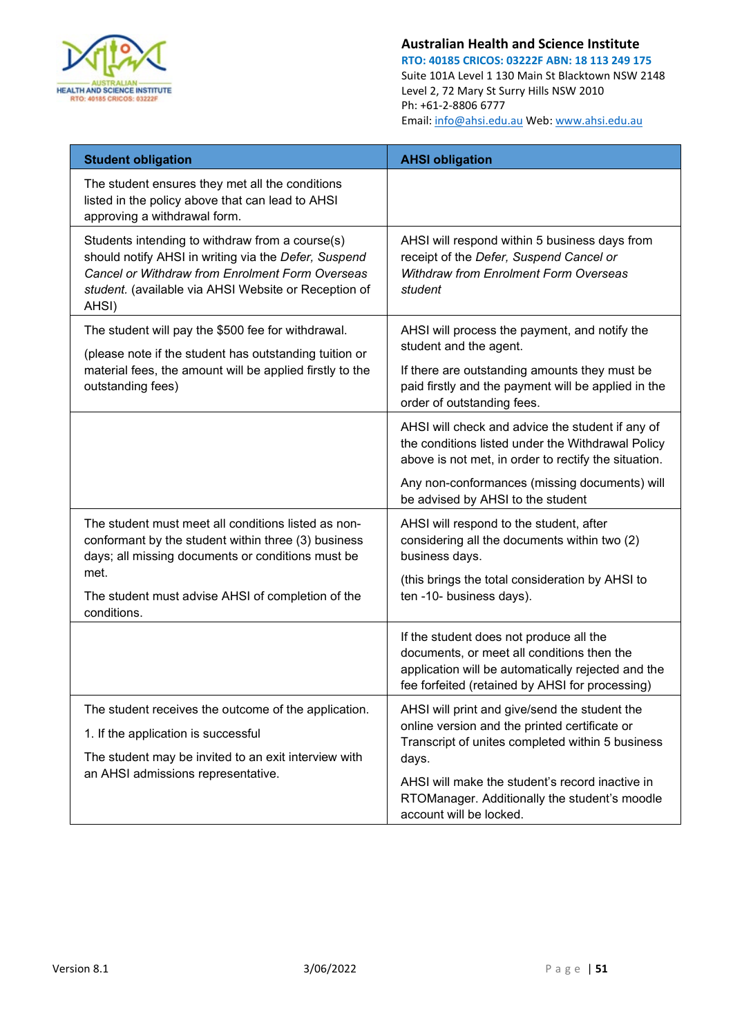| Student obligation | AHSI obligation |
|---|---|
| The student ensures they met all the conditions listed in the policy above that can lead to AHSI approving a withdrawal form. | |
| Students intending to withdraw from a course(s) should notify AHSI in writing via the *Defer, Suspend Cancel or Withdraw from Enrolment Form Overseas student.* (available via AHSI Website or Reception of AHSI) | AHSI will respond within 5 business days from receipt of the *Defer, Suspend Cancel or Withdraw from Enrolment Form Overseas student* |
| The student will pay the $500 fee for withdrawal. <br><br> (please note if the student has outstanding tuition or material fees, the amount will be applied firstly to the outstanding fees) | AHSI will process the payment, and notify the student and the agent. <br><br> If there are outstanding amounts they must be paid firstly and the payment will be applied in the order of outstanding fees. |
| | AHSI will check and advice the student if any of the conditions listed under the Withdrawal Policy above is not met, in order to rectify the situation. <br><br> Any non-conformances (missing documents) will be advised by AHSI to the student |
| The student must meet all conditions listed as non-conformant by the student within three (3) business days; all missing documents or conditions must be met. <br><br> The student must advise AHSI of completion of the conditions. | AHSI will respond to the student, after considering all the documents within two (2) business days. <br><br> (this brings the total consideration by AHSI to ten -10- business days). |
| | If the student does not produce all the documents, or meet all conditions then the application will be automatically rejected and the fee forfeited (retained by AHSI for processing) |
| The student receives the outcome of the application. <br><br> 1. If the application is successful <br><br> The student may be invited to an exit interview with an AHSI admissions representative. | AHSI will print and give/send the student the online version and the printed certificate or Transcript of unites completed within 5 business days. <br><br> AHSI will make the student's record inactive in RTOManager. Additionally the student's moodle account will be locked. |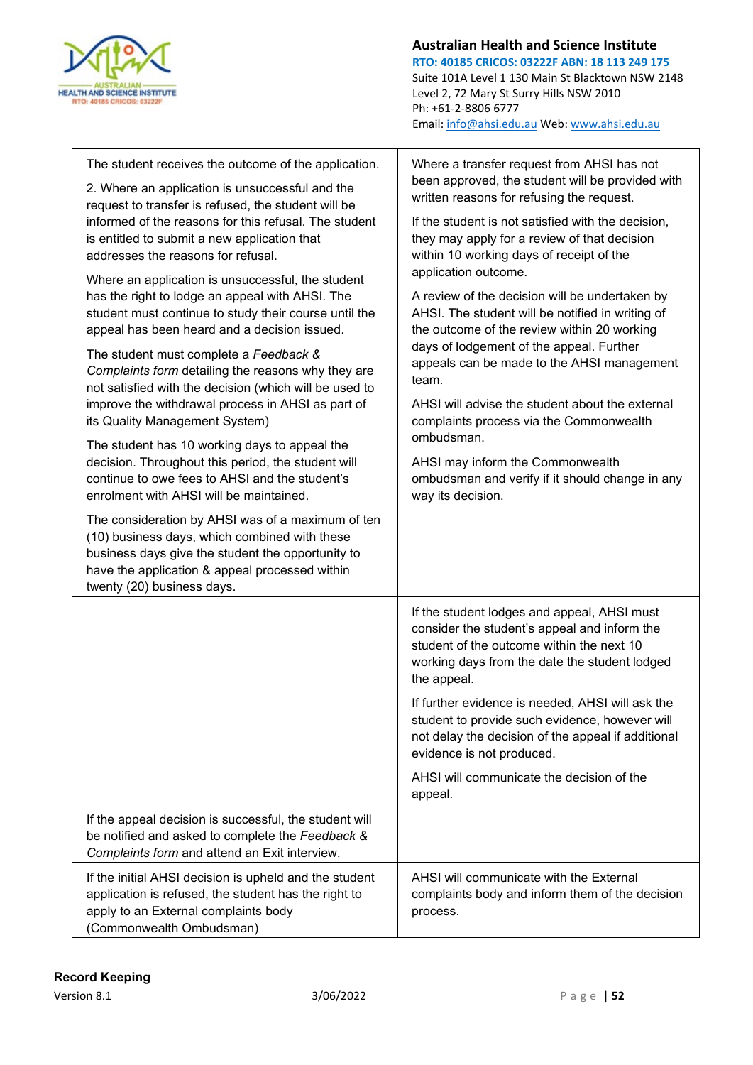| | |
|---|---|
| The student receives the outcome of the application.<br><br>2. Where an application is unsuccessful and the request to transfer is refused, the student will be informed of the reasons for this refusal. The student is entitled to submit a new application that addresses the reasons for refusal.<br><br>Where an application is unsuccessful, the student has the right to lodge an appeal with AHSI. The student must continue to study their course until the appeal has been heard and a decision issued.<br><br>The student must complete a *Feedback & Complaints form* detailing the reasons why they are not satisfied with the decision (which will be used to improve the withdrawal process in AHSI as part of its Quality Management System)<br><br>The student has 10 working days to appeal the decision. Throughout this period, the student will continue to owe fees to AHSI and the student's enrolment with AHSI will be maintained.<br><br>The consideration by AHSI was of a maximum of ten (10) business days, which combined with these business days give the student the opportunity to have the application & appeal processed within twenty (20) business days. | Where a transfer request from AHSI has not been approved, the student will be provided with written reasons for refusing the request.<br><br>If the student is not satisfied with the decision, they may apply for a review of that decision within 10 working days of receipt of the application outcome.<br><br>A review of the decision will be undertaken by AHSI. The student will be notified in writing of the outcome of the review within 20 working days of lodgement of the appeal. Further appeals can be made to the AHSI management team.<br><br>AHSI will advise the student about the external complaints process via the Commonwealth ombudsman.<br><br>AHSI may inform the Commonwealth ombudsman and verify if it should change in any way its decision. |
| | If the student lodges and appeal, AHSI must consider the student's appeal and inform the student of the outcome within the next 10 working days from the date the student lodged the appeal.<br><br>If further evidence is needed, AHSI will ask the student to provide such evidence, however will not delay the decision of the appeal if additional evidence is not produced.<br><br>AHSI will communicate the decision of the appeal. |
| If the appeal decision is successful, the student will be notified and asked to complete the *Feedback & Complaints form* and attend an Exit interview. | |
| If the initial AHSI decision is upheld and the student application is refused, the student has the right to apply to an External complaints body (Commonwealth Ombudsman) | AHSI will communicate with the External complaints body and inform them of the decision process. |

**Record Keeping**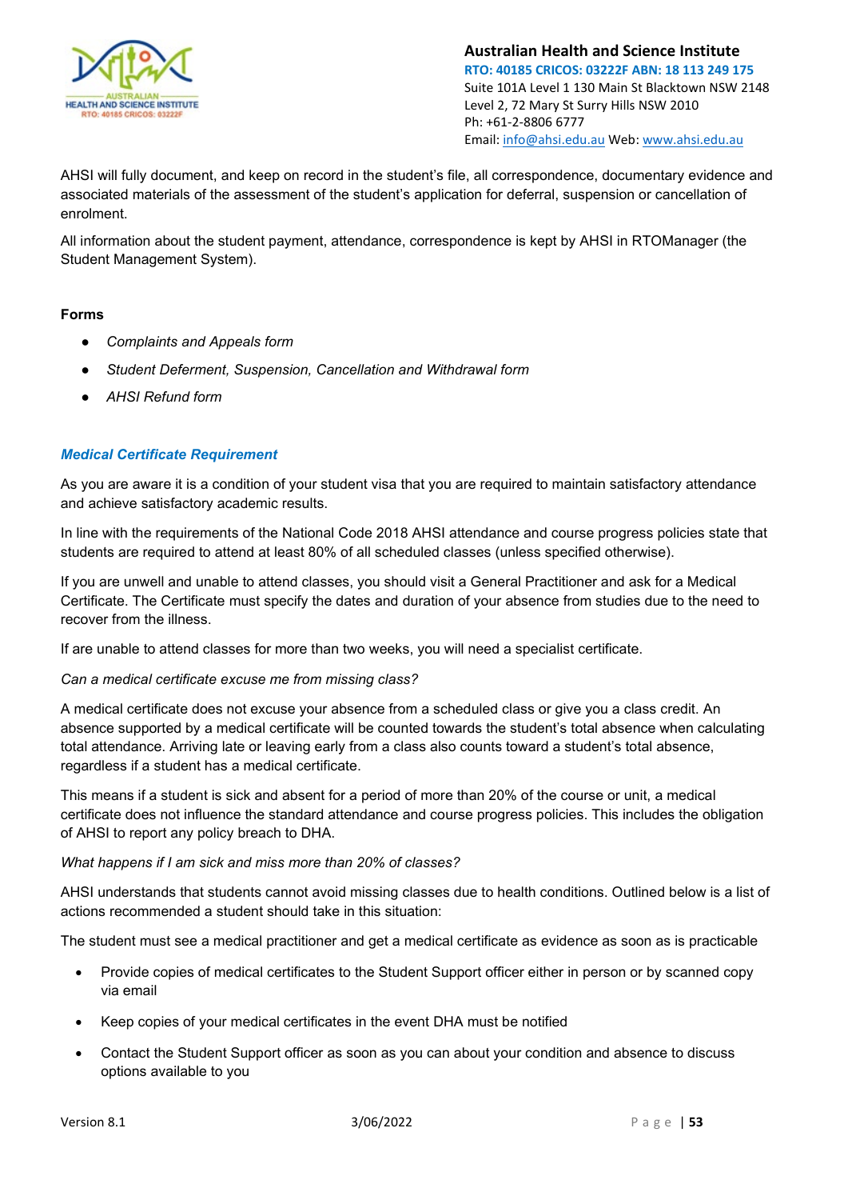AHSI will fully document, and keep on record in the student's file, all correspondence, documentary evidence and associated materials of the assessment of the student's application for deferral, suspension or cancellation of enrolment.

All information about the student payment, attendance, correspondence is kept by AHSI in RTOManager (the Student Management System).

**Forms**

- *Complaints and Appeals form*
- *Student Deferment, Suspension, Cancellation and Withdrawal form*
- *AHSI Refund form*

### *Medical Certificate Requirement*

As you are aware it is a condition of your student visa that you are required to maintain satisfactory attendance and achieve satisfactory academic results.

In line with the requirements of the National Code 2018 AHSI attendance and course progress policies state that students are required to attend at least 80% of all scheduled classes (unless specified otherwise).

If you are unwell and unable to attend classes, you should visit a General Practitioner and ask for a Medical Certificate. The Certificate must specify the dates and duration of your absence from studies due to the need to recover from the illness.

If are unable to attend classes for more than two weeks, you will need a specialist certificate.

*Can a medical certificate excuse me from missing class?*

A medical certificate does not excuse your absence from a scheduled class or give you a class credit. An absence supported by a medical certificate will be counted towards the student's total absence when calculating total attendance. Arriving late or leaving early from a class also counts toward a student's total absence, regardless if a student has a medical certificate.

This means if a student is sick and absent for a period of more than 20% of the course or unit, a medical certificate does not influence the standard attendance and course progress policies. This includes the obligation of AHSI to report any policy breach to DHA.

*What happens if I am sick and miss more than 20% of classes?*

AHSI understands that students cannot avoid missing classes due to health conditions. Outlined below is a list of actions recommended a student should take in this situation:

The student must see a medical practitioner and get a medical certificate as evidence as soon as is practicable

- Provide copies of medical certificates to the Student Support officer either in person or by scanned copy via email
- Keep copies of your medical certificates in the event DHA must be notified
- Contact the Student Support officer as soon as you can about your condition and absence to discuss options available to you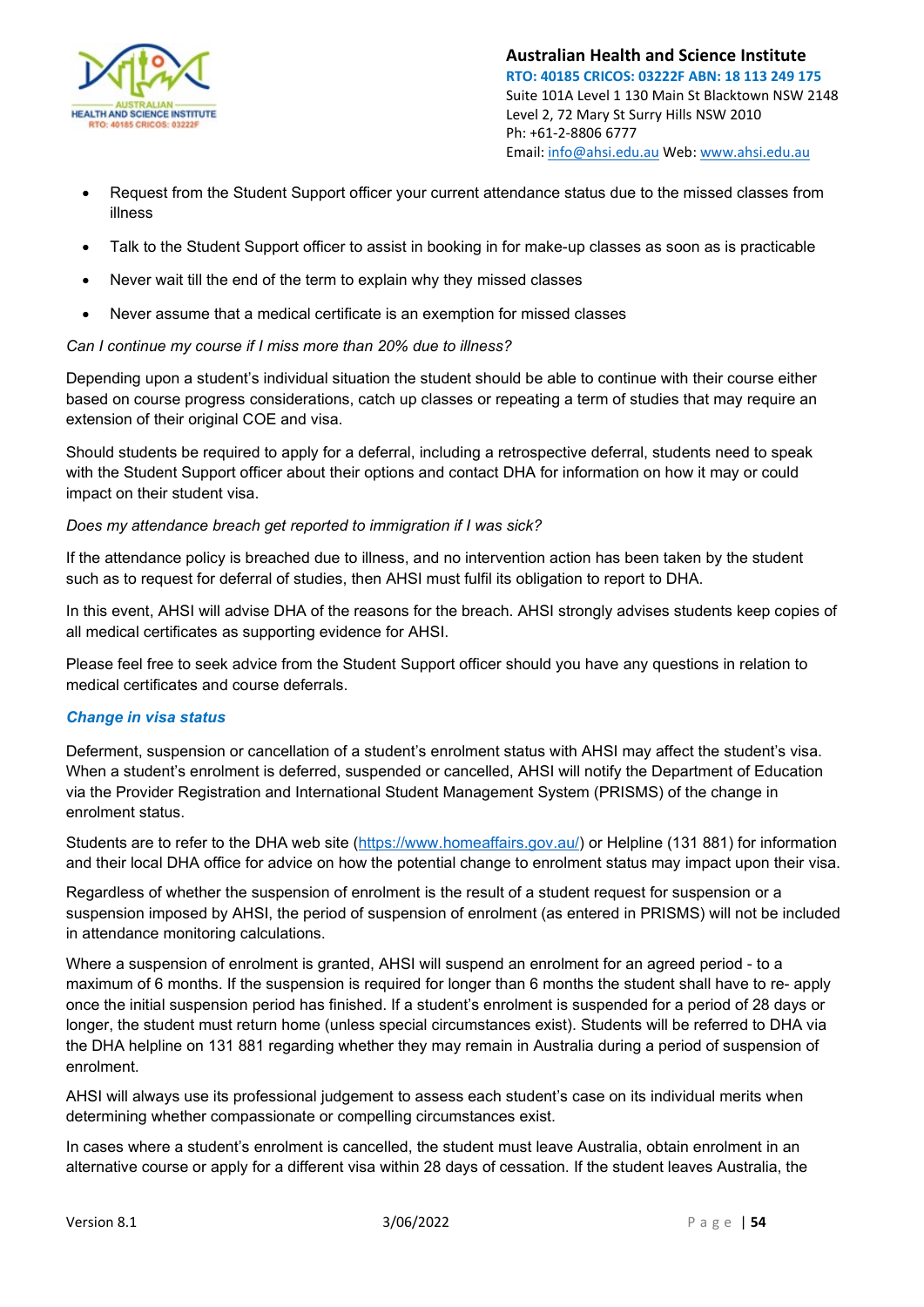- Request from the Student Support officer your current attendance status due to the missed classes from illness
- Talk to the Student Support officer to assist in booking in for make-up classes as soon as is practicable
- Never wait till the end of the term to explain why they missed classes
- Never assume that a medical certificate is an exemption for missed classes

*Can I continue my course if I miss more than 20% due to illness?*

Depending upon a student's individual situation the student should be able to continue with their course either based on course progress considerations, catch up classes or repeating a term of studies that may require an extension of their original COE and visa.

Should students be required to apply for a deferral, including a retrospective deferral, students need to speak with the Student Support officer about their options and contact DHA for information on how it may or could impact on their student visa.

*Does my attendance breach get reported to immigration if I was sick?*

If the attendance policy is breached due to illness, and no intervention action has been taken by the student such as to request for deferral of studies, then AHSI must fulfil its obligation to report to DHA.

In this event, AHSI will advise DHA of the reasons for the breach. AHSI strongly advises students keep copies of all medical certificates as supporting evidence for AHSI.

Please feel free to seek advice from the Student Support officer should you have any questions in relation to medical certificates and course deferrals.

### *Change in visa status*

Deferment, suspension or cancellation of a student's enrolment status with AHSI may affect the student's visa. When a student's enrolment is deferred, suspended or cancelled, AHSI will notify the Department of Education via the Provider Registration and International Student Management System (PRISMS) of the change in enrolment status.

Students are to refer to the DHA web site (https://www.homeaffairs.gov.au/) or Helpline (131 881) for information and their local DHA office for advice on how the potential change to enrolment status may impact upon their visa.

Regardless of whether the suspension of enrolment is the result of a student request for suspension or a suspension imposed by AHSI, the period of suspension of enrolment (as entered in PRISMS) will not be included in attendance monitoring calculations.

Where a suspension of enrolment is granted, AHSI will suspend an enrolment for an agreed period - to a maximum of 6 months. If the suspension is required for longer than 6 months the student shall have to re- apply once the initial suspension period has finished. If a student's enrolment is suspended for a period of 28 days or longer, the student must return home (unless special circumstances exist). Students will be referred to DHA via the DHA helpline on 131 881 regarding whether they may remain in Australia during a period of suspension of enrolment.

AHSI will always use its professional judgement to assess each student's case on its individual merits when determining whether compassionate or compelling circumstances exist.

In cases where a student's enrolment is cancelled, the student must leave Australia, obtain enrolment in an alternative course or apply for a different visa within 28 days of cessation. If the student leaves Australia, the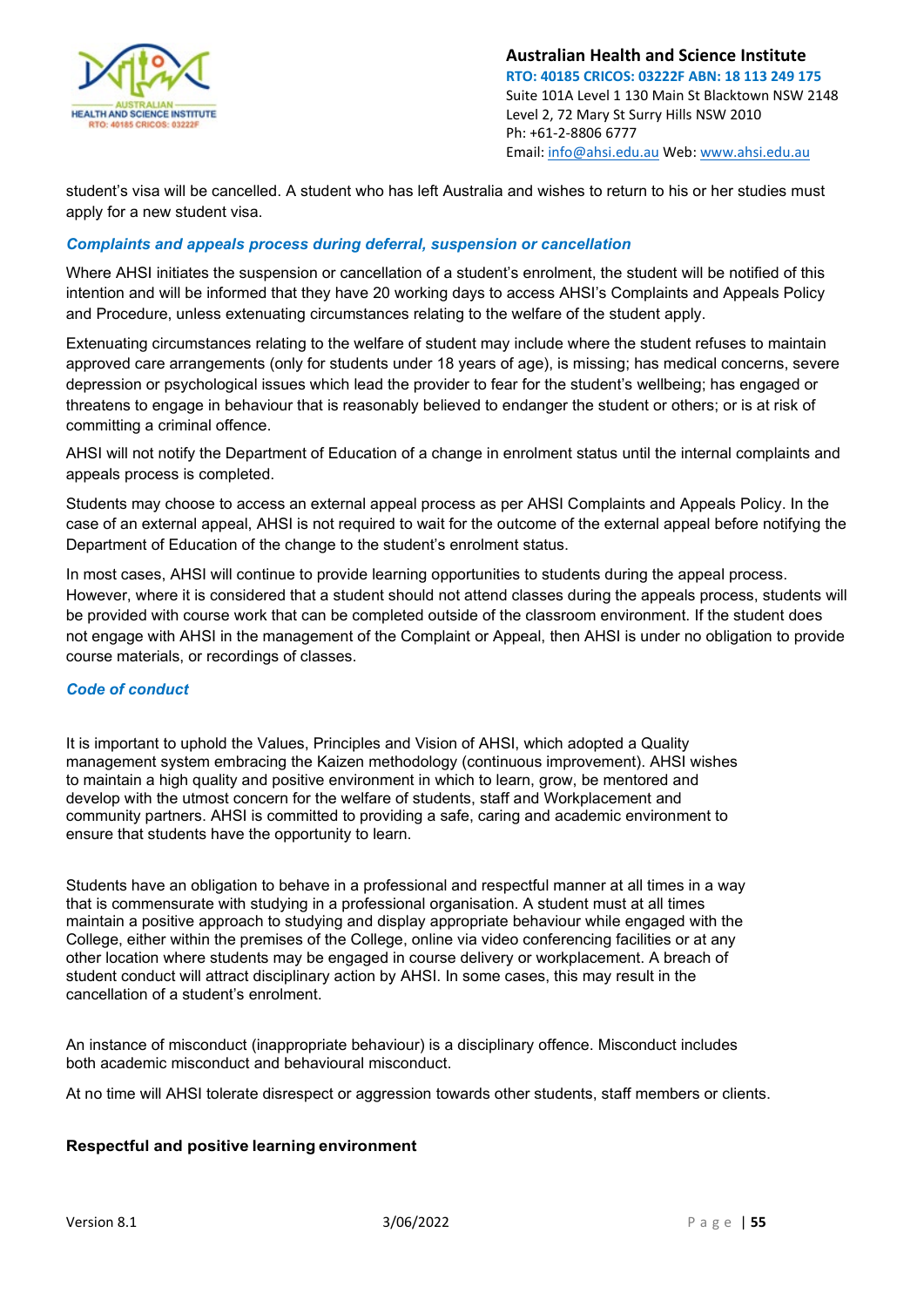student's visa will be cancelled. A student who has left Australia and wishes to return to his or her studies must apply for a new student visa.

### *Complaints and appeals process during deferral, suspension or cancellation*

Where AHSI initiates the suspension or cancellation of a student's enrolment, the student will be notified of this intention and will be informed that they have 20 working days to access AHSI's Complaints and Appeals Policy and Procedure, unless extenuating circumstances relating to the welfare of the student apply.

Extenuating circumstances relating to the welfare of student may include where the student refuses to maintain approved care arrangements (only for students under 18 years of age), is missing; has medical concerns, severe depression or psychological issues which lead the provider to fear for the student's wellbeing; has engaged or threatens to engage in behaviour that is reasonably believed to endanger the student or others; or is at risk of committing a criminal offence.

AHSI will not notify the Department of Education of a change in enrolment status until the internal complaints and appeals process is completed.

Students may choose to access an external appeal process as per AHSI Complaints and Appeals Policy. In the case of an external appeal, AHSI is not required to wait for the outcome of the external appeal before notifying the Department of Education of the change to the student's enrolment status.

In most cases, AHSI will continue to provide learning opportunities to students during the appeal process. However, where it is considered that a student should not attend classes during the appeals process, students will be provided with course work that can be completed outside of the classroom environment. If the student does not engage with AHSI in the management of the Complaint or Appeal, then AHSI is under no obligation to provide course materials, or recordings of classes.

### *Code of conduct*

It is important to uphold the Values, Principles and Vision of AHSI, which adopted a Quality management system embracing the Kaizen methodology (continuous improvement). AHSI wishes to maintain a high quality and positive environment in which to learn, grow, be mentored and develop with the utmost concern for the welfare of students, staff and Workplacement and community partners. AHSI is committed to providing a safe, caring and academic environment to ensure that students have the opportunity to learn.

Students have an obligation to behave in a professional and respectful manner at all times in a way that is commensurate with studying in a professional organisation. A student must at all times maintain a positive approach to studying and display appropriate behaviour while engaged with the College, either within the premises of the College, online via video conferencing facilities or at any other location where students may be engaged in course delivery or workplacement. A breach of student conduct will attract disciplinary action by AHSI. In some cases, this may result in the cancellation of a student's enrolment.

An instance of misconduct (inappropriate behaviour) is a disciplinary offence. Misconduct includes both academic misconduct and behavioural misconduct.

At no time will AHSI tolerate disrespect or aggression towards other students, staff members or clients.

#### **Respectful and positive learning environment**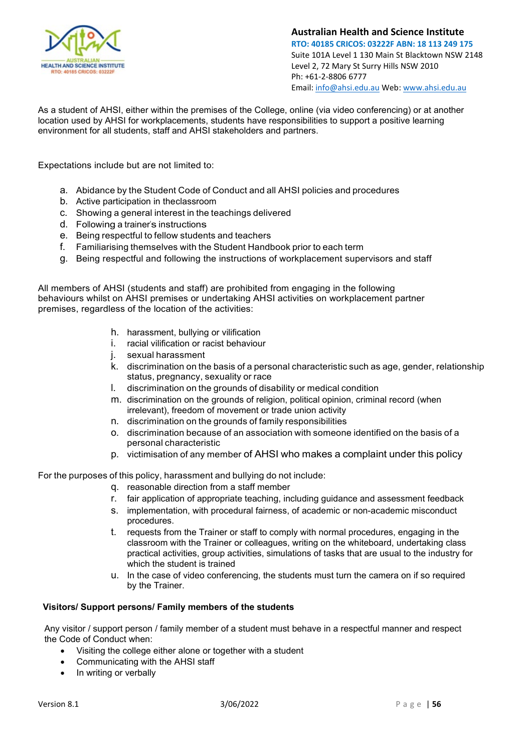As a student of AHSI, either within the premises of the College, online (via video conferencing) or at another location used by AHSI for workplacements, students have responsibilities to support a positive learning environment for all students, staff and AHSI stakeholders and partners.

Expectations include but are not limited to:

a. Abidance by the Student Code of Conduct and all AHSI policies and procedures
b. Active participation in theclassroom
c. Showing a general interest in the teachings delivered
d. Following a trainer's instructions
e. Being respectful to fellow students and teachers
f. Familiarising themselves with the Student Handbook prior to each term
g. Being respectful and following the instructions of workplacement supervisors and staff

All members of AHSI (students and staff) are prohibited from engaging in the following behaviours whilst on AHSI premises or undertaking AHSI activities on workplacement partner premises, regardless of the location of the activities:

h. harassment, bullying or vilification
i. racial vilification or racist behaviour
j. sexual harassment
k. discrimination on the basis of a personal characteristic such as age, gender, relationship status, pregnancy, sexuality or race
l. discrimination on the grounds of disability or medical condition
m. discrimination on the grounds of religion, political opinion, criminal record (when irrelevant), freedom of movement or trade union activity
n. discrimination on the grounds of family responsibilities
o. discrimination because of an association with someone identified on the basis of a personal characteristic
p. victimisation of any member of AHSI who makes a complaint under this policy

For the purposes of this policy, harassment and bullying do not include:

q. reasonable direction from a staff member
r. fair application of appropriate teaching, including guidance and assessment feedback
s. implementation, with procedural fairness, of academic or non-academic misconduct procedures.
t. requests from the Trainer or staff to comply with normal procedures, engaging in the classroom with the Trainer or colleagues, writing on the whiteboard, undertaking class practical activities, group activities, simulations of tasks that are usual to the industry for which the student is trained
u. In the case of video conferencing, the students must turn the camera on if so required by the Trainer.

**Visitors/ Support persons/ Family members of the students**

Any visitor / support person / family member of a student must behave in a respectful manner and respect the Code of Conduct when:

- Visiting the college either alone or together with a student
- Communicating with the AHSI staff
- In writing or verbally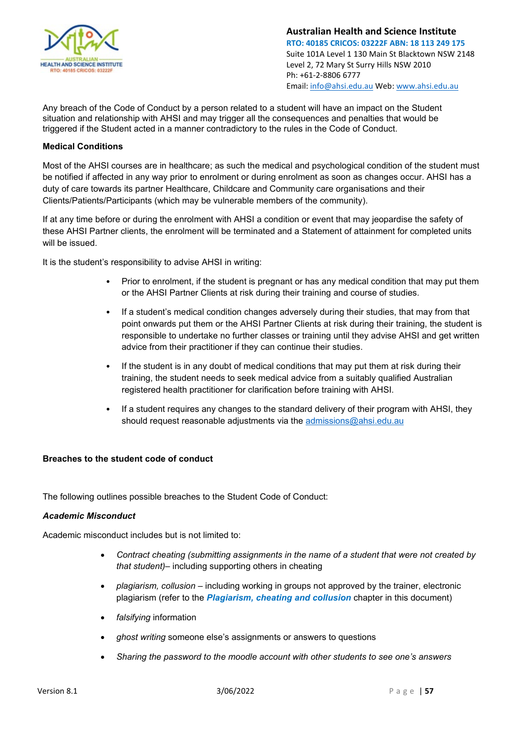Any breach of the Code of Conduct by a person related to a student will have an impact on the Student situation and relationship with AHSI and may trigger all the consequences and penalties that would be triggered if the Student acted in a manner contradictory to the rules in the Code of Conduct.

**Medical Conditions**

Most of the AHSI courses are in healthcare; as such the medical and psychological condition of the student must be notified if affected in any way prior to enrolment or during enrolment as soon as changes occur. AHSI has a duty of care towards its partner Healthcare, Childcare and Community care organisations and their Clients/Patients/Participants (which may be vulnerable members of the community).

If at any time before or during the enrolment with AHSI a condition or event that may jeopardise the safety of these AHSI Partner clients, the enrolment will be terminated and a Statement of attainment for completed units will be issued.

It is the student's responsibility to advise AHSI in writing:

- Prior to enrolment, if the student is pregnant or has any medical condition that may put them or the AHSI Partner Clients at risk during their training and course of studies.
- If a student's medical condition changes adversely during their studies, that may from that point onwards put them or the AHSI Partner Clients at risk during their training, the student is responsible to undertake no further classes or training until they advise AHSI and get written advice from their practitioner if they can continue their studies.
- If the student is in any doubt of medical conditions that may put them at risk during their training, the student needs to seek medical advice from a suitably qualified Australian registered health practitioner for clarification before training with AHSI.
- If a student requires any changes to the standard delivery of their program with AHSI, they should request reasonable adjustments via the admissions@ahsi.edu.au

**Breaches to the student code of conduct**

The following outlines possible breaches to the Student Code of Conduct:

***Academic Misconduct***

Academic misconduct includes but is not limited to:

- *Contract cheating (submitting assignments in the name of a student that were not created by that student)*– including supporting others in cheating
- *plagiarism, collusion* – including working in groups not approved by the trainer, electronic plagiarism (refer to the ***Plagiarism, cheating and collusion*** chapter in this document)
- *falsifying* information
- *ghost writing* someone else's assignments or answers to questions
- *Sharing the password to the moodle account with other students to see one's answers*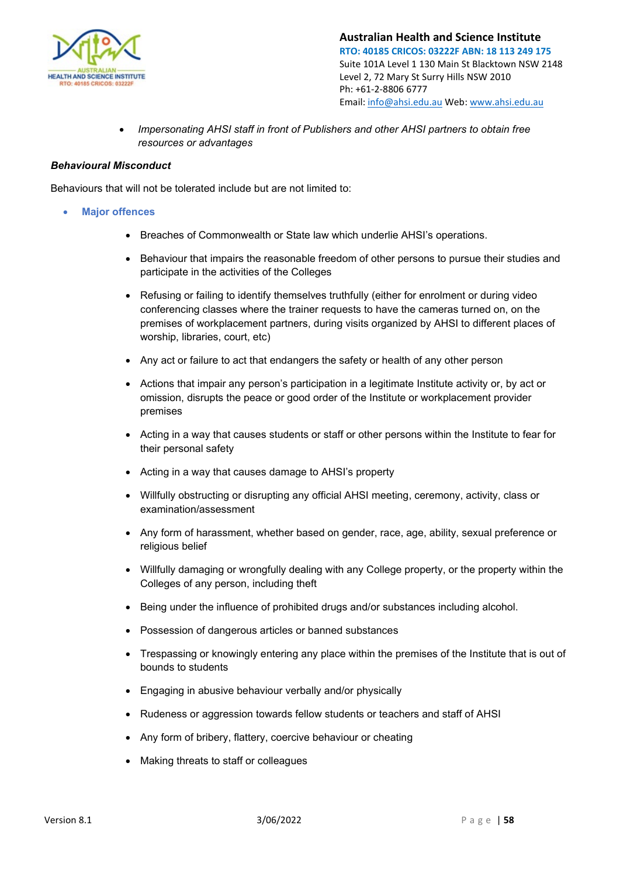- *Impersonating AHSI staff in front of Publishers and other AHSI partners to obtain free resources or advantages*

***Behavioural Misconduct***

Behaviours that will not be tolerated include but are not limited to:

- **Major offences**
    - Breaches of Commonwealth or State law which underlie AHSI's operations.
    - Behaviour that impairs the reasonable freedom of other persons to pursue their studies and participate in the activities of the Colleges
    - Refusing or failing to identify themselves truthfully (either for enrolment or during video conferencing classes where the trainer requests to have the cameras turned on, on the premises of workplacement partners, during visits organized by AHSI to different places of worship, libraries, court, etc)
    - Any act or failure to act that endangers the safety or health of any other person
    - Actions that impair any person's participation in a legitimate Institute activity or, by act or omission, disrupts the peace or good order of the Institute or workplacement provider premises
    - Acting in a way that causes students or staff or other persons within the Institute to fear for their personal safety
    - Acting in a way that causes damage to AHSI's property
    - Willfully obstructing or disrupting any official AHSI meeting, ceremony, activity, class or examination/assessment
    - Any form of harassment, whether based on gender, race, age, ability, sexual preference or religious belief
    - Willfully damaging or wrongfully dealing with any College property, or the property within the Colleges of any person, including theft
    - Being under the influence of prohibited drugs and/or substances including alcohol.
    - Possession of dangerous articles or banned substances
    - Trespassing or knowingly entering any place within the premises of the Institute that is out of bounds to students
    - Engaging in abusive behaviour verbally and/or physically
    - Rudeness or aggression towards fellow students or teachers and staff of AHSI
    - Any form of bribery, flattery, coercive behaviour or cheating
    - Making threats to staff or colleagues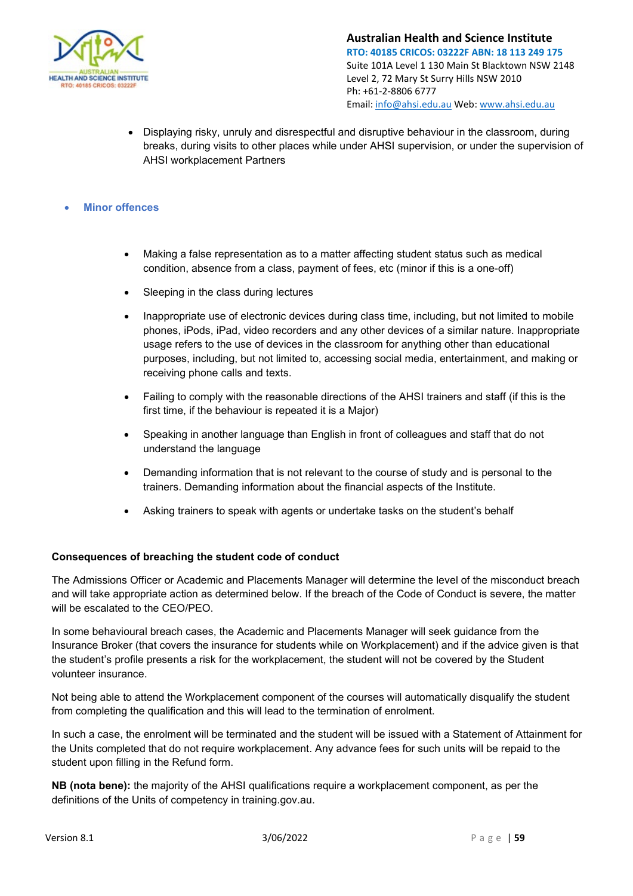- Displaying risky, unruly and disrespectful and disruptive behaviour in the classroom, during breaks, during visits to other places while under AHSI supervision, or under the supervision of AHSI workplacement Partners

- **Minor offences**

  - Making a false representation as to a matter affecting student status such as medical condition, absence from a class, payment of fees, etc (minor if this is a one-off)
  - Sleeping in the class during lectures
  - Inappropriate use of electronic devices during class time, including, but not limited to mobile phones, iPods, iPad, video recorders and any other devices of a similar nature. Inappropriate usage refers to the use of devices in the classroom for anything other than educational purposes, including, but not limited to, accessing social media, entertainment, and making or receiving phone calls and texts.
  - Failing to comply with the reasonable directions of the AHSI trainers and staff (if this is the first time, if the behaviour is repeated it is a Major)
  - Speaking in another language than English in front of colleagues and staff that do not understand the language
  - Demanding information that is not relevant to the course of study and is personal to the trainers. Demanding information about the financial aspects of the Institute.
  - Asking trainers to speak with agents or undertake tasks on the student's behalf

**Consequences of breaching the student code of conduct**

The Admissions Officer or Academic and Placements Manager will determine the level of the misconduct breach and will take appropriate action as determined below. If the breach of the Code of Conduct is severe, the matter will be escalated to the CEO/PEO.

In some behavioural breach cases, the Academic and Placements Manager will seek guidance from the Insurance Broker (that covers the insurance for students while on Workplacement) and if the advice given is that the student's profile presents a risk for the workplacement, the student will not be covered by the Student volunteer insurance.

Not being able to attend the Workplacement component of the courses will automatically disqualify the student from completing the qualification and this will lead to the termination of enrolment.

In such a case, the enrolment will be terminated and the student will be issued with a Statement of Attainment for the Units completed that do not require workplacement. Any advance fees for such units will be repaid to the student upon filling in the Refund form.

**NB (nota bene):** the majority of the AHSI qualifications require a workplacement component, as per the definitions of the Units of competency in training.gov.au.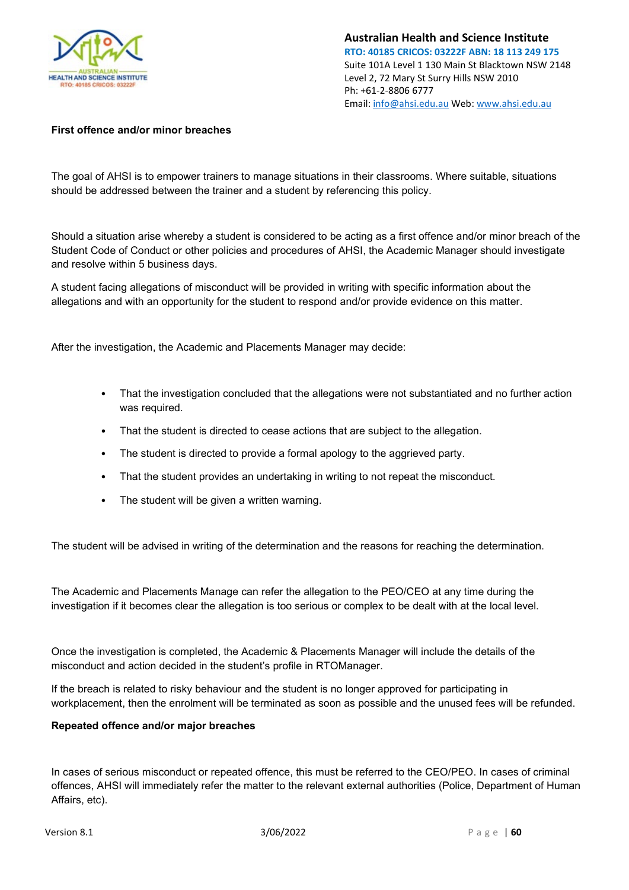**First offence and/or minor breaches**

The goal of AHSI is to empower trainers to manage situations in their classrooms. Where suitable, situations should be addressed between the trainer and a student by referencing this policy.

Should a situation arise whereby a student is considered to be acting as a first offence and/or minor breach of the Student Code of Conduct or other policies and procedures of AHSI, the Academic Manager should investigate and resolve within 5 business days.

A student facing allegations of misconduct will be provided in writing with specific information about the allegations and with an opportunity for the student to respond and/or provide evidence on this matter.

After the investigation, the Academic and Placements Manager may decide:

- That the investigation concluded that the allegations were not substantiated and no further action was required.
- That the student is directed to cease actions that are subject to the allegation.
- The student is directed to provide a formal apology to the aggrieved party.
- That the student provides an undertaking in writing to not repeat the misconduct.
- The student will be given a written warning.

The student will be advised in writing of the determination and the reasons for reaching the determination.

The Academic and Placements Manage can refer the allegation to the PEO/CEO at any time during the investigation if it becomes clear the allegation is too serious or complex to be dealt with at the local level.

Once the investigation is completed, the Academic & Placements Manager will include the details of the misconduct and action decided in the student's profile in RTOManager.

If the breach is related to risky behaviour and the student is no longer approved for participating in workplacement, then the enrolment will be terminated as soon as possible and the unused fees will be refunded.

**Repeated offence and/or major breaches**

In cases of serious misconduct or repeated offence, this must be referred to the CEO/PEO. In cases of criminal offences, AHSI will immediately refer the matter to the relevant external authorities (Police, Department of Human Affairs, etc).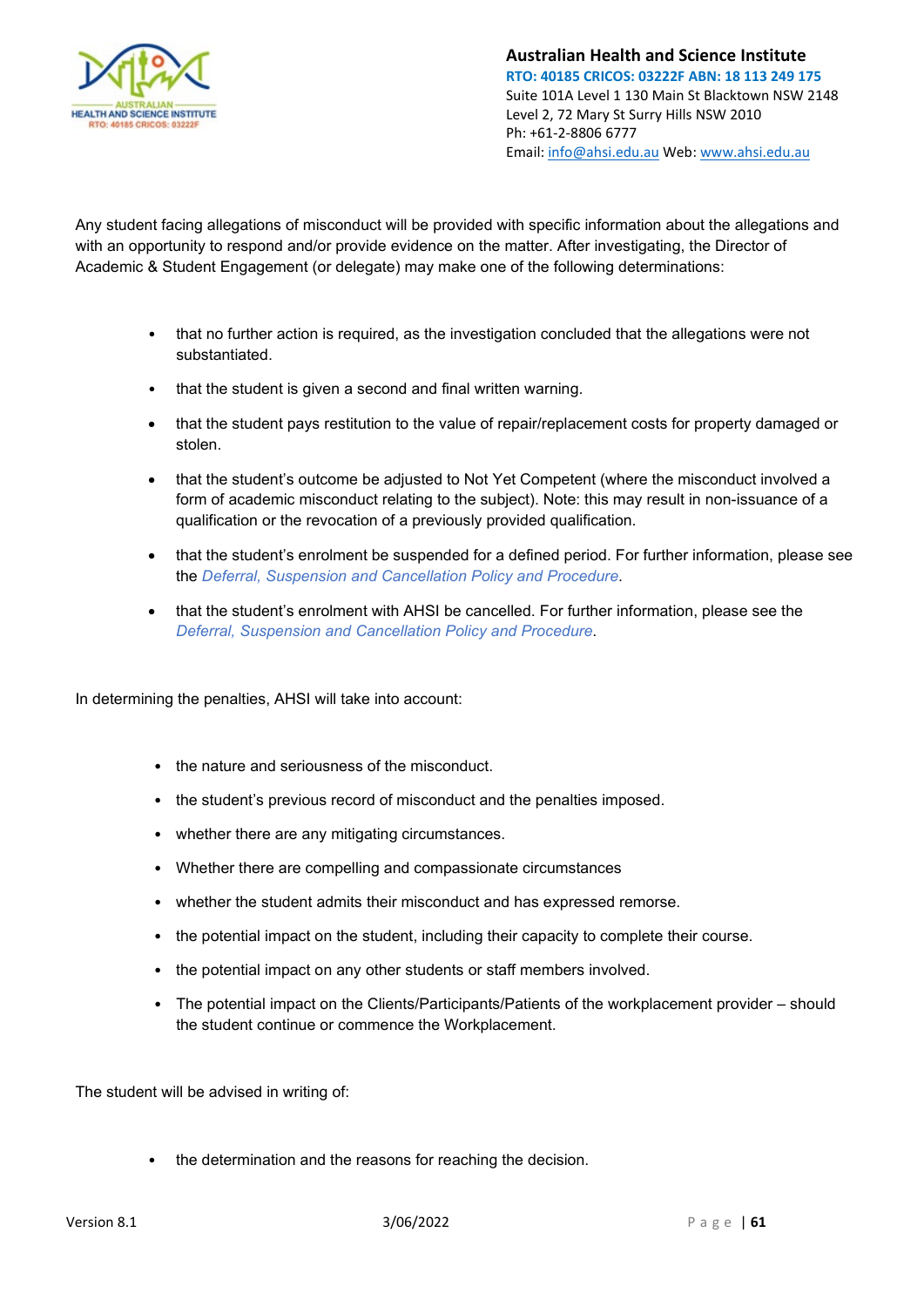Any student facing allegations of misconduct will be provided with specific information about the allegations and with an opportunity to respond and/or provide evidence on the matter. After investigating, the Director of Academic & Student Engagement (or delegate) may make one of the following determinations:

- that no further action is required, as the investigation concluded that the allegations were not substantiated.
- that the student is given a second and final written warning.
- that the student pays restitution to the value of repair/replacement costs for property damaged or stolen.
- that the student's outcome be adjusted to Not Yet Competent (where the misconduct involved a form of academic misconduct relating to the subject). Note: this may result in non-issuance of a qualification or the revocation of a previously provided qualification.
- that the student's enrolment be suspended for a defined period. For further information, please see the *Deferral, Suspension and Cancellation Policy and Procedure*.
- that the student's enrolment with AHSI be cancelled. For further information, please see the *Deferral, Suspension and Cancellation Policy and Procedure*.

In determining the penalties, AHSI will take into account:

- the nature and seriousness of the misconduct.
- the student's previous record of misconduct and the penalties imposed.
- whether there are any mitigating circumstances.
- Whether there are compelling and compassionate circumstances
- whether the student admits their misconduct and has expressed remorse.
- the potential impact on the student, including their capacity to complete their course.
- the potential impact on any other students or staff members involved.
- The potential impact on the Clients/Participants/Patients of the workplacement provider – should the student continue or commence the Workplacement.

The student will be advised in writing of:

- the determination and the reasons for reaching the decision.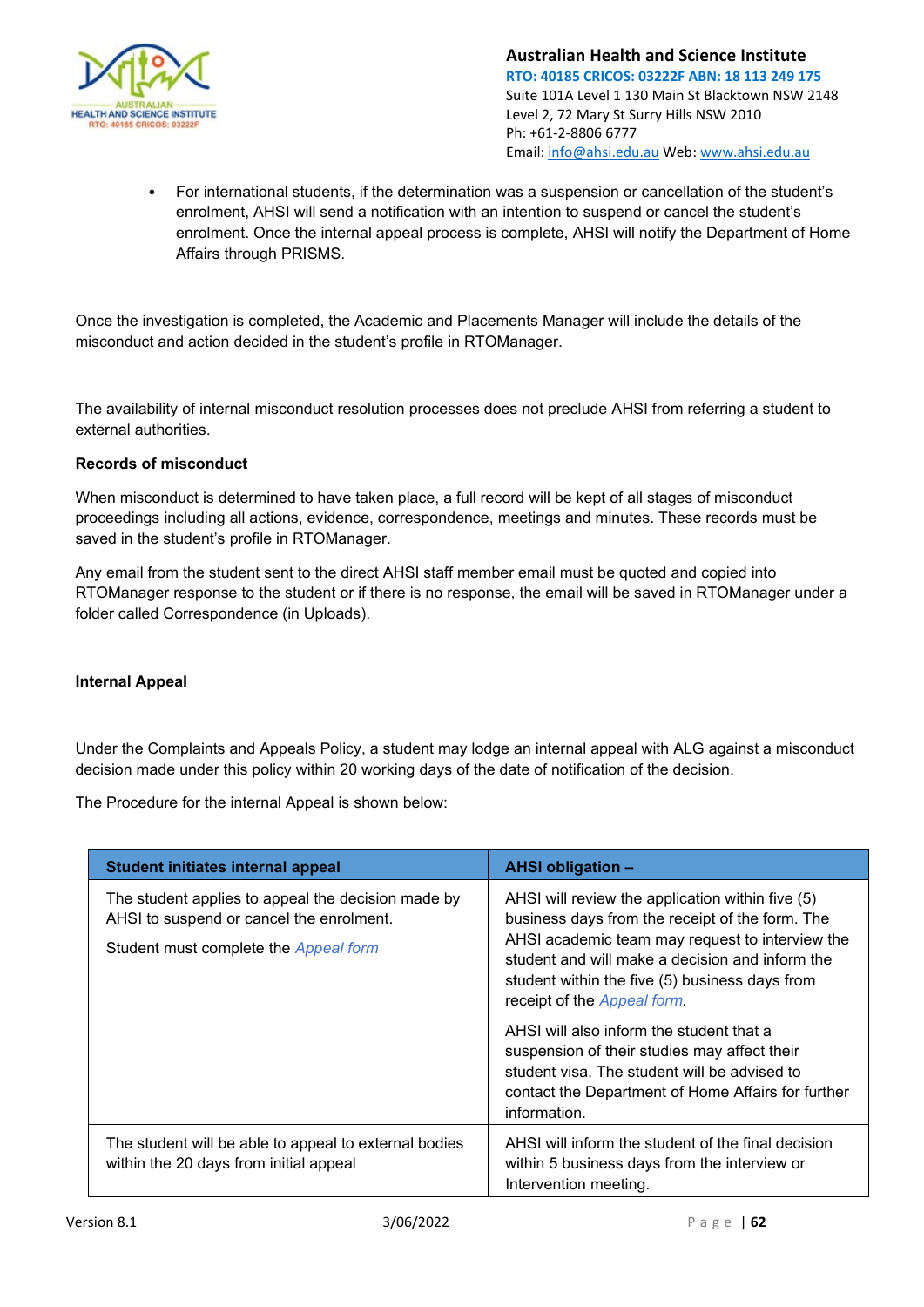- For international students, if the determination was a suspension or cancellation of the student's enrolment, AHSI will send a notification with an intention to suspend or cancel the student's enrolment. Once the internal appeal process is complete, AHSI will notify the Department of Home Affairs through PRISMS.

Once the investigation is completed, the Academic and Placements Manager will include the details of the misconduct and action decided in the student's profile in RTOManager.

The availability of internal misconduct resolution processes does not preclude AHSI from referring a student to external authorities.

**Records of misconduct**

When misconduct is determined to have taken place, a full record will be kept of all stages of misconduct proceedings including all actions, evidence, correspondence, meetings and minutes. These records must be saved in the student's profile in RTOManager.

Any email from the student sent to the direct AHSI staff member email must be quoted and copied into RTOManager response to the student or if there is no response, the email will be saved in RTOManager under a folder called Correspondence (in Uploads).

**Internal Appeal**

Under the Complaints and Appeals Policy, a student may lodge an internal appeal with ALG against a misconduct decision made under this policy within 20 working days of the date of notification of the decision.

The Procedure for the internal Appeal is shown below:

| Student initiates internal appeal | AHSI obligation – |
|---|---|
| The student applies to appeal the decision made by AHSI to suspend or cancel the enrolment.<br><br>Student must complete the *Appeal form* | AHSI will review the application within five (5) business days from the receipt of the form. The AHSI academic team may request to interview the student and will make a decision and inform the student within the five (5) business days from receipt of the *Appeal form.*<br><br>AHSI will also inform the student that a suspension of their studies may affect their student visa. The student will be advised to contact the Department of Home Affairs for further information. |
| The student will be able to appeal to external bodies within the 20 days from initial appeal | AHSI will inform the student of the final decision within 5 business days from the interview or Intervention meeting. |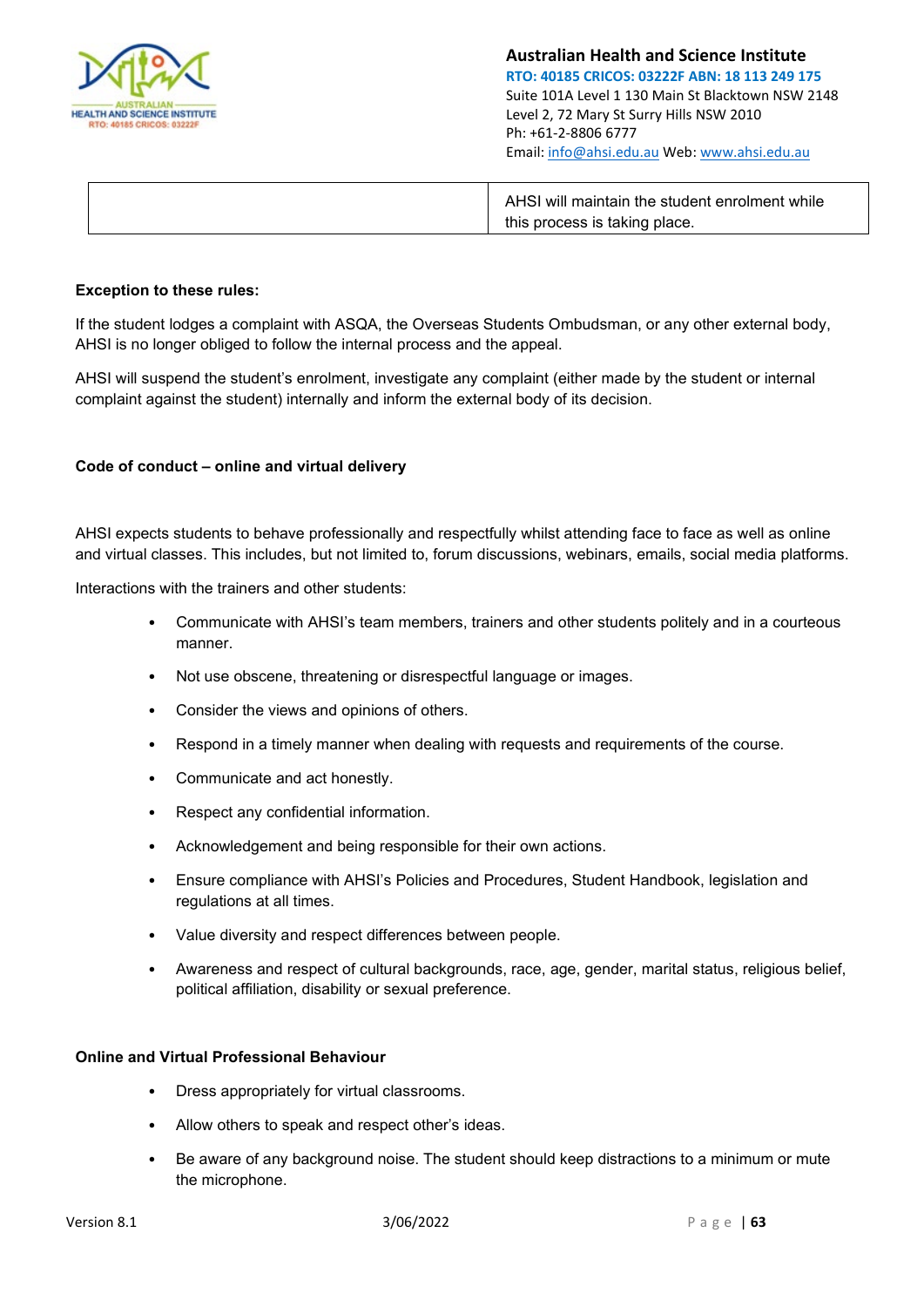| | AHSI will maintain the student enrolment while this process is taking place. |
|---|---|

**Exception to these rules:**

If the student lodges a complaint with ASQA, the Overseas Students Ombudsman, or any other external body, AHSI is no longer obliged to follow the internal process and the appeal.

AHSI will suspend the student's enrolment, investigate any complaint (either made by the student or internal complaint against the student) internally and inform the external body of its decision.

**Code of conduct – online and virtual delivery**

AHSI expects students to behave professionally and respectfully whilst attending face to face as well as online and virtual classes. This includes, but not limited to, forum discussions, webinars, emails, social media platforms.

Interactions with the trainers and other students:

- Communicate with AHSI's team members, trainers and other students politely and in a courteous manner.
- Not use obscene, threatening or disrespectful language or images.
- Consider the views and opinions of others.
- Respond in a timely manner when dealing with requests and requirements of the course.
- Communicate and act honestly.
- Respect any confidential information.
- Acknowledgement and being responsible for their own actions.
- Ensure compliance with AHSI's Policies and Procedures, Student Handbook, legislation and regulations at all times.
- Value diversity and respect differences between people.
- Awareness and respect of cultural backgrounds, race, age, gender, marital status, religious belief, political affiliation, disability or sexual preference.

**Online and Virtual Professional Behaviour**

- Dress appropriately for virtual classrooms.
- Allow others to speak and respect other's ideas.
- Be aware of any background noise. The student should keep distractions to a minimum or mute the microphone.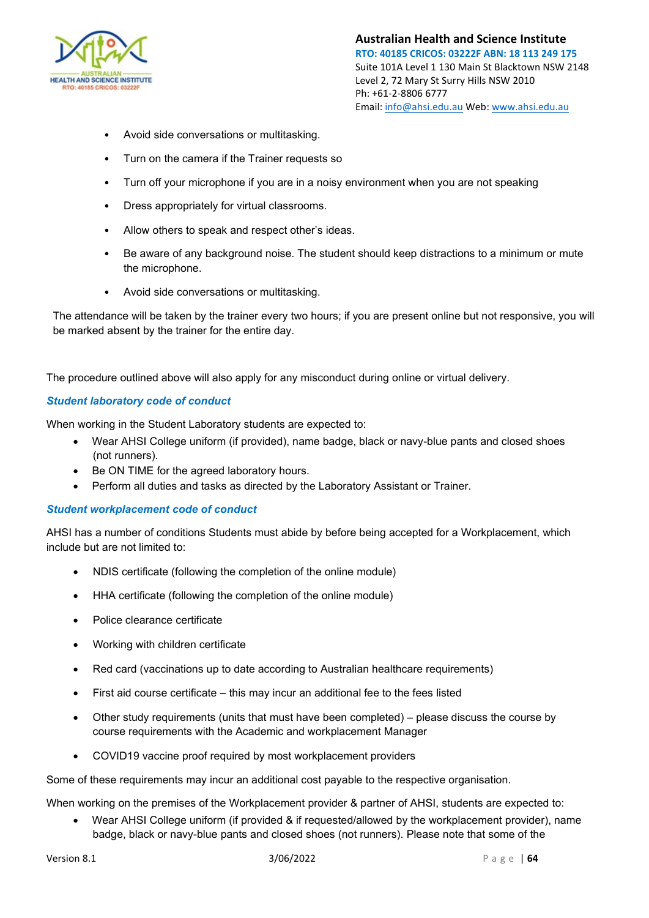- Avoid side conversations or multitasking.
- Turn on the camera if the Trainer requests so
- Turn off your microphone if you are in a noisy environment when you are not speaking
- Dress appropriately for virtual classrooms.
- Allow others to speak and respect other's ideas.
- Be aware of any background noise. The student should keep distractions to a minimum or mute the microphone.
- Avoid side conversations or multitasking.

The attendance will be taken by the trainer every two hours; if you are present online but not responsive, you will be marked absent by the trainer for the entire day.

The procedure outlined above will also apply for any misconduct during online or virtual delivery.

### *Student laboratory code of conduct*

When working in the Student Laboratory students are expected to:

- Wear AHSI College uniform (if provided), name badge, black or navy-blue pants and closed shoes (not runners).
- Be ON TIME for the agreed laboratory hours.
- Perform all duties and tasks as directed by the Laboratory Assistant or Trainer.

### *Student workplacement code of conduct*

AHSI has a number of conditions Students must abide by before being accepted for a Workplacement, which include but are not limited to:

- NDIS certificate (following the completion of the online module)
- HHA certificate (following the completion of the online module)
- Police clearance certificate
- Working with children certificate
- Red card (vaccinations up to date according to Australian healthcare requirements)
- First aid course certificate – this may incur an additional fee to the fees listed
- Other study requirements (units that must have been completed) – please discuss the course by course requirements with the Academic and workplacement Manager
- COVID19 vaccine proof required by most workplacement providers

Some of these requirements may incur an additional cost payable to the respective organisation.

When working on the premises of the Workplacement provider & partner of AHSI, students are expected to:

- Wear AHSI College uniform (if provided & if requested/allowed by the workplacement provider), name badge, black or navy-blue pants and closed shoes (not runners). Please note that some of the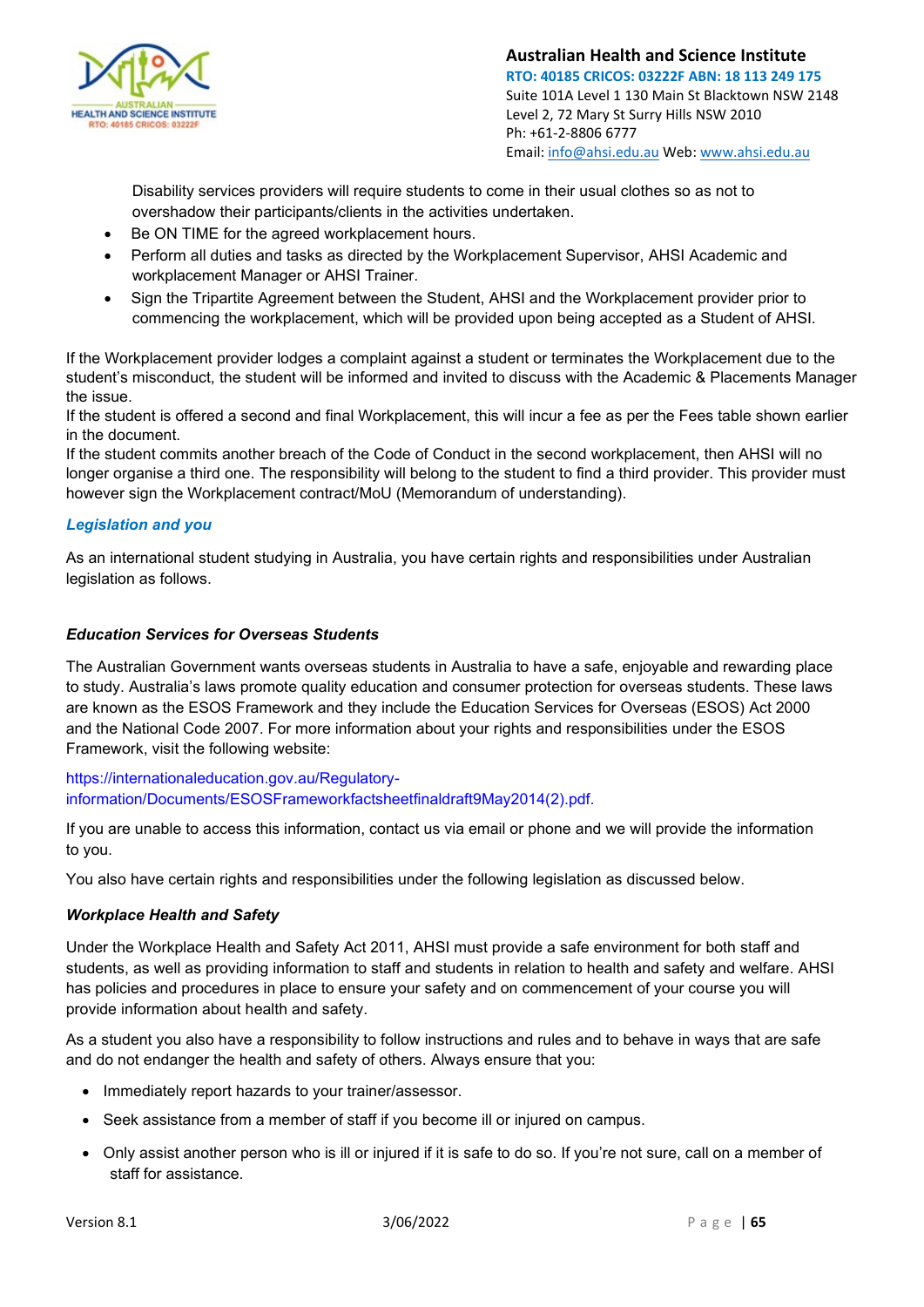Disability services providers will require students to come in their usual clothes so as not to overshadow their participants/clients in the activities undertaken.

- Be ON TIME for the agreed workplacement hours.
- Perform all duties and tasks as directed by the Workplacement Supervisor, AHSI Academic and workplacement Manager or AHSI Trainer.
- Sign the Tripartite Agreement between the Student, AHSI and the Workplacement provider prior to commencing the workplacement, which will be provided upon being accepted as a Student of AHSI.

If the Workplacement provider lodges a complaint against a student or terminates the Workplacement due to the student's misconduct, the student will be informed and invited to discuss with the Academic & Placements Manager the issue.
If the student is offered a second and final Workplacement, this will incur a fee as per the Fees table shown earlier in the document.
If the student commits another breach of the Code of Conduct in the second workplacement, then AHSI will no longer organise a third one. The responsibility will belong to the student to find a third provider. This provider must however sign the Workplacement contract/MoU (Memorandum of understanding).

### *Legislation and you*

As an international student studying in Australia, you have certain rights and responsibilities under Australian legislation as follows.

#### *Education Services for Overseas Students*

The Australian Government wants overseas students in Australia to have a safe, enjoyable and rewarding place to study. Australia's laws promote quality education and consumer protection for overseas students. These laws are known as the ESOS Framework and they include the Education Services for Overseas (ESOS) Act 2000 and the National Code 2007. For more information about your rights and responsibilities under the ESOS Framework, visit the following website:

https://internationaleducation.gov.au/Regulatory-information/Documents/ESOSFrameworkfactsheetfinaldraft9May2014(2).pdf.

If you are unable to access this information, contact us via email or phone and we will provide the information to you.

You also have certain rights and responsibilities under the following legislation as discussed below.

#### *Workplace Health and Safety*

Under the Workplace Health and Safety Act 2011, AHSI must provide a safe environment for both staff and students, as well as providing information to staff and students in relation to health and safety and welfare. AHSI has policies and procedures in place to ensure your safety and on commencement of your course you will provide information about health and safety.

As a student you also have a responsibility to follow instructions and rules and to behave in ways that are safe and do not endanger the health and safety of others. Always ensure that you:

- Immediately report hazards to your trainer/assessor.
- Seek assistance from a member of staff if you become ill or injured on campus.
- Only assist another person who is ill or injured if it is safe to do so. If you're not sure, call on a member of staff for assistance.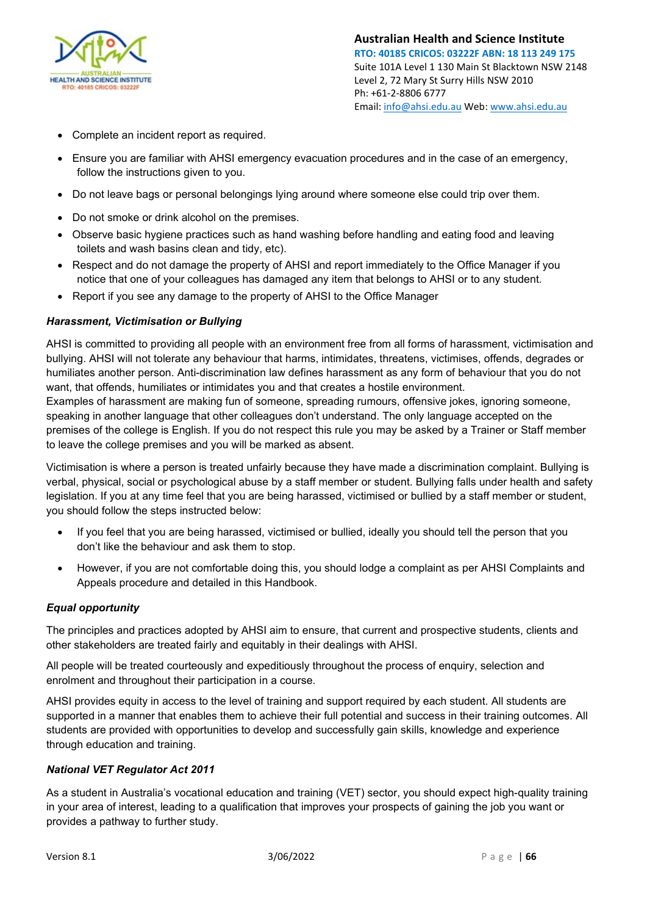- Complete an incident report as required.
- Ensure you are familiar with AHSI emergency evacuation procedures and in the case of an emergency, follow the instructions given to you.
- Do not leave bags or personal belongings lying around where someone else could trip over them.
- Do not smoke or drink alcohol on the premises.
- Observe basic hygiene practices such as hand washing before handling and eating food and leaving toilets and wash basins clean and tidy, etc).
- Respect and do not damage the property of AHSI and report immediately to the Office Manager if you notice that one of your colleagues has damaged any item that belongs to AHSI or to any student.
- Report if you see any damage to the property of AHSI to the Office Manager

***Harassment, Victimisation or Bullying***

AHSI is committed to providing all people with an environment free from all forms of harassment, victimisation and bullying. AHSI will not tolerate any behaviour that harms, intimidates, threatens, victimises, offends, degrades or humiliates another person. Anti-discrimination law defines harassment as any form of behaviour that you do not want, that offends, humiliates or intimidates you and that creates a hostile environment.
Examples of harassment are making fun of someone, spreading rumours, offensive jokes, ignoring someone, speaking in another language that other colleagues don't understand. The only language accepted on the premises of the college is English. If you do not respect this rule you may be asked by a Trainer or Staff member to leave the college premises and you will be marked as absent.

Victimisation is where a person is treated unfairly because they have made a discrimination complaint. Bullying is verbal, physical, social or psychological abuse by a staff member or student. Bullying falls under health and safety legislation. If you at any time feel that you are being harassed, victimised or bullied by a staff member or student, you should follow the steps instructed below:

- If you feel that you are being harassed, victimised or bullied, ideally you should tell the person that you don't like the behaviour and ask them to stop.
- However, if you are not comfortable doing this, you should lodge a complaint as per AHSI Complaints and Appeals procedure and detailed in this Handbook.

***Equal opportunity***

The principles and practices adopted by AHSI aim to ensure, that current and prospective students, clients and other stakeholders are treated fairly and equitably in their dealings with AHSI.

All people will be treated courteously and expeditiously throughout the process of enquiry, selection and enrolment and throughout their participation in a course.

AHSI provides equity in access to the level of training and support required by each student. All students are supported in a manner that enables them to achieve their full potential and success in their training outcomes. All students are provided with opportunities to develop and successfully gain skills, knowledge and experience through education and training.

***National VET Regulator Act 2011***

As a student in Australia's vocational education and training (VET) sector, you should expect high-quality training in your area of interest, leading to a qualification that improves your prospects of gaining the job you want or provides a pathway to further study.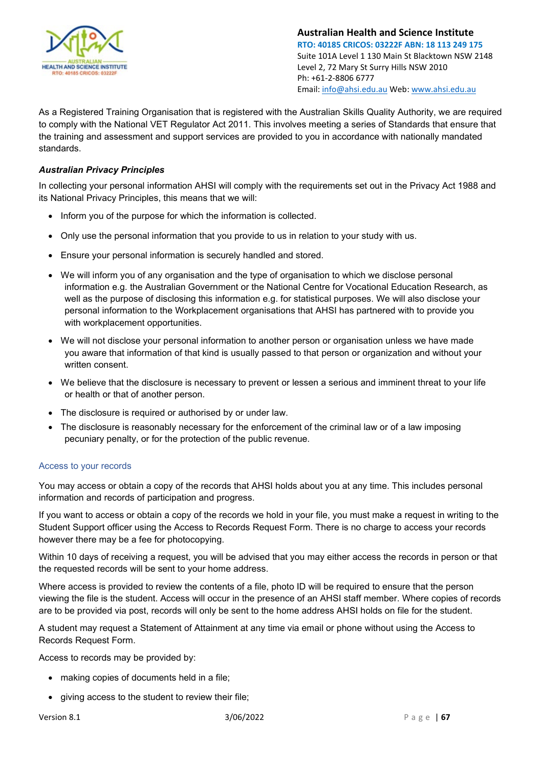As a Registered Training Organisation that is registered with the Australian Skills Quality Authority, we are required to comply with the National VET Regulator Act 2011. This involves meeting a series of Standards that ensure that the training and assessment and support services are provided to you in accordance with nationally mandated standards.

### *Australian Privacy Principles*

In collecting your personal information AHSI will comply with the requirements set out in the Privacy Act 1988 and its National Privacy Principles, this means that we will:

- Inform you of the purpose for which the information is collected.
- Only use the personal information that you provide to us in relation to your study with us.
- Ensure your personal information is securely handled and stored.
- We will inform you of any organisation and the type of organisation to which we disclose personal information e.g. the Australian Government or the National Centre for Vocational Education Research, as well as the purpose of disclosing this information e.g. for statistical purposes. We will also disclose your personal information to the Workplacement organisations that AHSI has partnered with to provide you with workplacement opportunities.
- We will not disclose your personal information to another person or organisation unless we have made you aware that information of that kind is usually passed to that person or organization and without your written consent.
- We believe that the disclosure is necessary to prevent or lessen a serious and imminent threat to your life or health or that of another person.
- The disclosure is required or authorised by or under law.
- The disclosure is reasonably necessary for the enforcement of the criminal law or of a law imposing pecuniary penalty, or for the protection of the public revenue.

### Access to your records

You may access or obtain a copy of the records that AHSI holds about you at any time. This includes personal information and records of participation and progress.

If you want to access or obtain a copy of the records we hold in your file, you must make a request in writing to the Student Support officer using the Access to Records Request Form. There is no charge to access your records however there may be a fee for photocopying.

Within 10 days of receiving a request, you will be advised that you may either access the records in person or that the requested records will be sent to your home address.

Where access is provided to review the contents of a file, photo ID will be required to ensure that the person viewing the file is the student. Access will occur in the presence of an AHSI staff member. Where copies of records are to be provided via post, records will only be sent to the home address AHSI holds on file for the student.

A student may request a Statement of Attainment at any time via email or phone without using the Access to Records Request Form.

Access to records may be provided by:

- making copies of documents held in a file;
- giving access to the student to review their file;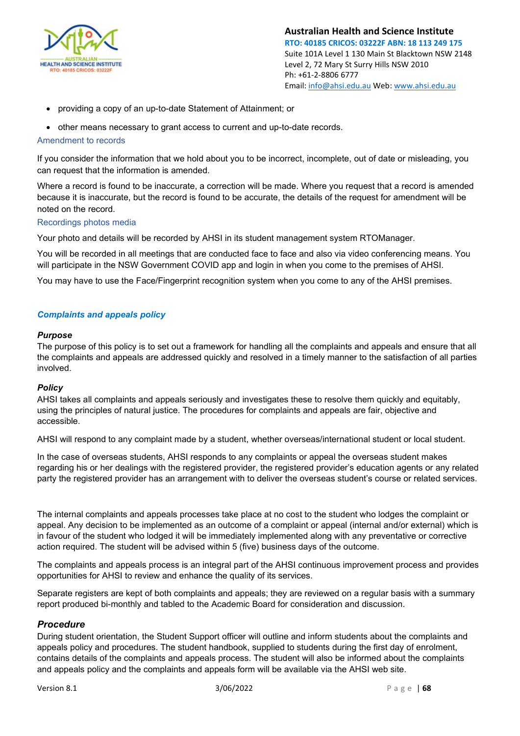- providing a copy of an up-to-date Statement of Attainment; or
- other means necessary to grant access to current and up-to-date records.

### Amendment to records

If you consider the information that we hold about you to be incorrect, incomplete, out of date or misleading, you can request that the information is amended.

Where a record is found to be inaccurate, a correction will be made. Where you request that a record is amended because it is inaccurate, but the record is found to be accurate, the details of the request for amendment will be noted on the record.

### Recordings photos media

Your photo and details will be recorded by AHSI in its student management system RTOManager.

You will be recorded in all meetings that are conducted face to face and also via video conferencing means. You will participate in the NSW Government COVID app and login in when you come to the premises of AHSI.

You may have to use the Face/Fingerprint recognition system when you come to any of the AHSI premises.

## *Complaints and appeals policy*

### *Purpose*

The purpose of this policy is to set out a framework for handling all the complaints and appeals and ensure that all the complaints and appeals are addressed quickly and resolved in a timely manner to the satisfaction of all parties involved.

### *Policy*

AHSI takes all complaints and appeals seriously and investigates these to resolve them quickly and equitably, using the principles of natural justice. The procedures for complaints and appeals are fair, objective and accessible.

AHSI will respond to any complaint made by a student, whether overseas/international student or local student.

In the case of overseas students, AHSI responds to any complaints or appeal the overseas student makes regarding his or her dealings with the registered provider, the registered provider's education agents or any related party the registered provider has an arrangement with to deliver the overseas student's course or related services.

The internal complaints and appeals processes take place at no cost to the student who lodges the complaint or appeal. Any decision to be implemented as an outcome of a complaint or appeal (internal and/or external) which is in favour of the student who lodged it will be immediately implemented along with any preventative or corrective action required. The student will be advised within 5 (five) business days of the outcome.

The complaints and appeals process is an integral part of the AHSI continuous improvement process and provides opportunities for AHSI to review and enhance the quality of its services.

Separate registers are kept of both complaints and appeals; they are reviewed on a regular basis with a summary report produced bi-monthly and tabled to the Academic Board for consideration and discussion.

### *Procedure*

During student orientation, the Student Support officer will outline and inform students about the complaints and appeals policy and procedures. The student handbook, supplied to students during the first day of enrolment, contains details of the complaints and appeals process. The student will also be informed about the complaints and appeals policy and the complaints and appeals form will be available via the AHSI web site.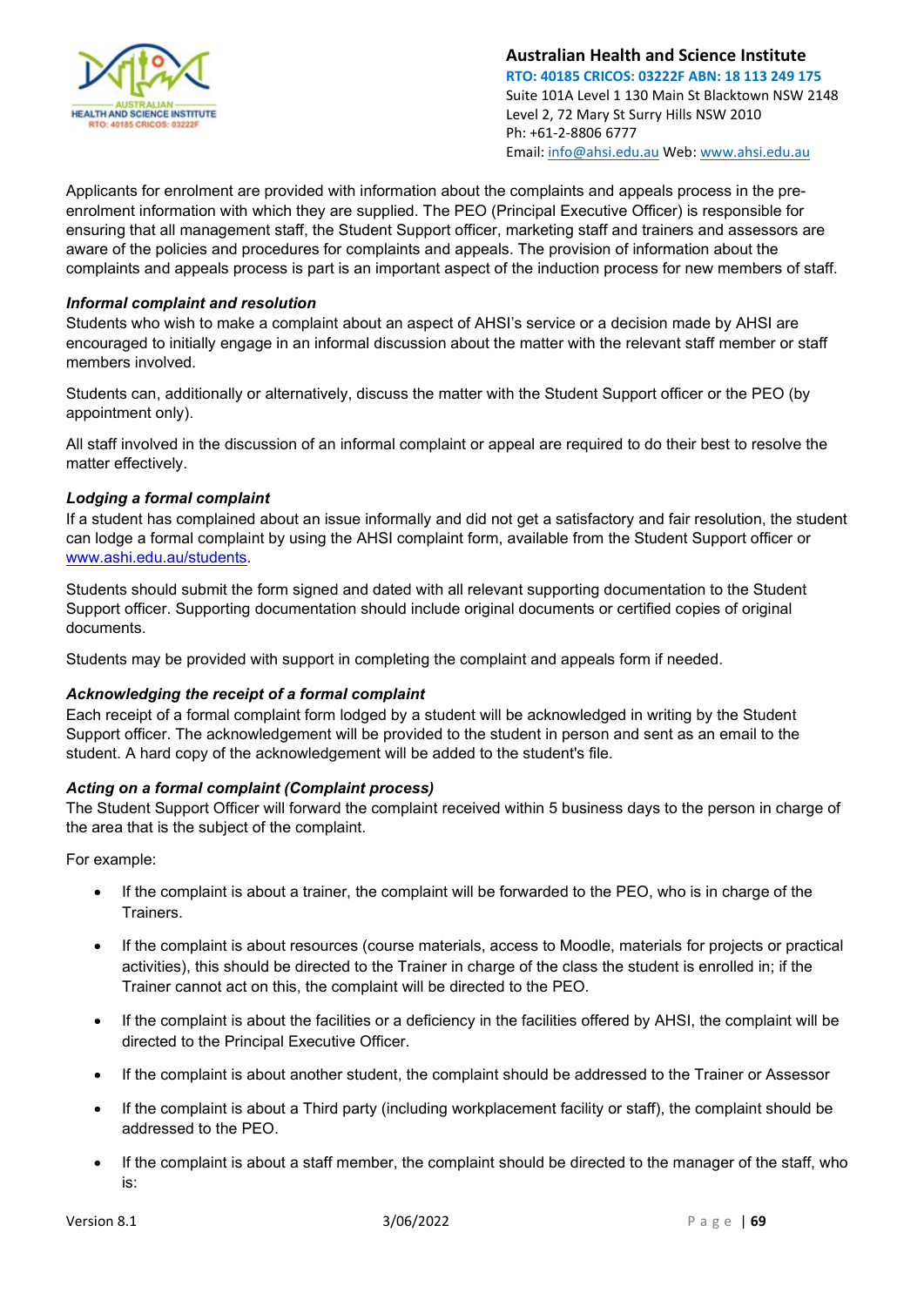Applicants for enrolment are provided with information about the complaints and appeals process in the pre-enrolment information with which they are supplied. The PEO (Principal Executive Officer) is responsible for ensuring that all management staff, the Student Support officer, marketing staff and trainers and assessors are aware of the policies and procedures for complaints and appeals. The provision of information about the complaints and appeals process is part is an important aspect of the induction process for new members of staff.

***Informal complaint and resolution***

Students who wish to make a complaint about an aspect of AHSI's service or a decision made by AHSI are encouraged to initially engage in an informal discussion about the matter with the relevant staff member or staff members involved.

Students can, additionally or alternatively, discuss the matter with the Student Support officer or the PEO (by appointment only).

All staff involved in the discussion of an informal complaint or appeal are required to do their best to resolve the matter effectively.

***Lodging a formal complaint***

If a student has complained about an issue informally and did not get a satisfactory and fair resolution, the student can lodge a formal complaint by using the AHSI complaint form, available from the Student Support officer or www.ashi.edu.au/students.

Students should submit the form signed and dated with all relevant supporting documentation to the Student Support officer. Supporting documentation should include original documents or certified copies of original documents.

Students may be provided with support in completing the complaint and appeals form if needed.

***Acknowledging the receipt of a formal complaint***

Each receipt of a formal complaint form lodged by a student will be acknowledged in writing by the Student Support officer. The acknowledgement will be provided to the student in person and sent as an email to the student. A hard copy of the acknowledgement will be added to the student's file.

***Acting on a formal complaint (Complaint process)***

The Student Support Officer will forward the complaint received within 5 business days to the person in charge of the area that is the subject of the complaint.

For example:

- If the complaint is about a trainer, the complaint will be forwarded to the PEO, who is in charge of the Trainers.
- If the complaint is about resources (course materials, access to Moodle, materials for projects or practical activities), this should be directed to the Trainer in charge of the class the student is enrolled in; if the Trainer cannot act on this, the complaint will be directed to the PEO.
- If the complaint is about the facilities or a deficiency in the facilities offered by AHSI, the complaint will be directed to the Principal Executive Officer.
- If the complaint is about another student, the complaint should be addressed to the Trainer or Assessor
- If the complaint is about a Third party (including workplacement facility or staff), the complaint should be addressed to the PEO.
- If the complaint is about a staff member, the complaint should be directed to the manager of the staff, who is: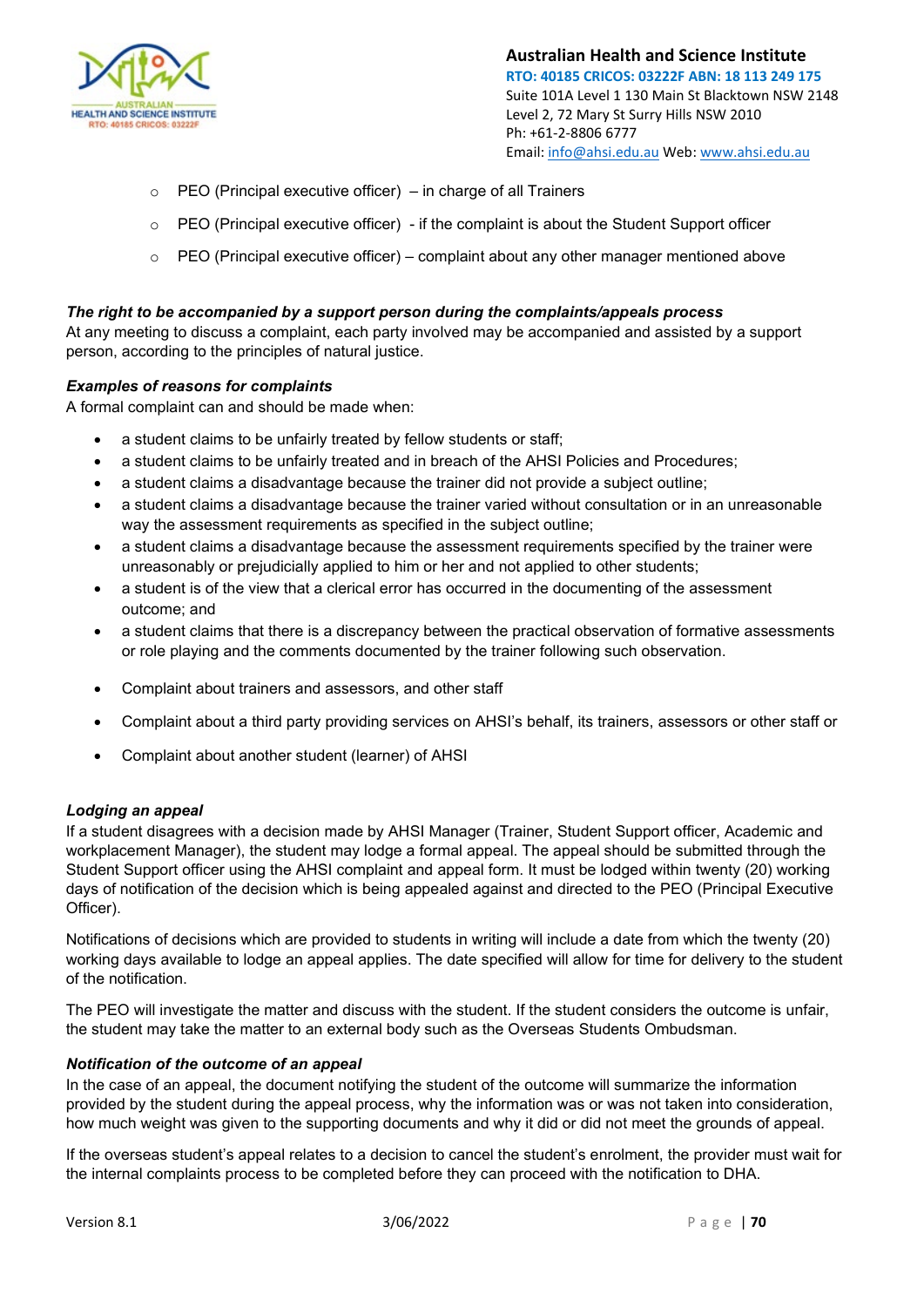- PEO (Principal executive officer) – in charge of all Trainers
- PEO (Principal executive officer) - if the complaint is about the Student Support officer
- PEO (Principal executive officer) – complaint about any other manager mentioned above

***The right to be accompanied by a support person during the complaints/appeals process***

At any meeting to discuss a complaint, each party involved may be accompanied and assisted by a support person, according to the principles of natural justice.

***Examples of reasons for complaints***

A formal complaint can and should be made when:

- a student claims to be unfairly treated by fellow students or staff;
- a student claims to be unfairly treated and in breach of the AHSI Policies and Procedures;
- a student claims a disadvantage because the trainer did not provide a subject outline;
- a student claims a disadvantage because the trainer varied without consultation or in an unreasonable way the assessment requirements as specified in the subject outline;
- a student claims a disadvantage because the assessment requirements specified by the trainer were unreasonably or prejudicially applied to him or her and not applied to other students;
- a student is of the view that a clerical error has occurred in the documenting of the assessment outcome; and
- a student claims that there is a discrepancy between the practical observation of formative assessments or role playing and the comments documented by the trainer following such observation.
- Complaint about trainers and assessors, and other staff
- Complaint about a third party providing services on AHSI's behalf, its trainers, assessors or other staff or
- Complaint about another student (learner) of AHSI

***Lodging an appeal***

If a student disagrees with a decision made by AHSI Manager (Trainer, Student Support officer, Academic and workplacement Manager), the student may lodge a formal appeal. The appeal should be submitted through the Student Support officer using the AHSI complaint and appeal form. It must be lodged within twenty (20) working days of notification of the decision which is being appealed against and directed to the PEO (Principal Executive Officer).

Notifications of decisions which are provided to students in writing will include a date from which the twenty (20) working days available to lodge an appeal applies. The date specified will allow for time for delivery to the student of the notification.

The PEO will investigate the matter and discuss with the student. If the student considers the outcome is unfair, the student may take the matter to an external body such as the Overseas Students Ombudsman.

***Notification of the outcome of an appeal***

In the case of an appeal, the document notifying the student of the outcome will summarize the information provided by the student during the appeal process, why the information was or was not taken into consideration, how much weight was given to the supporting documents and why it did or did not meet the grounds of appeal.

If the overseas student's appeal relates to a decision to cancel the student's enrolment, the provider must wait for the internal complaints process to be completed before they can proceed with the notification to DHA.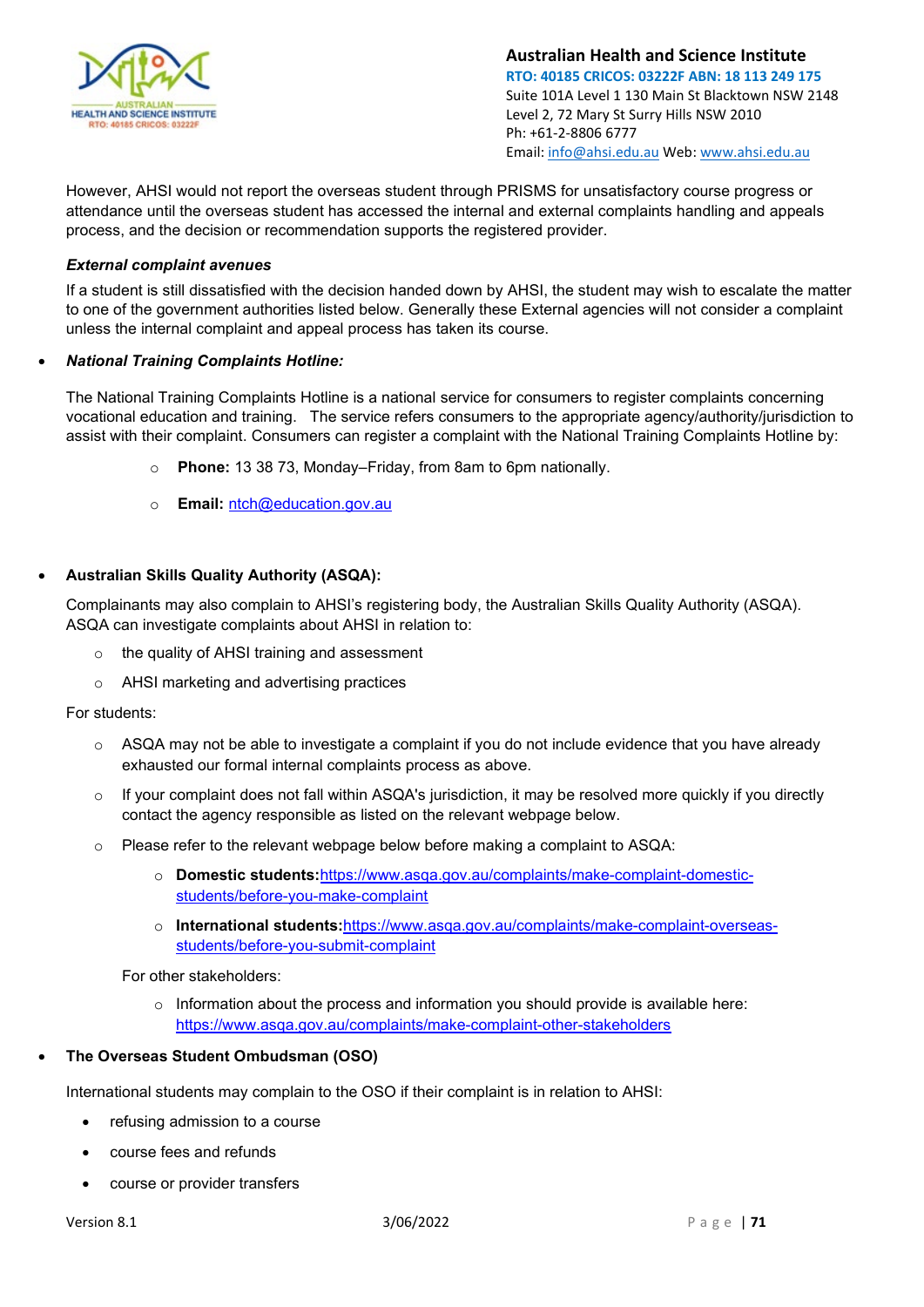However, AHSI would not report the overseas student through PRISMS for unsatisfactory course progress or attendance until the overseas student has accessed the internal and external complaints handling and appeals process, and the decision or recommendation supports the registered provider.

***External complaint avenues***

If a student is still dissatisfied with the decision handed down by AHSI, the student may wish to escalate the matter to one of the government authorities listed below. Generally these External agencies will not consider a complaint unless the internal complaint and appeal process has taken its course.

- ***National Training Complaints Hotline:***

  The National Training Complaints Hotline is a national service for consumers to register complaints concerning vocational education and training. The service refers consumers to the appropriate agency/authority/jurisdiction to assist with their complaint. Consumers can register a complaint with the National Training Complaints Hotline by:

  - **Phone:** 13 38 73, Monday–Friday, from 8am to 6pm nationally.
  - **Email:** ntch@education.gov.au

- **Australian Skills Quality Authority (ASQA):**

  Complainants may also complain to AHSI's registering body, the Australian Skills Quality Authority (ASQA). ASQA can investigate complaints about AHSI in relation to:

  - the quality of AHSI training and assessment
  - AHSI marketing and advertising practices

  For students:

  - ASQA may not be able to investigate a complaint if you do not include evidence that you have already exhausted our formal internal complaints process as above.
  - If your complaint does not fall within ASQA's jurisdiction, it may be resolved more quickly if you directly contact the agency responsible as listed on the relevant webpage below.
  - Please refer to the relevant webpage below before making a complaint to ASQA:
    - **Domestic students:**https://www.asqa.gov.au/complaints/make-complaint-domestic-students/before-you-make-complaint
    - **International students:**https://www.asqa.gov.au/complaints/make-complaint-overseas-students/before-you-submit-complaint

  For other stakeholders:

  - Information about the process and information you should provide is available here: https://www.asqa.gov.au/complaints/make-complaint-other-stakeholders

- **The Overseas Student Ombudsman (OSO)**

  International students may complain to the OSO if their complaint is in relation to AHSI:

  - refusing admission to a course
  - course fees and refunds
  - course or provider transfers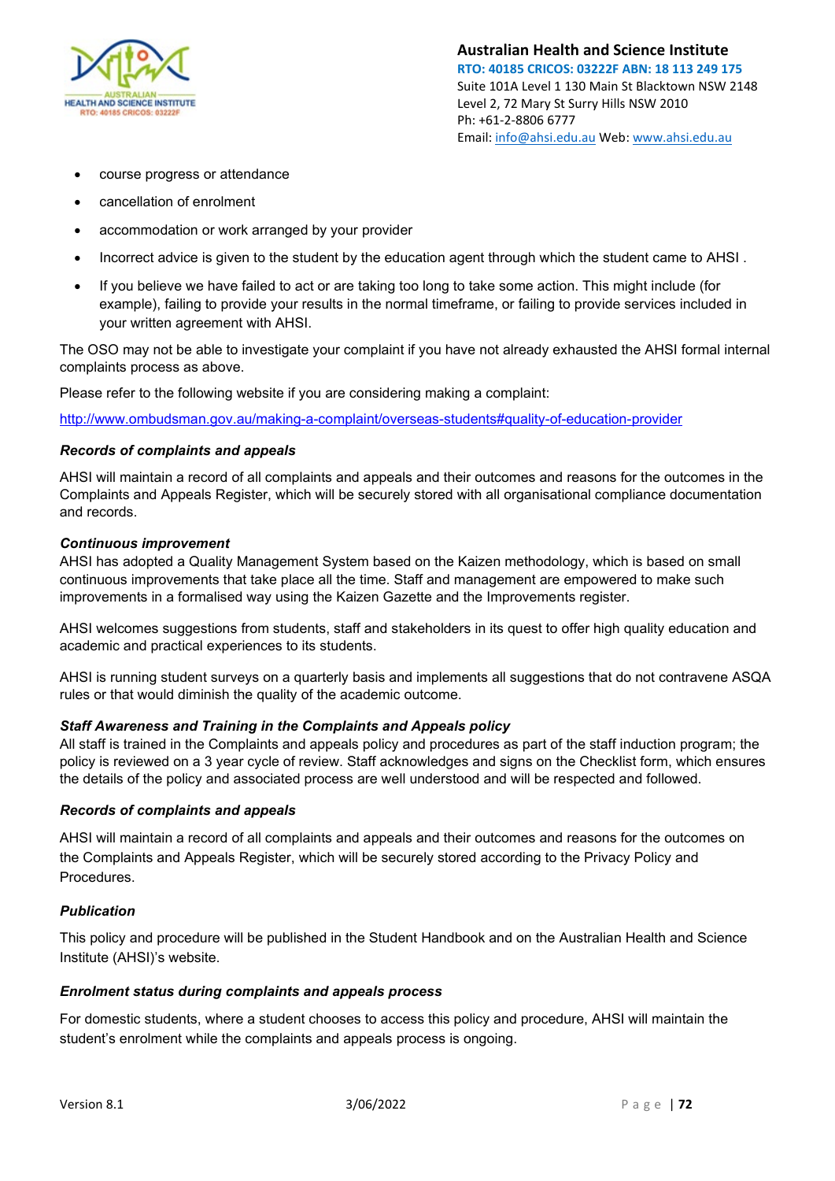- course progress or attendance
- cancellation of enrolment
- accommodation or work arranged by your provider
- Incorrect advice is given to the student by the education agent through which the student came to AHSI .
- If you believe we have failed to act or are taking too long to take some action. This might include (for example), failing to provide your results in the normal timeframe, or failing to provide services included in your written agreement with AHSI.

The OSO may not be able to investigate your complaint if you have not already exhausted the AHSI formal internal complaints process as above.

Please refer to the following website if you are considering making a complaint:

http://www.ombudsman.gov.au/making-a-complaint/overseas-students#quality-of-education-provider

***Records of complaints and appeals***

AHSI will maintain a record of all complaints and appeals and their outcomes and reasons for the outcomes in the Complaints and Appeals Register, which will be securely stored with all organisational compliance documentation and records.

***Continuous improvement***

AHSI has adopted a Quality Management System based on the Kaizen methodology, which is based on small continuous improvements that take place all the time. Staff and management are empowered to make such improvements in a formalised way using the Kaizen Gazette and the Improvements register.

AHSI welcomes suggestions from students, staff and stakeholders in its quest to offer high quality education and academic and practical experiences to its students.

AHSI is running student surveys on a quarterly basis and implements all suggestions that do not contravene ASQA rules or that would diminish the quality of the academic outcome.

***Staff Awareness and Training in the Complaints and Appeals policy***

All staff is trained in the Complaints and appeals policy and procedures as part of the staff induction program; the policy is reviewed on a 3 year cycle of review. Staff acknowledges and signs on the Checklist form, which ensures the details of the policy and associated process are well understood and will be respected and followed.

***Records of complaints and appeals***

AHSI will maintain a record of all complaints and appeals and their outcomes and reasons for the outcomes on the Complaints and Appeals Register, which will be securely stored according to the Privacy Policy and Procedures.

***Publication***

This policy and procedure will be published in the Student Handbook and on the Australian Health and Science Institute (AHSI)'s website.

***Enrolment status during complaints and appeals process***

For domestic students, where a student chooses to access this policy and procedure, AHSI will maintain the student's enrolment while the complaints and appeals process is ongoing.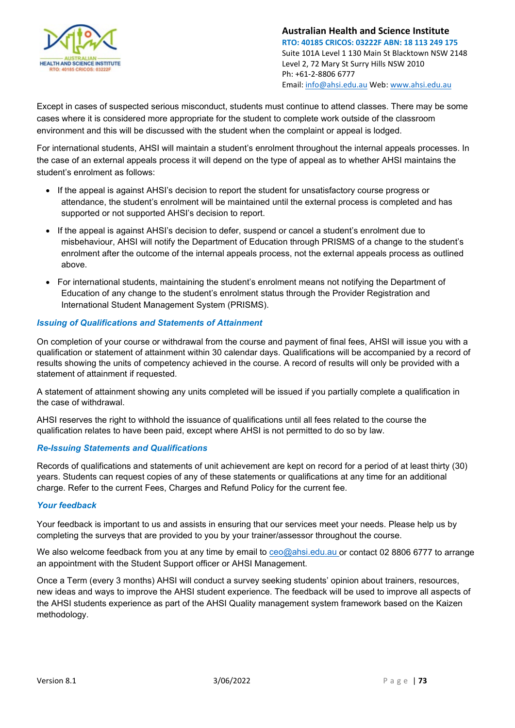Except in cases of suspected serious misconduct, students must continue to attend classes. There may be some cases where it is considered more appropriate for the student to complete work outside of the classroom environment and this will be discussed with the student when the complaint or appeal is lodged.

For international students, AHSI will maintain a student's enrolment throughout the internal appeals processes. In the case of an external appeals process it will depend on the type of appeal as to whether AHSI maintains the student's enrolment as follows:

- If the appeal is against AHSI's decision to report the student for unsatisfactory course progress or attendance, the student's enrolment will be maintained until the external process is completed and has supported or not supported AHSI's decision to report.
- If the appeal is against AHSI's decision to defer, suspend or cancel a student's enrolment due to misbehaviour, AHSI will notify the Department of Education through PRISMS of a change to the student's enrolment after the outcome of the internal appeals process, not the external appeals process as outlined above.
- For international students, maintaining the student's enrolment means not notifying the Department of Education of any change to the student's enrolment status through the Provider Registration and International Student Management System (PRISMS).

### *Issuing of Qualifications and Statements of Attainment*

On completion of your course or withdrawal from the course and payment of final fees, AHSI will issue you with a qualification or statement of attainment within 30 calendar days. Qualifications will be accompanied by a record of results showing the units of competency achieved in the course. A record of results will only be provided with a statement of attainment if requested.

A statement of attainment showing any units completed will be issued if you partially complete a qualification in the case of withdrawal.

AHSI reserves the right to withhold the issuance of qualifications until all fees related to the course the qualification relates to have been paid, except where AHSI is not permitted to do so by law.

### *Re-Issuing Statements and Qualifications*

Records of qualifications and statements of unit achievement are kept on record for a period of at least thirty (30) years. Students can request copies of any of these statements or qualifications at any time for an additional charge. Refer to the current Fees, Charges and Refund Policy for the current fee.

### *Your feedback*

Your feedback is important to us and assists in ensuring that our services meet your needs. Please help us by completing the surveys that are provided to you by your trainer/assessor throughout the course.

We also welcome feedback from you at any time by email to ceo@ahsi.edu.au or contact 02 8806 6777 to arrange an appointment with the Student Support officer or AHSI Management.

Once a Term (every 3 months) AHSI will conduct a survey seeking students' opinion about trainers, resources, new ideas and ways to improve the AHSI student experience. The feedback will be used to improve all aspects of the AHSI students experience as part of the AHSI Quality management system framework based on the Kaizen methodology.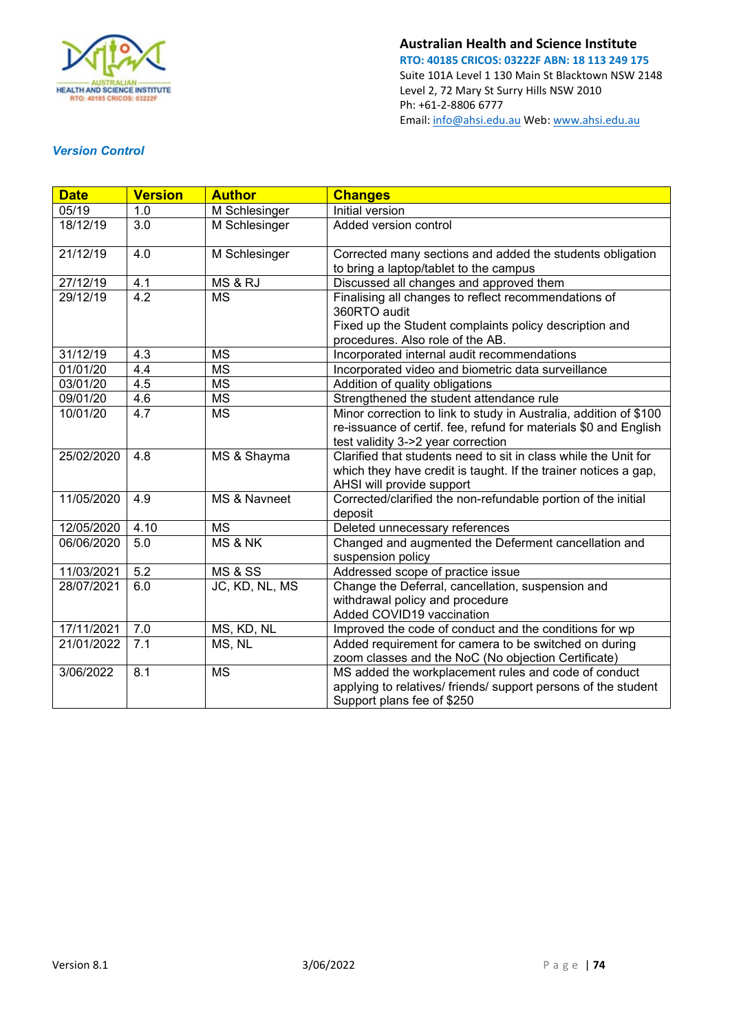*Version Control*

| Date | Version | Author | Changes |
|---|---|---|---|
| 05/19 | 1.0 | M Schlesinger | Initial version |
| 18/12/19 | 3.0 | M Schlesinger | Added version control |
| 21/12/19 | 4.0 | M Schlesinger | Corrected many sections and added the students obligation to bring a laptop/tablet to the campus |
| 27/12/19 | 4.1 | MS & RJ | Discussed all changes and approved them |
| 29/12/19 | 4.2 | MS | Finalising all changes to reflect recommendations of 360RTO audit<br>Fixed up the Student complaints policy description and procedures. Also role of the AB. |
| 31/12/19 | 4.3 | MS | Incorporated internal audit recommendations |
| 01/01/20 | 4.4 | MS | Incorporated video and biometric data surveillance |
| 03/01/20 | 4.5 | MS | Addition of quality obligations |
| 09/01/20 | 4.6 | MS | Strengthened the student attendance rule |
| 10/01/20 | 4.7 | MS | Minor correction to link to study in Australia, addition of $100 re-issuance of certif. fee, refund for materials $0 and English test validity 3->2 year correction |
| 25/02/2020 | 4.8 | MS & Shayma | Clarified that students need to sit in class while the Unit for which they have credit is taught. If the trainer notices a gap, AHSI will provide support |
| 11/05/2020 | 4.9 | MS & Navneet | Corrected/clarified the non-refundable portion of the initial deposit |
| 12/05/2020 | 4.10 | MS | Deleted unnecessary references |
| 06/06/2020 | 5.0 | MS & NK | Changed and augmented the Deferment cancellation and suspension policy |
| 11/03/2021 | 5.2 | MS & SS | Addressed scope of practice issue |
| 28/07/2021 | 6.0 | JC, KD, NL, MS | Change the Deferral, cancellation, suspension and withdrawal policy and procedure<br>Added COVID19 vaccination |
| 17/11/2021 | 7.0 | MS, KD, NL | Improved the code of conduct and the conditions for wp |
| 21/01/2022 | 7.1 | MS, NL | Added requirement for camera to be switched on during zoom classes and the NoC (No objection Certificate) |
| 3/06/2022 | 8.1 | MS | MS added the workplacement rules and code of conduct applying to relatives/ friends/ support persons of the student<br>Support plans fee of $250 |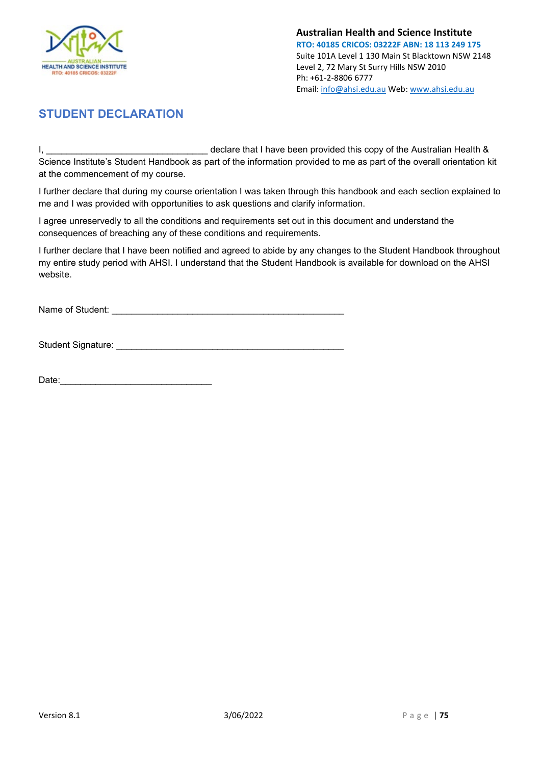**Australian Health and Science Institute**
**RTO: 40185 CRICOS: 03222F ABN: 18 113 249 175**
Suite 101A Level 1 130 Main St Blacktown NSW 2148
Level 2, 72 Mary St Surry Hills NSW 2010
Ph: +61-2-8806 6777
Email: info@ahsi.edu.au Web: www.ahsi.edu.au

## STUDENT DECLARATION

I, ________________________________ declare that I have been provided this copy of the Australian Health & Science Institute's Student Handbook as part of the information provided to me as part of the overall orientation kit at the commencement of my course.

I further declare that during my course orientation I was taken through this handbook and each section explained to me and I was provided with opportunities to ask questions and clarify information.

I agree unreservedly to all the conditions and requirements set out in this document and understand the consequences of breaching any of these conditions and requirements.

I further declare that I have been notified and agreed to abide by any changes to the Student Handbook throughout my entire study period with AHSI. I understand that the Student Handbook is available for download on the AHSI website.

Name of Student: ______________________________________________

Student Signature: _____________________________________________

Date:______________________________

Version 8.1 3/06/2022